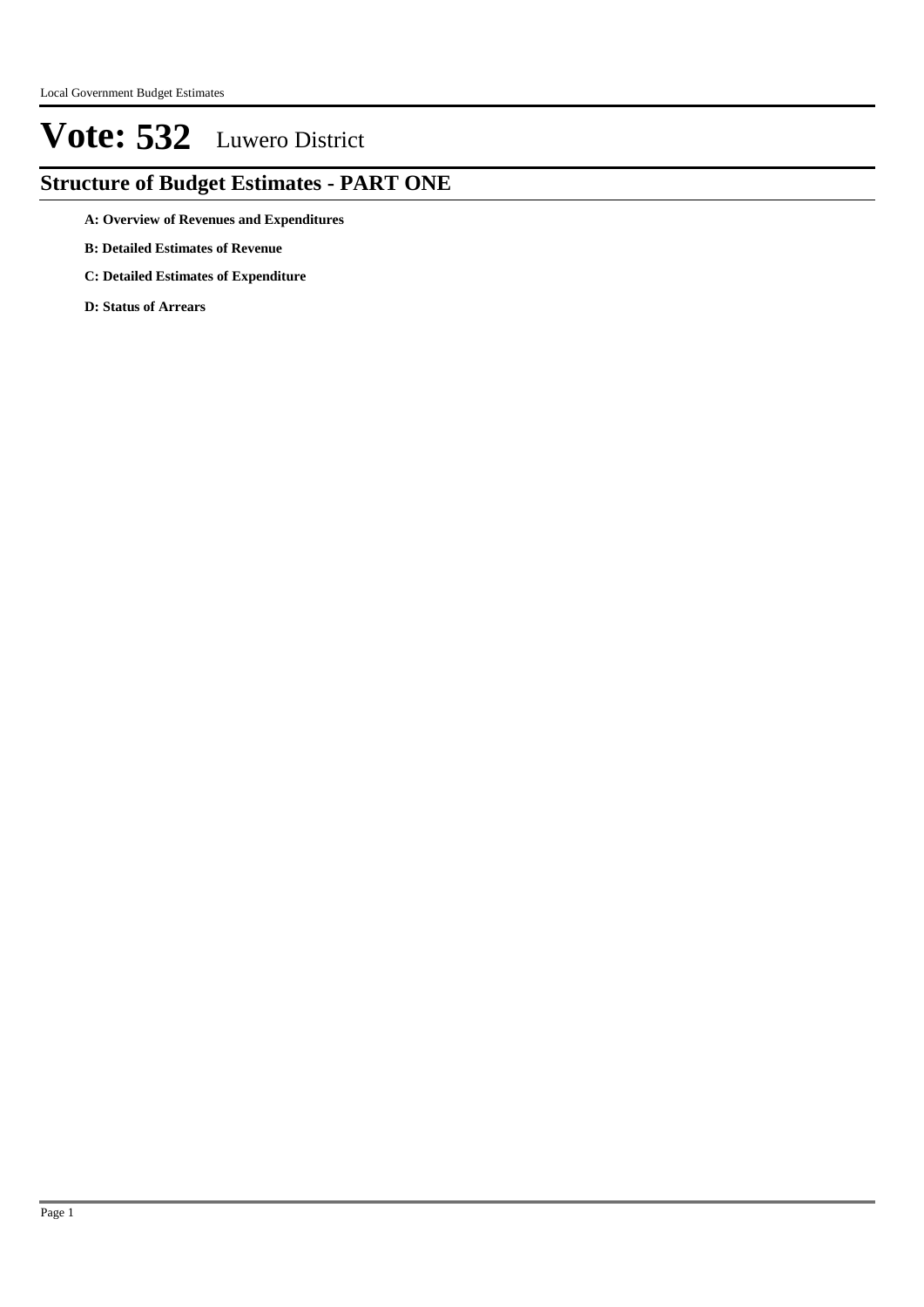# Vote: 532 Luwero District

## Structure of Budget Estimates - PART ONE

**A: Overview of Revenues and Expenditures**

**B: Detailed Estimates of Revenue**

**C: Detailed Estimates of Expenditure**

**D: Status of Arrears**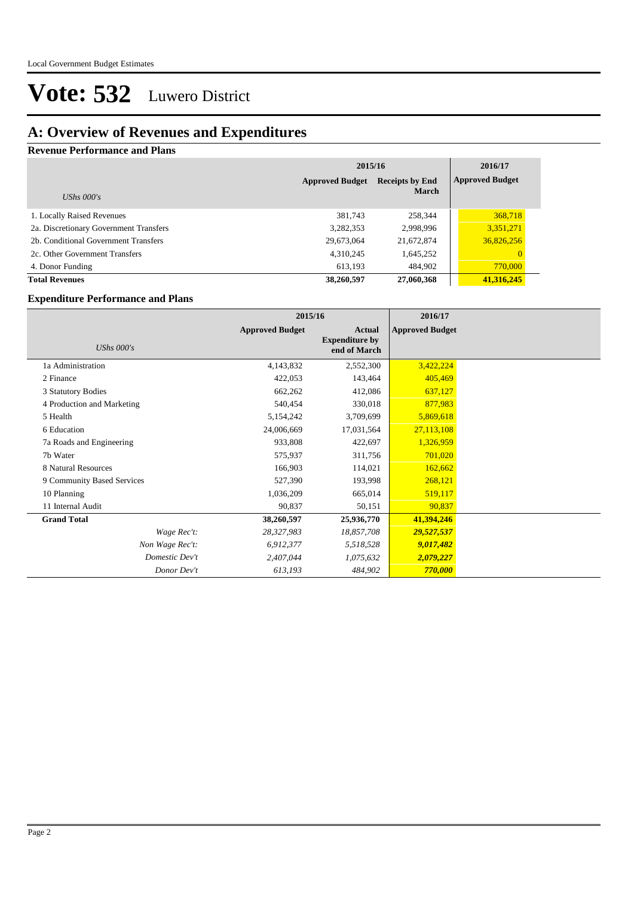# Vote: 532 Luwero District

## A: Overview of Revenues and Expenditures

### Revenue Performance and Plans

| *UShs 000's* | 2015/16 Approved Budget | 2015/16 Receipts by End March | 2016/17 Approved Budget |
|---|---|---|---|
| 1. Locally Raised Revenues | 381,743 | 258,344 | 368,718 |
| 2a. Discretionary Government Transfers | 3,282,353 | 2,998,996 | 3,351,271 |
| 2b. Conditional Government Transfers | 29,673,064 | 21,672,874 | 36,826,256 |
| 2c. Other Government Transfers | 4,310,245 | 1,645,252 | 0 |
| 4. Donor Funding | 613,193 | 484,902 | 770,000 |
| **Total Revenues** | **38,260,597** | **27,060,368** | **41,316,245** |

### Expenditure Performance and Plans

| *UShs 000's* | 2015/16 Approved Budget | 2015/16 Actual Expenditure by end of March | 2016/17 Approved Budget |
|---|---|---|---|
| 1a Administration | 4,143,832 | 2,552,300 | 3,422,224 |
| 2 Finance | 422,053 | 143,464 | 405,469 |
| 3 Statutory Bodies | 662,262 | 412,086 | 637,127 |
| 4 Production and Marketing | 540,454 | 330,018 | 877,983 |
| 5 Health | 5,154,242 | 3,709,699 | 5,869,618 |
| 6 Education | 24,006,669 | 17,031,564 | 27,113,108 |
| 7a Roads and Engineering | 933,808 | 422,697 | 1,326,959 |
| 7b Water | 575,937 | 311,756 | 701,020 |
| 8 Natural Resources | 166,903 | 114,021 | 162,662 |
| 9 Community Based Services | 527,390 | 193,998 | 268,121 |
| 10 Planning | 1,036,209 | 665,014 | 519,117 |
| 11 Internal Audit | 90,837 | 50,151 | 90,837 |
| **Grand Total** | **38,260,597** | **25,936,770** | **41,394,246** |
| *Wage Rec't:* | *28,327,983* | *18,857,708* | ***29,527,537*** |
| *Non Wage Rec't:* | *6,912,377* | *5,518,528* | ***9,017,482*** |
| *Domestic Dev't* | *2,407,044* | *1,075,632* | ***2,079,227*** |
| *Donor Dev't* | *613,193* | *484,902* | ***770,000*** |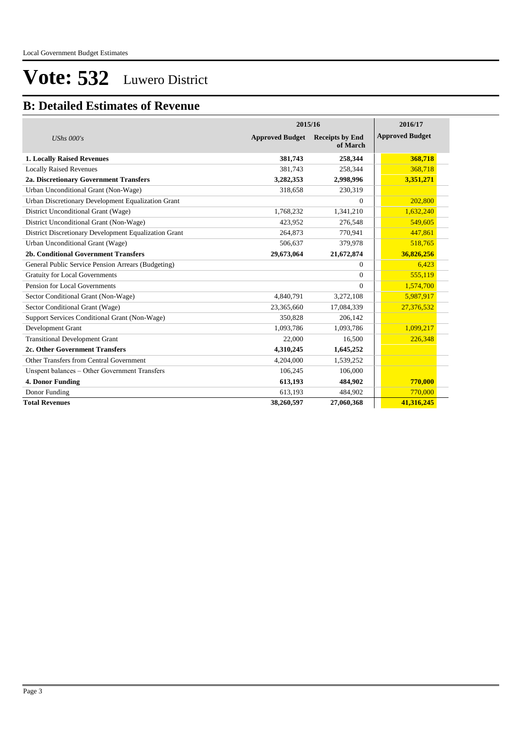# Vote: 532 Luwero District

## B: Detailed Estimates of Revenue

| UShs 000's | 2015/16 Approved Budget | 2015/16 Receipts by End of March | 2016/17 Approved Budget |
|---|---|---|---|
| **1. Locally Raised Revenues** | **381,743** | **258,344** | **368,718** |
| Locally Raised Revenues | 381,743 | 258,344 | 368,718 |
| **2a. Discretionary Government Transfers** | **3,282,353** | **2,998,996** | **3,351,271** |
| Urban Unconditional Grant (Non-Wage) | 318,658 | 230,319 | |
| Urban Discretionary Development Equalization Grant | | 0 | 202,800 |
| District Unconditional Grant (Wage) | 1,768,232 | 1,341,210 | 1,632,240 |
| District Unconditional Grant (Non-Wage) | 423,952 | 276,548 | 549,605 |
| District Discretionary Development Equalization Grant | 264,873 | 770,941 | 447,861 |
| Urban Unconditional Grant (Wage) | 506,637 | 379,978 | 518,765 |
| **2b. Conditional Government Transfers** | **29,673,064** | **21,672,874** | **36,826,256** |
| General Public Service Pension Arrears (Budgeting) | | 0 | 6,423 |
| Gratuity for Local Governments | | 0 | 555,119 |
| Pension for Local Governments | | 0 | 1,574,700 |
| Sector Conditional Grant (Non-Wage) | 4,840,791 | 3,272,108 | 5,987,917 |
| Sector Conditional Grant (Wage) | 23,365,660 | 17,084,339 | 27,376,532 |
| Support Services Conditional Grant (Non-Wage) | 350,828 | 206,142 | |
| Development Grant | 1,093,786 | 1,093,786 | 1,099,217 |
| Transitional Development Grant | 22,000 | 16,500 | 226,348 |
| **2c. Other Government Transfers** | **4,310,245** | **1,645,252** | |
| Other Transfers from Central Government | 4,204,000 | 1,539,252 | |
| Unspent balances – Other Government Transfers | 106,245 | 106,000 | |
| **4. Donor Funding** | **613,193** | **484,902** | **770,000** |
| Donor Funding | 613,193 | 484,902 | 770,000 |
| **Total Revenues** | **38,260,597** | **27,060,368** | **41,316,245** |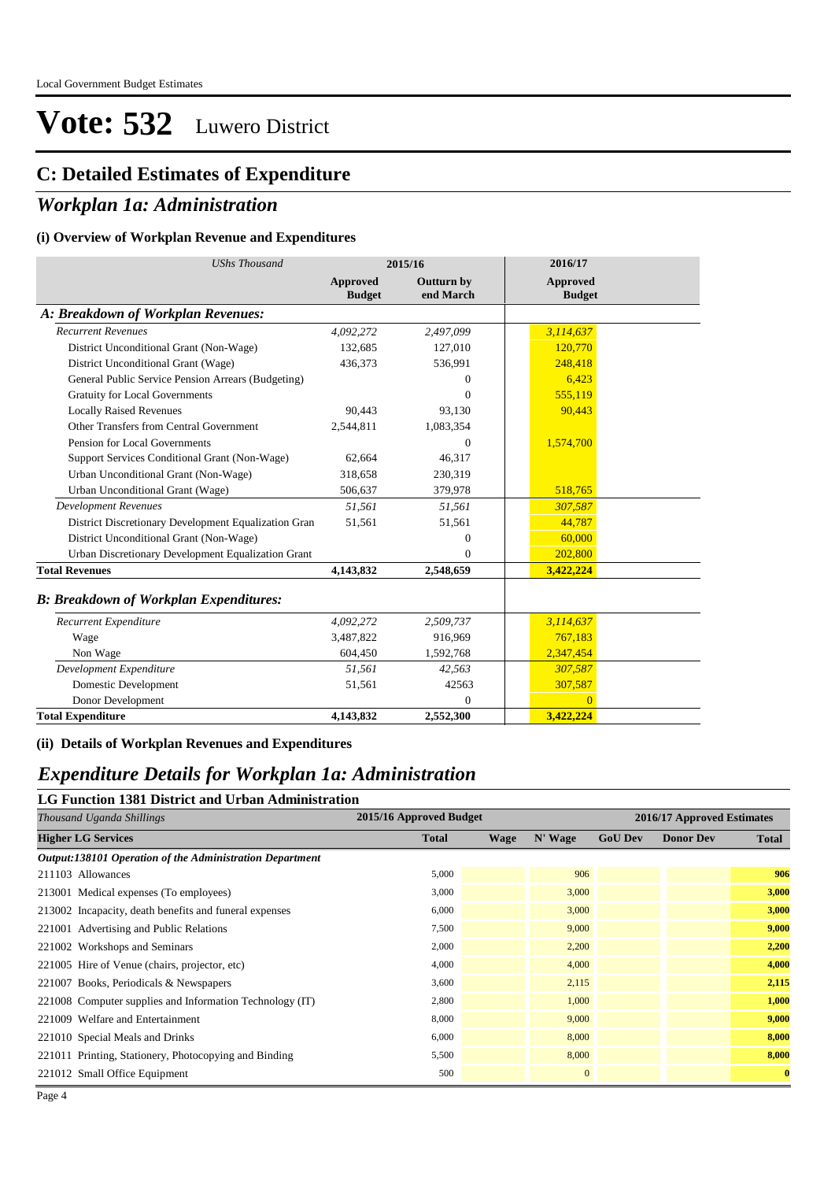# Vote: 532 Luwero District

## C: Detailed Estimates of Expenditure

## *Workplan 1a: Administration*

### (i) Overview of Workplan Revenue and Expenditures

| *UShs Thousand* | 2015/16 | | 2016/17 |
|---|---|---|---|
| | **Approved Budget** | **Outturn by end March** | **Approved Budget** |
| ***A: Breakdown of Workplan Revenues:*** | | | |
| *Recurrent Revenues* | *4,092,272* | *2,497,099* | *3,114,637* |
| District Unconditional Grant (Non-Wage) | 132,685 | 127,010 | 120,770 |
| District Unconditional Grant (Wage) | 436,373 | 536,991 | 248,418 |
| General Public Service Pension Arrears (Budgeting) | | 0 | 6,423 |
| Gratuity for Local Governments | | 0 | 555,119 |
| Locally Raised Revenues | 90,443 | 93,130 | 90,443 |
| Other Transfers from Central Government | 2,544,811 | 1,083,354 | |
| Pension for Local Governments | | 0 | 1,574,700 |
| Support Services Conditional Grant (Non-Wage) | 62,664 | 46,317 | |
| Urban Unconditional Grant (Non-Wage) | 318,658 | 230,319 | |
| Urban Unconditional Grant (Wage) | 506,637 | 379,978 | 518,765 |
| *Development Revenues* | *51,561* | *51,561* | *307,587* |
| District Discretionary Development Equalization Gran | 51,561 | 51,561 | 44,787 |
| District Unconditional Grant (Non-Wage) | | 0 | 60,000 |
| Urban Discretionary Development Equalization Grant | | 0 | 202,800 |
| **Total Revenues** | **4,143,832** | **2,548,659** | **3,422,224** |
| ***B: Breakdown of Workplan Expenditures:*** | | | |
| *Recurrent Expenditure* | *4,092,272* | *2,509,737* | *3,114,637* |
| Wage | 3,487,822 | 916,969 | 767,183 |
| Non Wage | 604,450 | 1,592,768 | 2,347,454 |
| *Development Expenditure* | *51,561* | *42,563* | *307,587* |
| Domestic Development | 51,561 | 42563 | 307,587 |
| Donor Development | | 0 | 0 |
| **Total Expenditure** | **4,143,832** | **2,552,300** | **3,422,224** |

### (ii) Details of Workplan Revenues and Expenditures

## *Expenditure Details for Workplan 1a: Administration*

### LG Function 1381 District and Urban Administration

| *Thousand Uganda Shillings* | 2015/16 Approved Budget | 2016/17 Approved Estimates | | | | |
|---|---|---|---|---|---|---|
| **Higher LG Services** | **Total** | **Wage** | **N' Wage** | **GoU Dev** | **Donor Dev** | **Total** |
| ***Output:138101 Operation of the Administration Department*** | | | | | | |
| 211103 Allowances | 5,000 | | 906 | | | **906** |
| 213001 Medical expenses (To employees) | 3,000 | | 3,000 | | | **3,000** |
| 213002 Incapacity, death benefits and funeral expenses | 6,000 | | 3,000 | | | **3,000** |
| 221001 Advertising and Public Relations | 7,500 | | 9,000 | | | **9,000** |
| 221002 Workshops and Seminars | 2,000 | | 2,200 | | | **2,200** |
| 221005 Hire of Venue (chairs, projector, etc) | 4,000 | | 4,000 | | | **4,000** |
| 221007 Books, Periodicals & Newspapers | 3,600 | | 2,115 | | | **2,115** |
| 221008 Computer supplies and Information Technology (IT) | 2,800 | | 1,000 | | | **1,000** |
| 221009 Welfare and Entertainment | 8,000 | | 9,000 | | | **9,000** |
| 221010 Special Meals and Drinks | 6,000 | | 8,000 | | | **8,000** |
| 221011 Printing, Stationery, Photocopying and Binding | 5,500 | | 8,000 | | | **8,000** |
| 221012 Small Office Equipment | 500 | | 0 | | | **0** |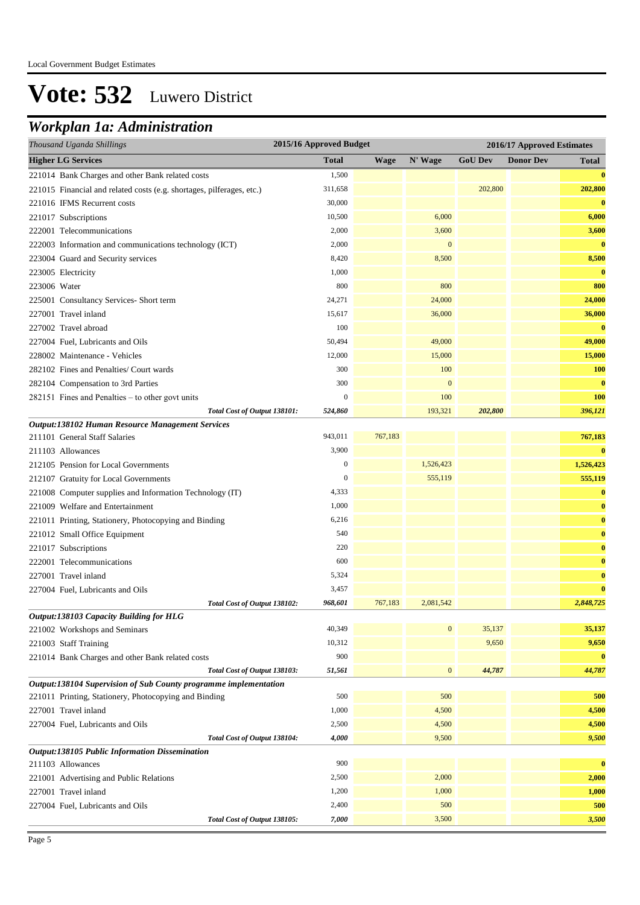# Vote: 532 Luwero District

## *Workplan 1a: Administration*

| *Thousand Uganda Shillings* | 2015/16 Approved Budget | 2016/17 Approved Estimates | | | | |
|---|---|---|---|---|---|---|
| **Higher LG Services** | **Total** | **Wage** | **N' Wage** | **GoU Dev** | **Donor Dev** | **Total** |
| 221014 Bank Charges and other Bank related costs | 1,500 | | | | | **0** |
| 221015 Financial and related costs (e.g. shortages, pilferages, etc.) | 311,658 | | | 202,800 | | **202,800** |
| 221016 IFMS Recurrent costs | 30,000 | | | | | **0** |
| 221017 Subscriptions | 10,500 | | 6,000 | | | **6,000** |
| 222001 Telecommunications | 2,000 | | 3,600 | | | **3,600** |
| 222003 Information and communications technology (ICT) | 2,000 | | 0 | | | **0** |
| 223004 Guard and Security services | 8,420 | | 8,500 | | | **8,500** |
| 223005 Electricity | 1,000 | | | | | **0** |
| 223006 Water | 800 | | 800 | | | **800** |
| 225001 Consultancy Services- Short term | 24,271 | | 24,000 | | | **24,000** |
| 227001 Travel inland | 15,617 | | 36,000 | | | **36,000** |
| 227002 Travel abroad | 100 | | | | | **0** |
| 227004 Fuel, Lubricants and Oils | 50,494 | | 49,000 | | | **49,000** |
| 228002 Maintenance - Vehicles | 12,000 | | 15,000 | | | **15,000** |
| 282102 Fines and Penalties/ Court wards | 300 | | 100 | | | **100** |
| 282104 Compensation to 3rd Parties | 300 | | 0 | | | **0** |
| 282151 Fines and Penalties – to other govt units | 0 | | 100 | | | **100** |
| *Total Cost of Output 138101:* | *524,860* | | 193,321 | *202,800* | | *396,121* |
| ***Output:138102 Human Resource Management Services*** | | | | | | |
| 211101 General Staff Salaries | 943,011 | 767,183 | | | | **767,183** |
| 211103 Allowances | 3,900 | | | | | **0** |
| 212105 Pension for Local Governments | 0 | | 1,526,423 | | | **1,526,423** |
| 212107 Gratuity for Local Governments | 0 | | 555,119 | | | **555,119** |
| 221008 Computer supplies and Information Technology (IT) | 4,333 | | | | | **0** |
| 221009 Welfare and Entertainment | 1,000 | | | | | **0** |
| 221011 Printing, Stationery, Photocopying and Binding | 6,216 | | | | | **0** |
| 221012 Small Office Equipment | 540 | | | | | **0** |
| 221017 Subscriptions | 220 | | | | | **0** |
| 222001 Telecommunications | 600 | | | | | **0** |
| 227001 Travel inland | 5,324 | | | | | **0** |
| 227004 Fuel, Lubricants and Oils | 3,457 | | | | | **0** |
| *Total Cost of Output 138102:* | *968,601* | 767,183 | 2,081,542 | | | *2,848,725* |
| ***Output:138103 Capacity Building for HLG*** | | | | | | |
| 221002 Workshops and Seminars | 40,349 | | 0 | 35,137 | | **35,137** |
| 221003 Staff Training | 10,312 | | | 9,650 | | **9,650** |
| 221014 Bank Charges and other Bank related costs | 900 | | | | | **0** |
| *Total Cost of Output 138103:* | *51,561* | | 0 | *44,787* | | *44,787* |
| ***Output:138104 Supervision of Sub County programme implementation*** | | | | | | |
| 221011 Printing, Stationery, Photocopying and Binding | 500 | | 500 | | | **500** |
| 227001 Travel inland | 1,000 | | 4,500 | | | **4,500** |
| 227004 Fuel, Lubricants and Oils | 2,500 | | 4,500 | | | **4,500** |
| *Total Cost of Output 138104:* | *4,000* | | 9,500 | | | *9,500* |
| ***Output:138105 Public Information Dissemination*** | | | | | | |
| 211103 Allowances | 900 | | | | | **0** |
| 221001 Advertising and Public Relations | 2,500 | | 2,000 | | | **2,000** |
| 227001 Travel inland | 1,200 | | 1,000 | | | **1,000** |
| 227004 Fuel, Lubricants and Oils | 2,400 | | 500 | | | **500** |
| *Total Cost of Output 138105:* | *7,000* | | 3,500 | | | *3,500* |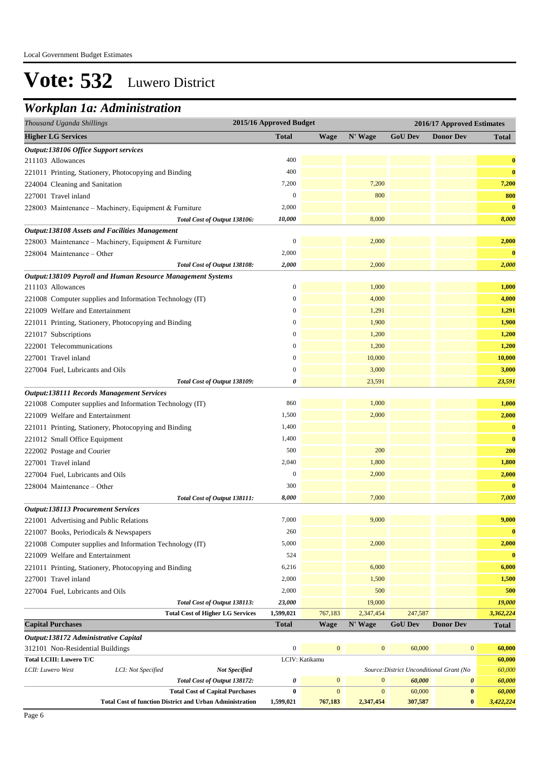Local Government Budget Estimates

# Vote: 532 Luwero District

## Workplan 1a: Administration

| *Thousand Uganda Shillings* | 2015/16 Approved Budget | 2016/17 Approved Estimates | | | | |
|---|---|---|---|---|---|---|
| **Higher LG Services** | **Total** | **Wage** | **N' Wage** | **GoU Dev** | **Donor Dev** | **Total** |
| ***Output:138106 Office Support services*** | | | | | | |
| 211103 Allowances | 400 | | | | | **0** |
| 221011 Printing, Stationery, Photocopying and Binding | 400 | | | | | **0** |
| 224004 Cleaning and Sanitation | 7,200 | | 7,200 | | | **7,200** |
| 227001 Travel inland | 0 | | 800 | | | **800** |
| 228003 Maintenance – Machinery, Equipment & Furniture | 2,000 | | | | | **0** |
| *Total Cost of Output 138106:* | *10,000* | | 8,000 | | | ***8,000*** |
| ***Output:138108 Assets and Facilities Management*** | | | | | | |
| 228003 Maintenance – Machinery, Equipment & Furniture | 0 | | 2,000 | | | **2,000** |
| 228004 Maintenance – Other | 2,000 | | | | | **0** |
| *Total Cost of Output 138108:* | *2,000* | | 2,000 | | | ***2,000*** |
| ***Output:138109 Payroll and Human Resource Management Systems*** | | | | | | |
| 211103 Allowances | 0 | | 1,000 | | | **1,000** |
| 221008 Computer supplies and Information Technology (IT) | 0 | | 4,000 | | | **4,000** |
| 221009 Welfare and Entertainment | 0 | | 1,291 | | | **1,291** |
| 221011 Printing, Stationery, Photocopying and Binding | 0 | | 1,900 | | | **1,900** |
| 221017 Subscriptions | 0 | | 1,200 | | | **1,200** |
| 222001 Telecommunications | 0 | | 1,200 | | | **1,200** |
| 227001 Travel inland | 0 | | 10,000 | | | **10,000** |
| 227004 Fuel, Lubricants and Oils | 0 | | 3,000 | | | **3,000** |
| *Total Cost of Output 138109:* | *0* | | 23,591 | | | ***23,591*** |
| ***Output:138111 Records Management Services*** | | | | | | |
| 221008 Computer supplies and Information Technology (IT) | 860 | | 1,000 | | | **1,000** |
| 221009 Welfare and Entertainment | 1,500 | | 2,000 | | | **2,000** |
| 221011 Printing, Stationery, Photocopying and Binding | 1,400 | | | | | **0** |
| 221012 Small Office Equipment | 1,400 | | | | | **0** |
| 222002 Postage and Courier | 500 | | 200 | | | **200** |
| 227001 Travel inland | 2,040 | | 1,800 | | | **1,800** |
| 227004 Fuel, Lubricants and Oils | 0 | | 2,000 | | | **2,000** |
| 228004 Maintenance – Other | 300 | | | | | **0** |
| *Total Cost of Output 138111:* | *8,000* | | 7,000 | | | ***7,000*** |
| ***Output:138113 Procurement Services*** | | | | | | |
| 221001 Advertising and Public Relations | 7,000 | | 9,000 | | | **9,000** |
| 221007 Books, Periodicals & Newspapers | 260 | | | | | **0** |
| 221008 Computer supplies and Information Technology (IT) | 5,000 | | 2,000 | | | **2,000** |
| 221009 Welfare and Entertainment | 524 | | | | | **0** |
| 221011 Printing, Stationery, Photocopying and Binding | 6,216 | | 6,000 | | | **6,000** |
| 227001 Travel inland | 2,000 | | 1,500 | | | **1,500** |
| 227004 Fuel, Lubricants and Oils | 2,000 | | 500 | | | **500** |
| *Total Cost of Output 138113:* | *23,000* | | 19,000 | | | ***19,000*** |
| **Total Cost of Higher LG Services** | **1,599,021** | 767,183 | 2,347,454 | 247,587 | | ***3,362,224*** |
| **Capital Purchases** | **Total** | **Wage** | **N' Wage** | **GoU Dev** | **Donor Dev** | **Total** |
| ***Output:138172 Administrative Capital*** | | | | | | |
| 312101 Non-Residential Buildings | 0 | 0 | 0 | 60,000 | 0 | **60,000** |
| **Total LCIII: Luwero T/C** | LCIV: Katikamu | | | | | **60,000** |
| *LCII: Luwero West* / *LCI: Not Specified* / ***Not Specified*** | | | *Source:District Unconditional Grant (No* | | | *60,000* |
| *Total Cost of Output 138172:* | *0* | 0 | 0 | *60,000* | *0* | ***60,000*** |
| **Total Cost of Capital Purchases** | **0** | 0 | 0 | 60,000 | **0** | ***60,000*** |
| **Total Cost of function District and Urban Administration** | **1,599,021** | **767,183** | **2,347,454** | **307,587** | **0** | ***3,422,224*** |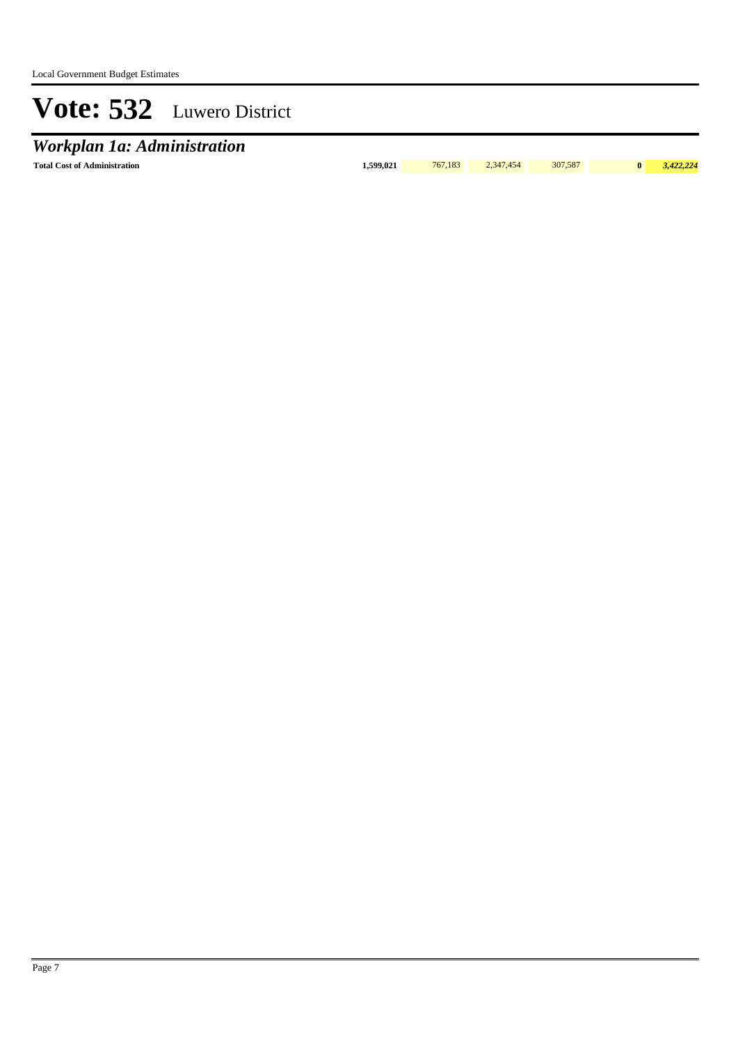# Vote: 532 Luwero District

## *Workplan 1a: Administration*

| **Total Cost of Administration** | **1,599,021** | 767,183 | 2,347,454 | 307,587 | **0** | ***3,422,224*** |
|---|---|---|---|---|---|---|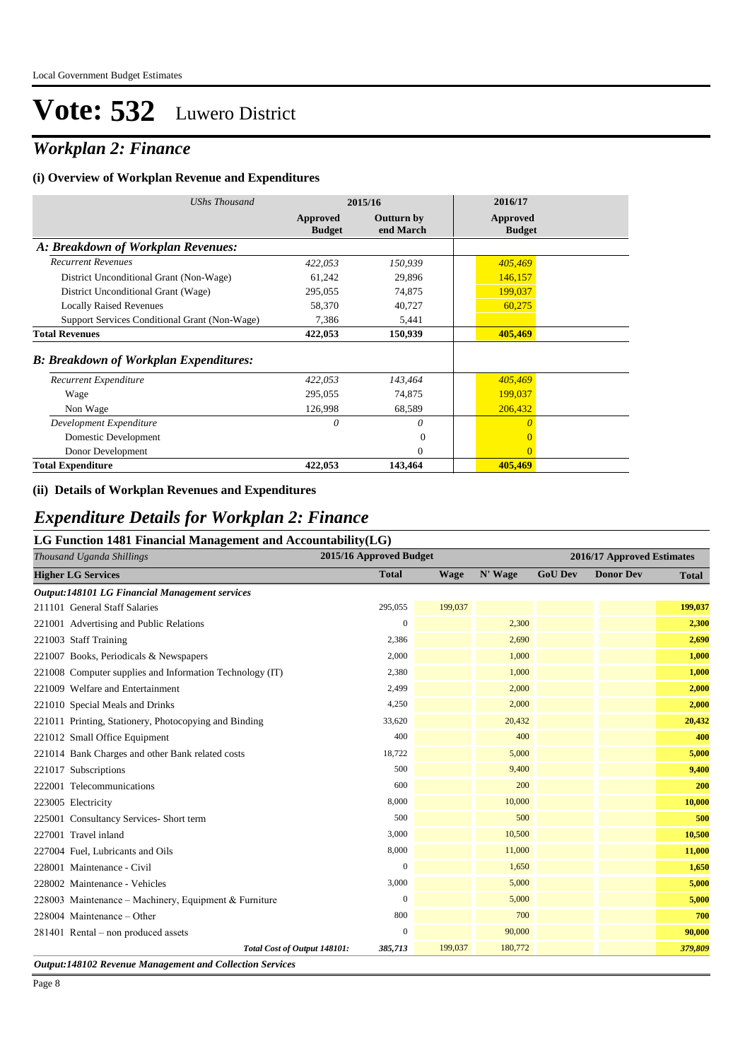# Vote: 532 Luwero District

## *Workplan 2: Finance*

### (i) Overview of Workplan Revenue and Expenditures

| *UShs Thousand* | 2015/16 Approved Budget | 2015/16 Outturn by end March | 2016/17 Approved Budget |
|---|---|---|---|
| ***A: Breakdown of Workplan Revenues:*** | | | |
| *Recurrent Revenues* | *422,053* | *150,939* | *405,469* |
| District Unconditional Grant (Non-Wage) | 61,242 | 29,896 | 146,157 |
| District Unconditional Grant (Wage) | 295,055 | 74,875 | 199,037 |
| Locally Raised Revenues | 58,370 | 40,727 | 60,275 |
| Support Services Conditional Grant (Non-Wage) | 7,386 | 5,441 | |
| **Total Revenues** | **422,053** | **150,939** | **405,469** |
| ***B: Breakdown of Workplan Expenditures:*** | | | |
| *Recurrent Expenditure* | *422,053* | *143,464* | *405,469* |
| Wage | 295,055 | 74,875 | 199,037 |
| Non Wage | 126,998 | 68,589 | 206,432 |
| *Development Expenditure* | *0* | *0* | *0* |
| Domestic Development | | 0 | 0 |
| Donor Development | | 0 | 0 |
| **Total Expenditure** | **422,053** | **143,464** | **405,469** |

### (ii) Details of Workplan Revenues and Expenditures

## *Expenditure Details for Workplan 2: Finance*

### LG Function 1481 Financial Management and Accountability(LG)

| *Thousand Uganda Shillings* | 2015/16 Approved Budget | 2016/17 Approved Estimates | | | | |
|---|---|---|---|---|---|---|
| **Higher LG Services** | **Total** | **Wage** | **N' Wage** | **GoU Dev** | **Donor Dev** | **Total** |
| ***Output:148101 LG Financial Management services*** | | | | | | |
| 211101 General Staff Salaries | 295,055 | 199,037 | | | | **199,037** |
| 221001 Advertising and Public Relations | 0 | | 2,300 | | | **2,300** |
| 221003 Staff Training | 2,386 | | 2,690 | | | **2,690** |
| 221007 Books, Periodicals & Newspapers | 2,000 | | 1,000 | | | **1,000** |
| 221008 Computer supplies and Information Technology (IT) | 2,380 | | 1,000 | | | **1,000** |
| 221009 Welfare and Entertainment | 2,499 | | 2,000 | | | **2,000** |
| 221010 Special Meals and Drinks | 4,250 | | 2,000 | | | **2,000** |
| 221011 Printing, Stationery, Photocopying and Binding | 33,620 | | 20,432 | | | **20,432** |
| 221012 Small Office Equipment | 400 | | 400 | | | **400** |
| 221014 Bank Charges and other Bank related costs | 18,722 | | 5,000 | | | **5,000** |
| 221017 Subscriptions | 500 | | 9,400 | | | **9,400** |
| 222001 Telecommunications | 600 | | 200 | | | **200** |
| 223005 Electricity | 8,000 | | 10,000 | | | **10,000** |
| 225001 Consultancy Services- Short term | 500 | | 500 | | | **500** |
| 227001 Travel inland | 3,000 | | 10,500 | | | **10,500** |
| 227004 Fuel, Lubricants and Oils | 8,000 | | 11,000 | | | **11,000** |
| 228001 Maintenance - Civil | 0 | | 1,650 | | | **1,650** |
| 228002 Maintenance - Vehicles | 3,000 | | 5,000 | | | **5,000** |
| 228003 Maintenance – Machinery, Equipment & Furniture | 0 | | 5,000 | | | **5,000** |
| 228004 Maintenance – Other | 800 | | 700 | | | **700** |
| 281401 Rental – non produced assets | 0 | | 90,000 | | | **90,000** |
| ***Total Cost of Output 148101:*** | ***385,713*** | 199,037 | 180,772 | | | ***379,809*** |
| ***Output:148102 Revenue Management and Collection Services*** | | | | | | |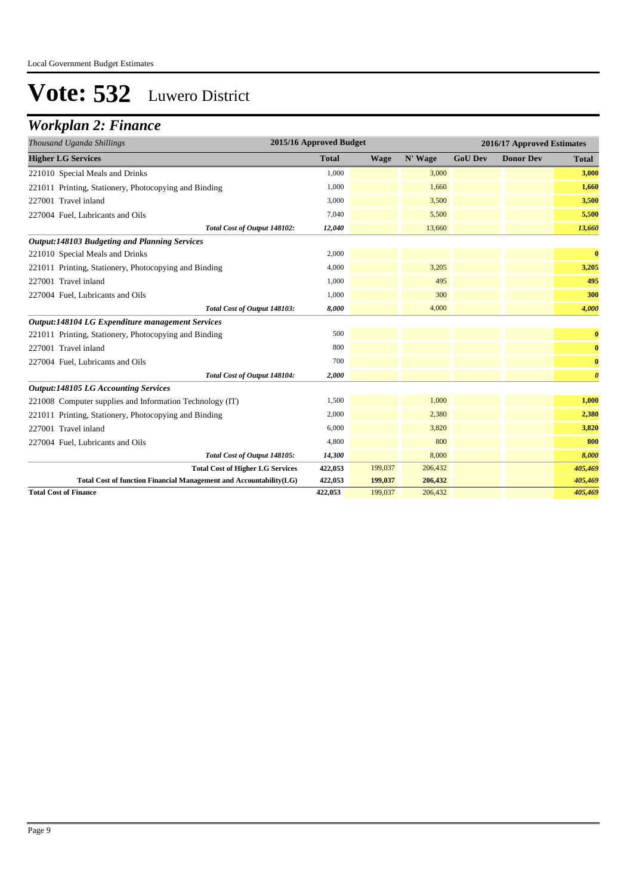# Vote: 532 Luwero District

## *Workplan 2: Finance*

| *Thousand Uganda Shillings* | 2015/16 Approved Budget | 2016/17 Approved Estimates | | | | |
|---|---|---|---|---|---|---|
| **Higher LG Services** | **Total** | **Wage** | **N' Wage** | **GoU Dev** | **Donor Dev** | **Total** |
| 221010 Special Meals and Drinks | 1,000 | | 3,000 | | | **3,000** |
| 221011 Printing, Stationery, Photocopying and Binding | 1,000 | | 1,660 | | | **1,660** |
| 227001 Travel inland | 3,000 | | 3,500 | | | **3,500** |
| 227004 Fuel, Lubricants and Oils | 7,040 | | 5,500 | | | **5,500** |
| ***Total Cost of Output 148102:*** | ***12,040*** | | 13,660 | | | ***13,660*** |
| ***Output:148103 Budgeting and Planning Services*** | | | | | | |
| 221010 Special Meals and Drinks | 2,000 | | | | | **0** |
| 221011 Printing, Stationery, Photocopying and Binding | 4,000 | | 3,205 | | | **3,205** |
| 227001 Travel inland | 1,000 | | 495 | | | **495** |
| 227004 Fuel, Lubricants and Oils | 1,000 | | 300 | | | **300** |
| ***Total Cost of Output 148103:*** | ***8,000*** | | 4,000 | | | ***4,000*** |
| ***Output:148104 LG Expenditure management Services*** | | | | | | |
| 221011 Printing, Stationery, Photocopying and Binding | 500 | | | | | **0** |
| 227001 Travel inland | 800 | | | | | **0** |
| 227004 Fuel, Lubricants and Oils | 700 | | | | | **0** |
| ***Total Cost of Output 148104:*** | ***2,000*** | | | | | ***0*** |
| ***Output:148105 LG Accounting Services*** | | | | | | |
| 221008 Computer supplies and Information Technology (IT) | 1,500 | | 1,000 | | | **1,000** |
| 221011 Printing, Stationery, Photocopying and Binding | 2,000 | | 2,380 | | | **2,380** |
| 227001 Travel inland | 6,000 | | 3,820 | | | **3,820** |
| 227004 Fuel, Lubricants and Oils | 4,800 | | 800 | | | **800** |
| ***Total Cost of Output 148105:*** | ***14,300*** | | 8,000 | | | ***8,000*** |
| **Total Cost of Higher LG Services** | **422,053** | 199,037 | 206,432 | | | ***405,469*** |
| **Total Cost of function Financial Management and Accountability(LG)** | **422,053** | **199,037** | **206,432** | | | ***405,469*** |
| **Total Cost of Finance** | **422,053** | 199,037 | 206,432 | | | ***405,469*** |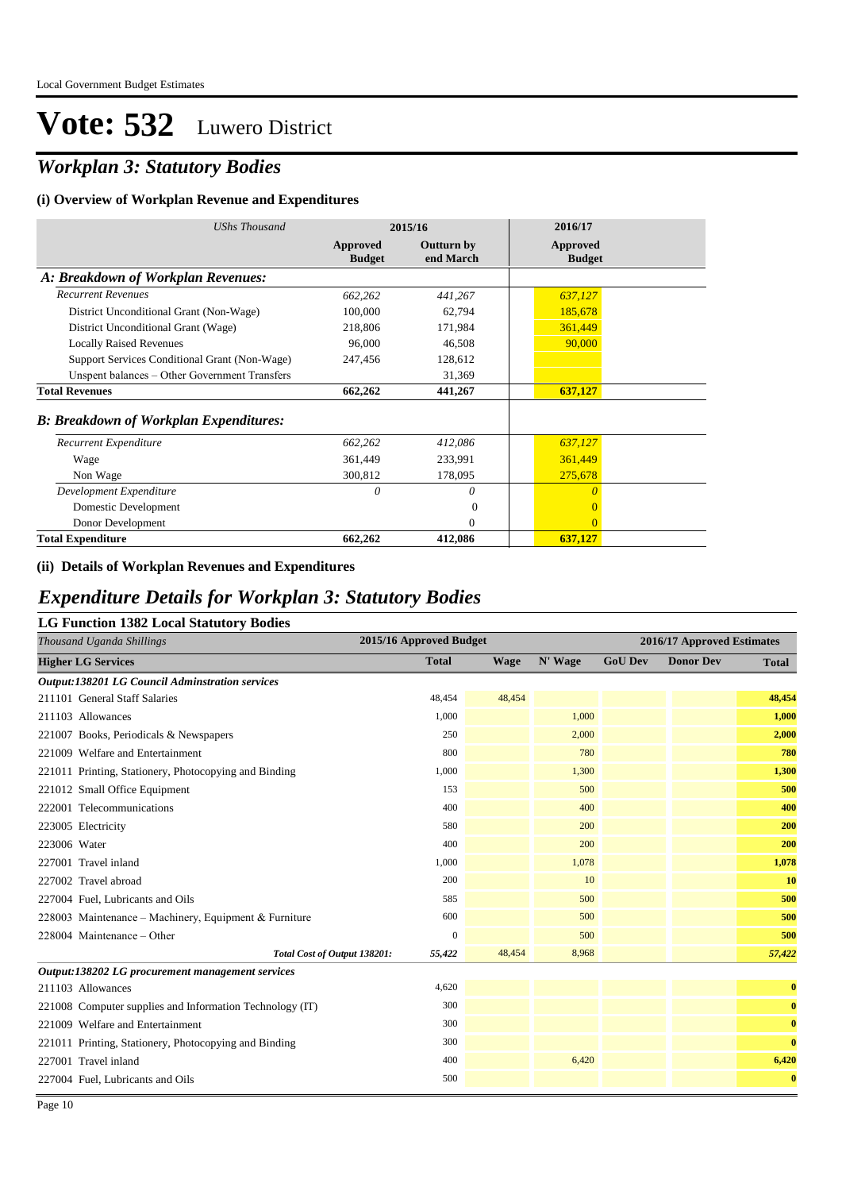Local Government Budget Estimates

# Vote: 532 Luwero District

## *Workplan 3: Statutory Bodies*

### (i) Overview of Workplan Revenue and Expenditures

| *UShs Thousand* | 2015/16 | | 2016/17 |
|---|---|---|---|
| | **Approved Budget** | **Outturn by end March** | **Approved Budget** |
| ***A: Breakdown of Workplan Revenues:*** | | | |
| *Recurrent Revenues* | *662,262* | *441,267* | *637,127* |
| District Unconditional Grant (Non-Wage) | 100,000 | 62,794 | 185,678 |
| District Unconditional Grant (Wage) | 218,806 | 171,984 | 361,449 |
| Locally Raised Revenues | 96,000 | 46,508 | 90,000 |
| Support Services Conditional Grant (Non-Wage) | 247,456 | 128,612 | |
| Unspent balances – Other Government Transfers | | 31,369 | |
| **Total Revenues** | **662,262** | **441,267** | **637,127** |
| ***B: Breakdown of Workplan Expenditures:*** | | | |
| *Recurrent Expenditure* | *662,262* | *412,086* | *637,127* |
| Wage | 361,449 | 233,991 | 361,449 |
| Non Wage | 300,812 | 178,095 | 275,678 |
| *Development Expenditure* | *0* | *0* | *0* |
| Domestic Development | | 0 | 0 |
| Donor Development | | 0 | 0 |
| **Total Expenditure** | **662,262** | **412,086** | **637,127** |

### (ii) Details of Workplan Revenues and Expenditures

## *Expenditure Details for Workplan 3: Statutory Bodies*

### LG Function 1382 Local Statutory Bodies

| *Thousand Uganda Shillings* | 2015/16 Approved Budget | 2016/17 Approved Estimates | | | | |
|---|---|---|---|---|---|---|
| **Higher LG Services** | **Total** | **Wage** | **N' Wage** | **GoU Dev** | **Donor Dev** | **Total** |
| ***Output:138201 LG Council Adminstration services*** | | | | | | |
| 211101 General Staff Salaries | 48,454 | 48,454 | | | | **48,454** |
| 211103 Allowances | 1,000 | | 1,000 | | | **1,000** |
| 221007 Books, Periodicals & Newspapers | 250 | | 2,000 | | | **2,000** |
| 221009 Welfare and Entertainment | 800 | | 780 | | | **780** |
| 221011 Printing, Stationery, Photocopying and Binding | 1,000 | | 1,300 | | | **1,300** |
| 221012 Small Office Equipment | 153 | | 500 | | | **500** |
| 222001 Telecommunications | 400 | | 400 | | | **400** |
| 223005 Electricity | 580 | | 200 | | | **200** |
| 223006 Water | 400 | | 200 | | | **200** |
| 227001 Travel inland | 1,000 | | 1,078 | | | **1,078** |
| 227002 Travel abroad | 200 | | 10 | | | **10** |
| 227004 Fuel, Lubricants and Oils | 585 | | 500 | | | **500** |
| 228003 Maintenance – Machinery, Equipment & Furniture | 600 | | 500 | | | **500** |
| 228004 Maintenance – Other | 0 | | 500 | | | **500** |
| ***Total Cost of Output 138201:*** | ***55,422*** | 48,454 | 8,968 | | | ***57,422*** |
| ***Output:138202 LG procurement management services*** | | | | | | |
| 211103 Allowances | 4,620 | | | | | **0** |
| 221008 Computer supplies and Information Technology (IT) | 300 | | | | | **0** |
| 221009 Welfare and Entertainment | 300 | | | | | **0** |
| 221011 Printing, Stationery, Photocopying and Binding | 300 | | | | | **0** |
| 227001 Travel inland | 400 | | 6,420 | | | **6,420** |
| 227004 Fuel, Lubricants and Oils | 500 | | | | | **0** |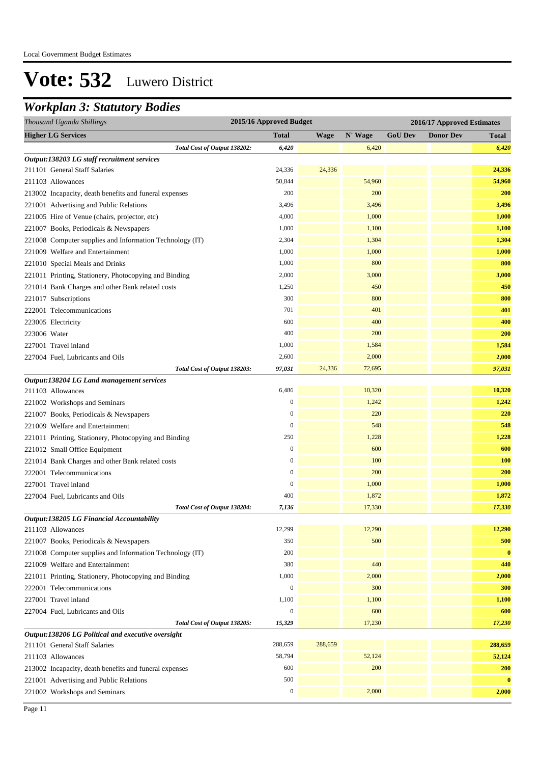Local Government Budget Estimates

# Vote: 532 Luwero District

## *Workplan 3: Statutory Bodies*

| *Thousand Uganda Shillings* | 2015/16 Approved Budget | 2016/17 Approved Estimates | | | | |
|---|---|---|---|---|---|---|
| **Higher LG Services** | **Total** | **Wage** | **N' Wage** | **GoU Dev** | **Donor Dev** | **Total** |
| *Total Cost of Output 138202:* | *6,420* | | 6,420 | | | *6,420* |
| ***Output:138203 LG staff recruitment services*** | | | | | | |
| 211101 General Staff Salaries | 24,336 | 24,336 | | | | **24,336** |
| 211103 Allowances | 50,844 | | 54,960 | | | **54,960** |
| 213002 Incapacity, death benefits and funeral expenses | 200 | | 200 | | | **200** |
| 221001 Advertising and Public Relations | 3,496 | | 3,496 | | | **3,496** |
| 221005 Hire of Venue (chairs, projector, etc) | 4,000 | | 1,000 | | | **1,000** |
| 221007 Books, Periodicals & Newspapers | 1,000 | | 1,100 | | | **1,100** |
| 221008 Computer supplies and Information Technology (IT) | 2,304 | | 1,304 | | | **1,304** |
| 221009 Welfare and Entertainment | 1,000 | | 1,000 | | | **1,000** |
| 221010 Special Meals and Drinks | 1,000 | | 800 | | | **800** |
| 221011 Printing, Stationery, Photocopying and Binding | 2,000 | | 3,000 | | | **3,000** |
| 221014 Bank Charges and other Bank related costs | 1,250 | | 450 | | | **450** |
| 221017 Subscriptions | 300 | | 800 | | | **800** |
| 222001 Telecommunications | 701 | | 401 | | | **401** |
| 223005 Electricity | 600 | | 400 | | | **400** |
| 223006 Water | 400 | | 200 | | | **200** |
| 227001 Travel inland | 1,000 | | 1,584 | | | **1,584** |
| 227004 Fuel, Lubricants and Oils | 2,600 | | 2,000 | | | **2,000** |
| *Total Cost of Output 138203:* | *97,031* | 24,336 | 72,695 | | | *97,031* |
| ***Output:138204 LG Land management services*** | | | | | | |
| 211103 Allowances | 6,486 | | 10,320 | | | **10,320** |
| 221002 Workshops and Seminars | 0 | | 1,242 | | | **1,242** |
| 221007 Books, Periodicals & Newspapers | 0 | | 220 | | | **220** |
| 221009 Welfare and Entertainment | 0 | | 548 | | | **548** |
| 221011 Printing, Stationery, Photocopying and Binding | 250 | | 1,228 | | | **1,228** |
| 221012 Small Office Equipment | 0 | | 600 | | | **600** |
| 221014 Bank Charges and other Bank related costs | 0 | | 100 | | | **100** |
| 222001 Telecommunications | 0 | | 200 | | | **200** |
| 227001 Travel inland | 0 | | 1,000 | | | **1,000** |
| 227004 Fuel, Lubricants and Oils | 400 | | 1,872 | | | **1,872** |
| *Total Cost of Output 138204:* | *7,136* | | 17,330 | | | *17,330* |
| ***Output:138205 LG Financial Accountability*** | | | | | | |
| 211103 Allowances | 12,299 | | 12,290 | | | **12,290** |
| 221007 Books, Periodicals & Newspapers | 350 | | 500 | | | **500** |
| 221008 Computer supplies and Information Technology (IT) | 200 | | | | | **0** |
| 221009 Welfare and Entertainment | 380 | | 440 | | | **440** |
| 221011 Printing, Stationery, Photocopying and Binding | 1,000 | | 2,000 | | | **2,000** |
| 222001 Telecommunications | 0 | | 300 | | | **300** |
| 227001 Travel inland | 1,100 | | 1,100 | | | **1,100** |
| 227004 Fuel, Lubricants and Oils | 0 | | 600 | | | **600** |
| *Total Cost of Output 138205:* | *15,329* | | 17,230 | | | *17,230* |
| ***Output:138206 LG Political and executive oversight*** | | | | | | |
| 211101 General Staff Salaries | 288,659 | 288,659 | | | | **288,659** |
| 211103 Allowances | 58,794 | | 52,124 | | | **52,124** |
| 213002 Incapacity, death benefits and funeral expenses | 600 | | 200 | | | **200** |
| 221001 Advertising and Public Relations | 500 | | | | | **0** |
| 221002 Workshops and Seminars | 0 | | 2,000 | | | **2,000** |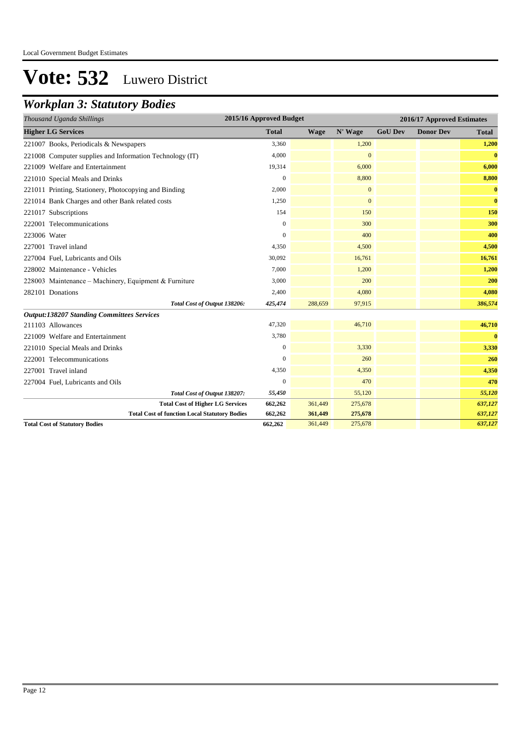# Vote: 532 Luwero District

## *Workplan 3: Statutory Bodies*

| *Thousand Uganda Shillings* | 2015/16 Approved Budget | 2016/17 Approved Estimates | | | | |
|---|---|---|---|---|---|---|
| **Higher LG Services** | **Total** | **Wage** | **N' Wage** | **GoU Dev** | **Donor Dev** | **Total** |
| 221007 Books, Periodicals & Newspapers | 3,360 | | 1,200 | | | **1,200** |
| 221008 Computer supplies and Information Technology (IT) | 4,000 | | 0 | | | **0** |
| 221009 Welfare and Entertainment | 19,314 | | 6,000 | | | **6,000** |
| 221010 Special Meals and Drinks | 0 | | 8,800 | | | **8,800** |
| 221011 Printing, Stationery, Photocopying and Binding | 2,000 | | 0 | | | **0** |
| 221014 Bank Charges and other Bank related costs | 1,250 | | 0 | | | **0** |
| 221017 Subscriptions | 154 | | 150 | | | **150** |
| 222001 Telecommunications | 0 | | 300 | | | **300** |
| 223006 Water | 0 | | 400 | | | **400** |
| 227001 Travel inland | 4,350 | | 4,500 | | | **4,500** |
| 227004 Fuel, Lubricants and Oils | 30,092 | | 16,761 | | | **16,761** |
| 228002 Maintenance - Vehicles | 7,000 | | 1,200 | | | **1,200** |
| 228003 Maintenance – Machinery, Equipment & Furniture | 3,000 | | 200 | | | **200** |
| 282101 Donations | 2,400 | | 4,080 | | | **4,080** |
| ***Total Cost of Output 138206:*** | ***425,474*** | 288,659 | 97,915 | | | ***386,574*** |
| ***Output:138207 Standing Committees Services*** | | | | | | |
| 211103 Allowances | 47,320 | | 46,710 | | | **46,710** |
| 221009 Welfare and Entertainment | 3,780 | | | | | **0** |
| 221010 Special Meals and Drinks | 0 | | 3,330 | | | **3,330** |
| 222001 Telecommunications | 0 | | 260 | | | **260** |
| 227001 Travel inland | 4,350 | | 4,350 | | | **4,350** |
| 227004 Fuel, Lubricants and Oils | 0 | | 470 | | | **470** |
| ***Total Cost of Output 138207:*** | ***55,450*** | | 55,120 | | | ***55,120*** |
| **Total Cost of Higher LG Services** | **662,262** | 361,449 | 275,678 | | | ***637,127*** |
| **Total Cost of function Local Statutory Bodies** | **662,262** | **361,449** | **275,678** | | | ***637,127*** |
| **Total Cost of Statutory Bodies** | **662,262** | 361,449 | 275,678 | | | ***637,127*** |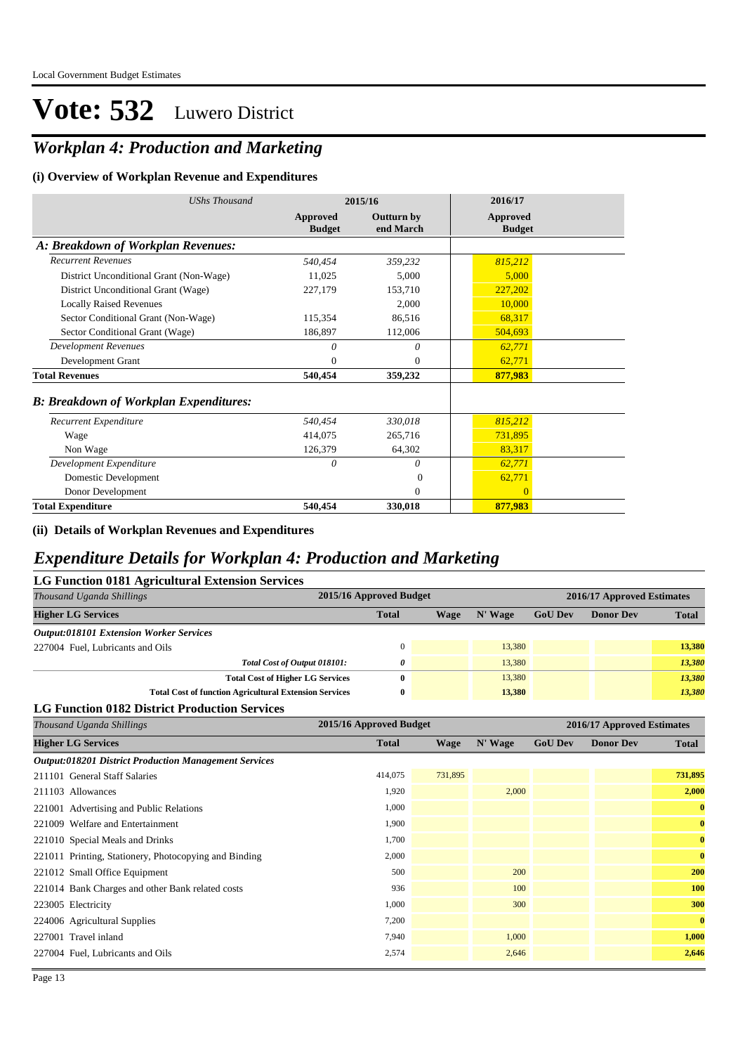# Vote: 532 Luwero District

## *Workplan 4: Production and Marketing*

### (i) Overview of Workplan Revenue and Expenditures

| *UShs Thousand* | 2015/16 | | 2016/17 |
|---|---|---|---|
| | **Approved Budget** | **Outturn by end March** | **Approved Budget** |
| ***A: Breakdown of Workplan Revenues:*** | | | |
| *Recurrent Revenues* | *540,454* | *359,232* | *815,212* |
| District Unconditional Grant (Non-Wage) | 11,025 | 5,000 | 5,000 |
| District Unconditional Grant (Wage) | 227,179 | 153,710 | 227,202 |
| Locally Raised Revenues | | 2,000 | 10,000 |
| Sector Conditional Grant (Non-Wage) | 115,354 | 86,516 | 68,317 |
| Sector Conditional Grant (Wage) | 186,897 | 112,006 | 504,693 |
| *Development Revenues* | *0* | *0* | *62,771* |
| Development Grant | 0 | 0 | 62,771 |
| **Total Revenues** | **540,454** | **359,232** | **877,983** |
| ***B: Breakdown of Workplan Expenditures:*** | | | |
| *Recurrent Expenditure* | *540,454* | *330,018* | *815,212* |
| Wage | 414,075 | 265,716 | 731,895 |
| Non Wage | 126,379 | 64,302 | 83,317 |
| *Development Expenditure* | *0* | *0* | *62,771* |
| Domestic Development | | 0 | 62,771 |
| Donor Development | | 0 | 0 |
| **Total Expenditure** | **540,454** | **330,018** | **877,983** |

### (ii) Details of Workplan Revenues and Expenditures

## *Expenditure Details for Workplan 4: Production and Marketing*

### LG Function 0181 Agricultural Extension Services

| *Thousand Uganda Shillings* | 2015/16 Approved Budget | 2016/17 Approved Estimates | | | | |
|---|---|---|---|---|---|---|
| **Higher LG Services** | **Total** | **Wage** | **N' Wage** | **GoU Dev** | **Donor Dev** | **Total** |
| ***Output:018101 Extension Worker Services*** | | | | | | |
| 227004 Fuel, Lubricants and Oils | 0 | | 13,380 | | | 13,380 |
| *Total Cost of Output 018101:* | *0* | | 13,380 | | | *13,380* |
| **Total Cost of Higher LG Services** | **0** | | 13,380 | | | *13,380* |
| **Total Cost of function Agricultural Extension Services** | **0** | | **13,380** | | | *13,380* |

### LG Function 0182 District Production Services

| *Thousand Uganda Shillings* | 2015/16 Approved Budget | 2016/17 Approved Estimates | | | | |
|---|---|---|---|---|---|---|
| **Higher LG Services** | **Total** | **Wage** | **N' Wage** | **GoU Dev** | **Donor Dev** | **Total** |
| ***Output:018201 District Production Management Services*** | | | | | | |
| 211101 General Staff Salaries | 414,075 | 731,895 | | | | 731,895 |
| 211103 Allowances | 1,920 | | 2,000 | | | 2,000 |
| 221001 Advertising and Public Relations | 1,000 | | | | | 0 |
| 221009 Welfare and Entertainment | 1,900 | | | | | 0 |
| 221010 Special Meals and Drinks | 1,700 | | | | | 0 |
| 221011 Printing, Stationery, Photocopying and Binding | 2,000 | | | | | 0 |
| 221012 Small Office Equipment | 500 | | 200 | | | 200 |
| 221014 Bank Charges and other Bank related costs | 936 | | 100 | | | 100 |
| 223005 Electricity | 1,000 | | 300 | | | 300 |
| 224006 Agricultural Supplies | 7,200 | | | | | 0 |
| 227001 Travel inland | 7,940 | | 1,000 | | | 1,000 |
| 227004 Fuel, Lubricants and Oils | 2,574 | | 2,646 | | | 2,646 |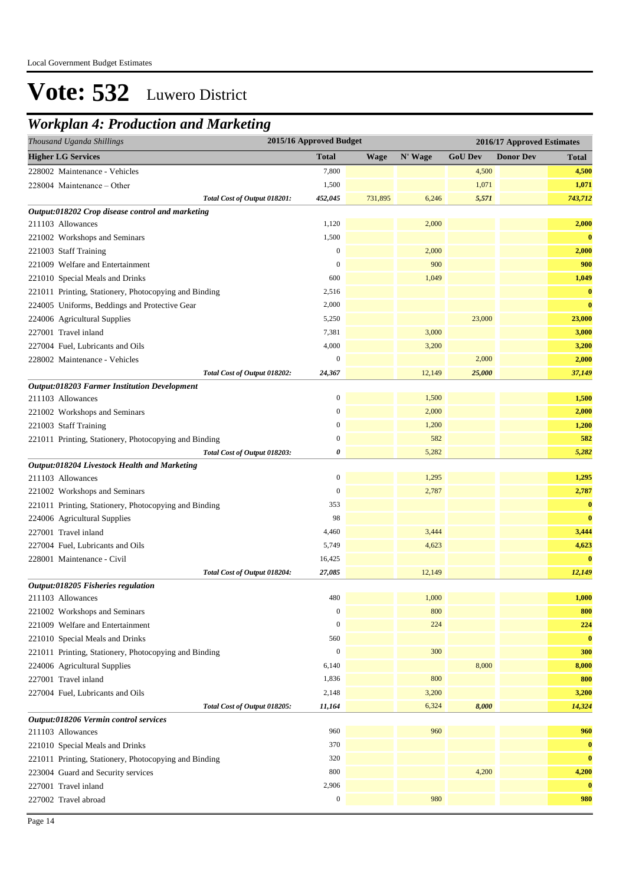Local Government Budget Estimates

# Vote: 532 Luwero District

## Workplan 4: Production and Marketing

| Thousand Uganda Shillings | 2015/16 Approved Budget | 2016/17 Approved Estimates | | | | |
|---|---|---|---|---|---|---|
| **Higher LG Services** | **Total** | **Wage** | **N' Wage** | **GoU Dev** | **Donor Dev** | **Total** |
| 228002 Maintenance - Vehicles | 7,800 | | | 4,500 | | 4,500 |
| 228004 Maintenance – Other | 1,500 | | | 1,071 | | 1,071 |
| *Total Cost of Output 018201:* | *452,045* | 731,895 | 6,246 | *5,571* | | *743,712* |
| ***Output:018202 Crop disease control and marketing*** | | | | | | |
| 211103 Allowances | 1,120 | | 2,000 | | | 2,000 |
| 221002 Workshops and Seminars | 1,500 | | | | | 0 |
| 221003 Staff Training | 0 | | 2,000 | | | 2,000 |
| 221009 Welfare and Entertainment | 0 | | 900 | | | 900 |
| 221010 Special Meals and Drinks | 600 | | 1,049 | | | 1,049 |
| 221011 Printing, Stationery, Photocopying and Binding | 2,516 | | | | | 0 |
| 224005 Uniforms, Beddings and Protective Gear | 2,000 | | | | | 0 |
| 224006 Agricultural Supplies | 5,250 | | | 23,000 | | 23,000 |
| 227001 Travel inland | 7,381 | | 3,000 | | | 3,000 |
| 227004 Fuel, Lubricants and Oils | 4,000 | | 3,200 | | | 3,200 |
| 228002 Maintenance - Vehicles | 0 | | | 2,000 | | 2,000 |
| *Total Cost of Output 018202:* | *24,367* | | 12,149 | *25,000* | | *37,149* |
| ***Output:018203 Farmer Institution Development*** | | | | | | |
| 211103 Allowances | 0 | | 1,500 | | | 1,500 |
| 221002 Workshops and Seminars | 0 | | 2,000 | | | 2,000 |
| 221003 Staff Training | 0 | | 1,200 | | | 1,200 |
| 221011 Printing, Stationery, Photocopying and Binding | 0 | | 582 | | | 582 |
| *Total Cost of Output 018203:* | *0* | | 5,282 | | | *5,282* |
| ***Output:018204 Livestock Health and Marketing*** | | | | | | |
| 211103 Allowances | 0 | | 1,295 | | | 1,295 |
| 221002 Workshops and Seminars | 0 | | 2,787 | | | 2,787 |
| 221011 Printing, Stationery, Photocopying and Binding | 353 | | | | | 0 |
| 224006 Agricultural Supplies | 98 | | | | | 0 |
| 227001 Travel inland | 4,460 | | 3,444 | | | 3,444 |
| 227004 Fuel, Lubricants and Oils | 5,749 | | 4,623 | | | 4,623 |
| 228001 Maintenance - Civil | 16,425 | | | | | 0 |
| *Total Cost of Output 018204:* | *27,085* | | 12,149 | | | *12,149* |
| ***Output:018205 Fisheries regulation*** | | | | | | |
| 211103 Allowances | 480 | | 1,000 | | | 1,000 |
| 221002 Workshops and Seminars | 0 | | 800 | | | 800 |
| 221009 Welfare and Entertainment | 0 | | 224 | | | 224 |
| 221010 Special Meals and Drinks | 560 | | | | | 0 |
| 221011 Printing, Stationery, Photocopying and Binding | 0 | | 300 | | | 300 |
| 224006 Agricultural Supplies | 6,140 | | | 8,000 | | 8,000 |
| 227001 Travel inland | 1,836 | | 800 | | | 800 |
| 227004 Fuel, Lubricants and Oils | 2,148 | | 3,200 | | | 3,200 |
| *Total Cost of Output 018205:* | *11,164* | | 6,324 | *8,000* | | *14,324* |
| ***Output:018206 Vermin control services*** | | | | | | |
| 211103 Allowances | 960 | | 960 | | | 960 |
| 221010 Special Meals and Drinks | 370 | | | | | 0 |
| 221011 Printing, Stationery, Photocopying and Binding | 320 | | | | | 0 |
| 223004 Guard and Security services | 800 | | | 4,200 | | 4,200 |
| 227001 Travel inland | 2,906 | | | | | 0 |
| 227002 Travel abroad | 0 | | 980 | | | 980 |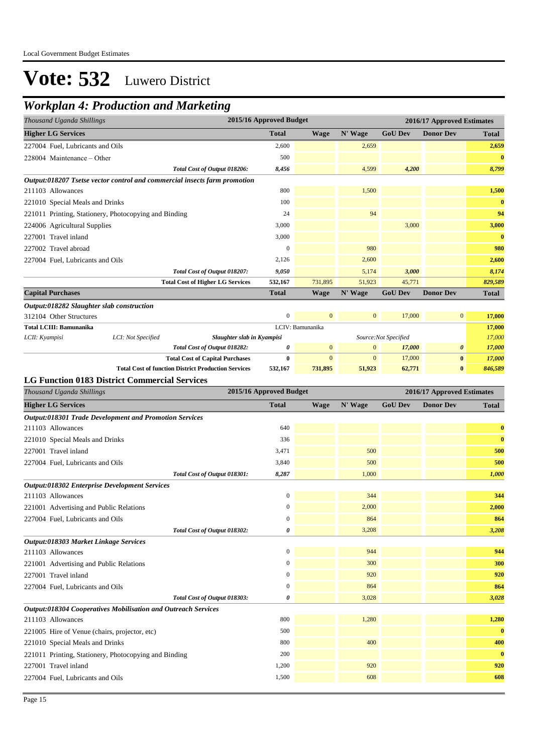Local Government Budget Estimates

# Vote: 532 Luwero District

## Workplan 4: Production and Marketing

| Thousand Uganda Shillings | 2015/16 Approved Budget | 2016/17 Approved Estimates | | | | |
|---|---|---|---|---|---|---|
| **Higher LG Services** | **Total** | **Wage** | **N' Wage** | **GoU Dev** | **Donor Dev** | **Total** |
| 227004 Fuel, Lubricants and Oils | 2,600 | | 2,659 | | | 2,659 |
| 228004 Maintenance – Other | 500 | | | | | 0 |
| *Total Cost of Output 018206:* | *8,456* | | 4,599 | *4,200* | | *8,799* |
| ***Output:018207 Tsetse vector control and commercial insects farm promotion*** | | | | | | |
| 211103 Allowances | 800 | | 1,500 | | | 1,500 |
| 221010 Special Meals and Drinks | 100 | | | | | 0 |
| 221011 Printing, Stationery, Photocopying and Binding | 24 | | 94 | | | 94 |
| 224006 Agricultural Supplies | 3,000 | | | 3,000 | | 3,000 |
| 227001 Travel inland | 3,000 | | | | | 0 |
| 227002 Travel abroad | 0 | | 980 | | | 980 |
| 227004 Fuel, Lubricants and Oils | 2,126 | | 2,600 | | | 2,600 |
| *Total Cost of Output 018207:* | *9,050* | | 5,174 | *3,000* | | *8,174* |
| **Total Cost of Higher LG Services** | **532,167** | 731,895 | 51,923 | 45,771 | | *829,589* |
| **Capital Purchases** | **Total** | **Wage** | **N' Wage** | **GoU Dev** | **Donor Dev** | **Total** |
| ***Output:018282 Slaughter slab construction*** | | | | | | |
| 312104 Other Structures | 0 | 0 | 0 | 17,000 | 0 | 17,000 |
| **Total LCIII: Bamunanika** | | LCIV: Bamunanika | | | | 17,000 |
| *LCII: Kyampisi* — *LCI: Not Specified* — ***Slaughter slab in Kyampisi*** | | | | *Source:Not Specified* | | *17,000* |
| *Total Cost of Output 018282:* | *0* | 0 | 0 | *17,000* | *0* | *17,000* |
| **Total Cost of Capital Purchases** | **0** | 0 | 0 | 17,000 | **0** | *17,000* |
| **Total Cost of function District Production Services** | **532,167** | **731,895** | **51,923** | **62,771** | **0** | ***846,589*** |

### LG Function 0183 District Commercial Services

| Thousand Uganda Shillings | 2015/16 Approved Budget | 2016/17 Approved Estimates | | | | |
|---|---|---|---|---|---|---|
| **Higher LG Services** | **Total** | **Wage** | **N' Wage** | **GoU Dev** | **Donor Dev** | **Total** |
| ***Output:018301 Trade Development and Promotion Services*** | | | | | | |
| 211103 Allowances | 640 | | | | | 0 |
| 221010 Special Meals and Drinks | 336 | | | | | 0 |
| 227001 Travel inland | 3,471 | | 500 | | | 500 |
| 227004 Fuel, Lubricants and Oils | 3,840 | | 500 | | | 500 |
| *Total Cost of Output 018301:* | *8,287* | | 1,000 | | | *1,000* |
| ***Output:018302 Enterprise Development Services*** | | | | | | |
| 211103 Allowances | 0 | | 344 | | | 344 |
| 221001 Advertising and Public Relations | 0 | | 2,000 | | | 2,000 |
| 227004 Fuel, Lubricants and Oils | 0 | | 864 | | | 864 |
| *Total Cost of Output 018302:* | *0* | | 3,208 | | | *3,208* |
| ***Output:018303 Market Linkage Services*** | | | | | | |
| 211103 Allowances | 0 | | 944 | | | 944 |
| 221001 Advertising and Public Relations | 0 | | 300 | | | 300 |
| 227001 Travel inland | 0 | | 920 | | | 920 |
| 227004 Fuel, Lubricants and Oils | 0 | | 864 | | | 864 |
| *Total Cost of Output 018303:* | *0* | | 3,028 | | | *3,028* |
| ***Output:018304 Cooperatives Mobilisation and Outreach Services*** | | | | | | |
| 211103 Allowances | 800 | | 1,280 | | | 1,280 |
| 221005 Hire of Venue (chairs, projector, etc) | 500 | | | | | 0 |
| 221010 Special Meals and Drinks | 800 | | 400 | | | 400 |
| 221011 Printing, Stationery, Photocopying and Binding | 200 | | | | | 0 |
| 227001 Travel inland | 1,200 | | 920 | | | 920 |
| 227004 Fuel, Lubricants and Oils | 1,500 | | 608 | | | 608 |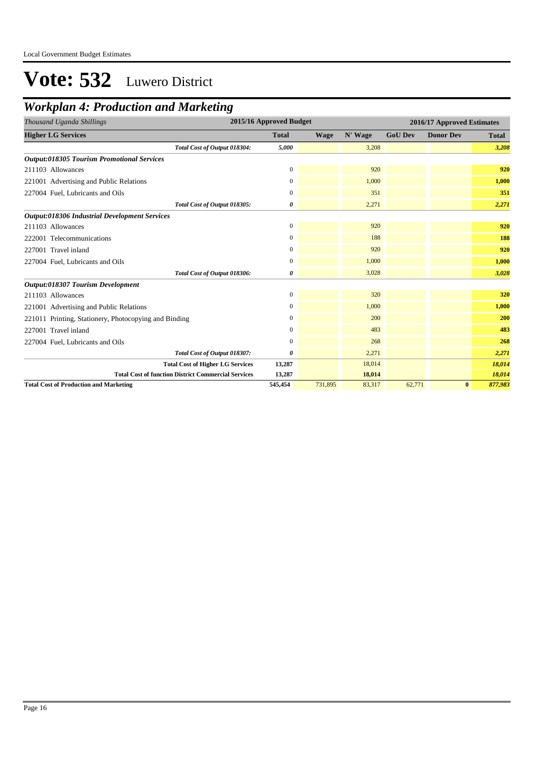# Vote: 532 Luwero District

## Workplan 4: Production and Marketing

| Thousand Uganda Shillings | 2015/16 Approved Budget | 2016/17 Approved Estimates | | | | |
|---|---|---|---|---|---|---|
| **Higher LG Services** | **Total** | **Wage** | **N' Wage** | **GoU Dev** | **Donor Dev** | **Total** |
| *Total Cost of Output 018304:* | *5,000* | | 3,208 | | | *3,208* |
| ***Output:018305 Tourism Promotional Services*** | | | | | | |
| 211103 Allowances | 0 | | 920 | | | **920** |
| 221001 Advertising and Public Relations | 0 | | 1,000 | | | **1,000** |
| 227004 Fuel, Lubricants and Oils | 0 | | 351 | | | **351** |
| *Total Cost of Output 018305:* | *0* | | 2,271 | | | *2,271* |
| ***Output:018306 Industrial Development Services*** | | | | | | |
| 211103 Allowances | 0 | | 920 | | | **920** |
| 222001 Telecommunications | 0 | | 188 | | | **188** |
| 227001 Travel inland | 0 | | 920 | | | **920** |
| 227004 Fuel, Lubricants and Oils | 0 | | 1,000 | | | **1,000** |
| *Total Cost of Output 018306:* | *0* | | 3,028 | | | *3,028* |
| ***Output:018307 Tourism Development*** | | | | | | |
| 211103 Allowances | 0 | | 320 | | | **320** |
| 221001 Advertising and Public Relations | 0 | | 1,000 | | | **1,000** |
| 221011 Printing, Stationery, Photocopying and Binding | 0 | | 200 | | | **200** |
| 227001 Travel inland | 0 | | 483 | | | **483** |
| 227004 Fuel, Lubricants and Oils | 0 | | 268 | | | **268** |
| *Total Cost of Output 018307:* | *0* | | 2,271 | | | *2,271* |
| **Total Cost of Higher LG Services** | **13,287** | | 18,014 | | | *18,014* |
| **Total Cost of function District Commercial Services** | **13,287** | | **18,014** | | | *18,014* |
| **Total Cost of Production and Marketing** | **545,454** | 731,895 | 83,317 | 62,771 | **0** | *877,983* |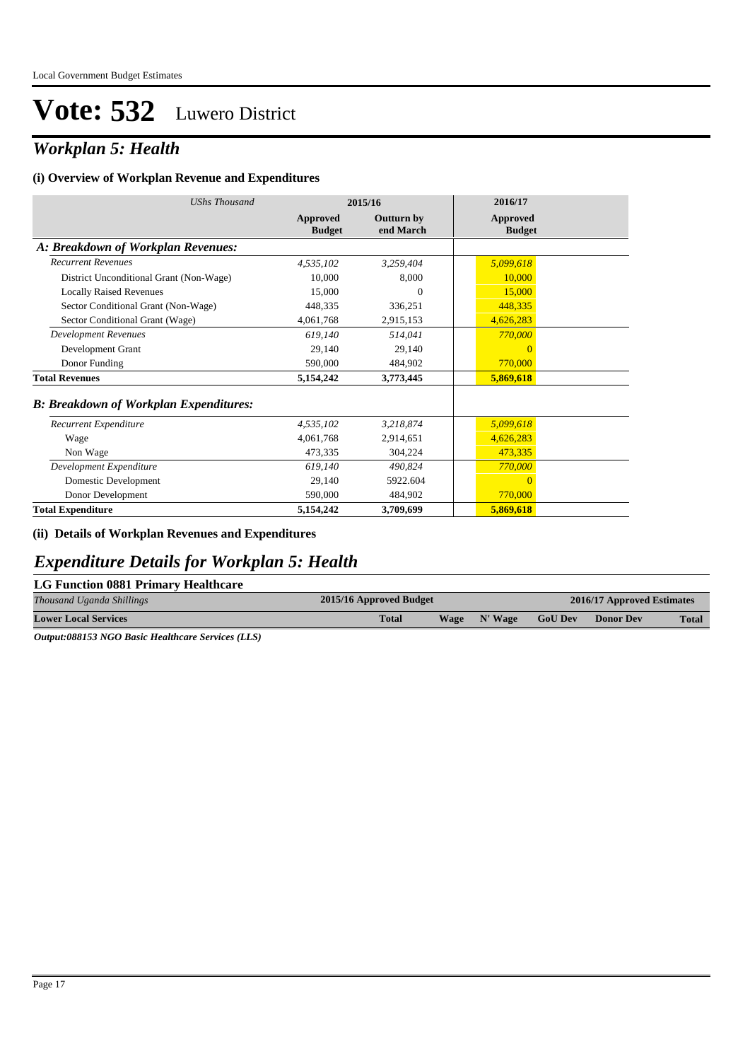# Vote: 532 Luwero District

## *Workplan 5: Health*

### (i) Overview of Workplan Revenue and Expenditures

| *UShs Thousand* | 2015/16 | | 2016/17 |
|---|---|---|---|
| | **Approved Budget** | **Outturn by end March** | **Approved Budget** |
| ***A: Breakdown of Workplan Revenues:*** | | | |
| *Recurrent Revenues* | *4,535,102* | *3,259,404* | *5,099,618* |
| District Unconditional Grant (Non-Wage) | 10,000 | 8,000 | 10,000 |
| Locally Raised Revenues | 15,000 | 0 | 15,000 |
| Sector Conditional Grant (Non-Wage) | 448,335 | 336,251 | 448,335 |
| Sector Conditional Grant (Wage) | 4,061,768 | 2,915,153 | 4,626,283 |
| *Development Revenues* | *619,140* | *514,041* | *770,000* |
| Development Grant | 29,140 | 29,140 | 0 |
| Donor Funding | 590,000 | 484,902 | 770,000 |
| **Total Revenues** | **5,154,242** | **3,773,445** | **5,869,618** |
| ***B: Breakdown of Workplan Expenditures:*** | | | |
| *Recurrent Expenditure* | *4,535,102* | *3,218,874* | *5,099,618* |
| Wage | 4,061,768 | 2,914,651 | 4,626,283 |
| Non Wage | 473,335 | 304,224 | 473,335 |
| *Development Expenditure* | *619,140* | *490,824* | *770,000* |
| Domestic Development | 29,140 | 5922.604 | 0 |
| Donor Development | 590,000 | 484,902 | 770,000 |
| **Total Expenditure** | **5,154,242** | **3,709,699** | **5,869,618** |

### (ii) Details of Workplan Revenues and Expenditures

## *Expenditure Details for Workplan 5: Health*

### LG Function 0881 Primary Healthcare

| *Thousand Uganda Shillings* | 2015/16 Approved Budget | 2016/17 Approved Estimates | | | | |
|---|---|---|---|---|---|---|
| **Lower Local Services** | **Total** | **Wage** | **N' Wage** | **GoU Dev** | **Donor Dev** | **Total** |

***Output:088153 NGO Basic Healthcare Services (LLS)***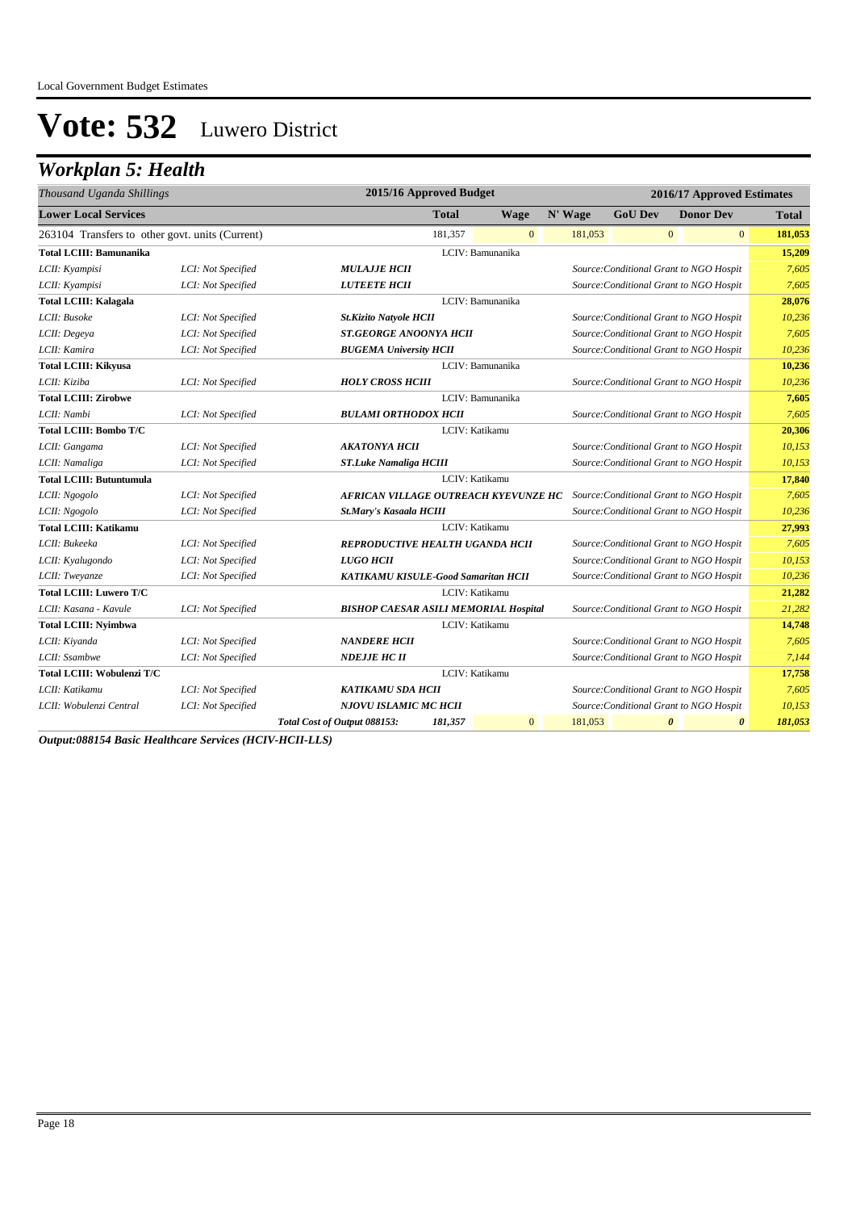Local Government Budget Estimates

# Vote: 532 Luwero District

## *Workplan 5: Health*

| *Thousand Uganda Shillings* | | 2015/16 Approved Budget | | | 2016/17 Approved Estimates | | |
|---|---|---|---|---|---|---|---|
| **Lower Local Services** | | **Total** | **Wage** | **N' Wage** | **GoU Dev** | **Donor Dev** | **Total** |
| 263104 Transfers to other govt. units (Current) | | 181,357 | 0 | 181,053 | 0 | 0 | **181,053** |
| **Total LCIII: Bamunanika** | | LCIV: Bamunanika | | | | | **15,209** |
| *LCII: Kyampisi* | *LCI: Not Specified* | ***MULAJJE HCII*** | | | *Source:Conditional Grant to NGO Hospit* | | *7,605* |
| *LCII: Kyampisi* | *LCI: Not Specified* | ***LUTEETE HCII*** | | | *Source:Conditional Grant to NGO Hospit* | | *7,605* |
| **Total LCIII: Kalagala** | | LCIV: Bamunanika | | | | | **28,076** |
| *LCII: Busoke* | *LCI: Not Specified* | ***St.Kizito Natyole HCII*** | | | *Source:Conditional Grant to NGO Hospit* | | *10,236* |
| *LCII: Degeya* | *LCI: Not Specified* | ***ST.GEORGE ANOONYA HCII*** | | | *Source:Conditional Grant to NGO Hospit* | | *7,605* |
| *LCII: Kamira* | *LCI: Not Specified* | ***BUGEMA University HCII*** | | | *Source:Conditional Grant to NGO Hospit* | | *10,236* |
| **Total LCIII: Kikyusa** | | LCIV: Bamunanika | | | | | **10,236** |
| *LCII: Kiziba* | *LCI: Not Specified* | ***HOLY CROSS HCIII*** | | | *Source:Conditional Grant to NGO Hospit* | | *10,236* |
| **Total LCIII: Zirobwe** | | LCIV: Bamunanika | | | | | **7,605** |
| *LCII: Nambi* | *LCI: Not Specified* | ***BULAMI ORTHODOX HCII*** | | | *Source:Conditional Grant to NGO Hospit* | | *7,605* |
| **Total LCIII: Bombo T/C** | | LCIV: Katikamu | | | | | **20,306** |
| *LCII: Gangama* | *LCI: Not Specified* | ***AKATONYA HCII*** | | | *Source:Conditional Grant to NGO Hospit* | | *10,153* |
| *LCII: Namaliga* | *LCI: Not Specified* | ***ST.Luke Namaliga HCIII*** | | | *Source:Conditional Grant to NGO Hospit* | | *10,153* |
| **Total LCIII: Butuntumula** | | LCIV: Katikamu | | | | | **17,840** |
| *LCII: Ngogolo* | *LCI: Not Specified* | ***AFRICAN VILLAGE OUTREACH KYEVUNZE HC*** | | | *Source:Conditional Grant to NGO Hospit* | | *7,605* |
| *LCII: Ngogolo* | *LCI: Not Specified* | ***St.Mary's Kasaala HCIII*** | | | *Source:Conditional Grant to NGO Hospit* | | *10,236* |
| **Total LCIII: Katikamu** | | LCIV: Katikamu | | | | | **27,993** |
| *LCII: Bukeeka* | *LCI: Not Specified* | ***REPRODUCTIVE HEALTH UGANDA HCII*** | | | *Source:Conditional Grant to NGO Hospit* | | *7,605* |
| *LCII: Kyalugondo* | *LCI: Not Specified* | ***LUGO HCII*** | | | *Source:Conditional Grant to NGO Hospit* | | *10,153* |
| *LCII: Tweyanze* | *LCI: Not Specified* | ***KATIKAMU KISULE-Good Samaritan HCII*** | | | *Source:Conditional Grant to NGO Hospit* | | *10,236* |
| **Total LCIII: Luwero T/C** | | LCIV: Katikamu | | | | | **21,282** |
| *LCII: Kasana - Kavule* | *LCI: Not Specified* | ***BISHOP CAESAR ASILI MEMORIAL Hospital*** | | | *Source:Conditional Grant to NGO Hospit* | | *21,282* |
| **Total LCIII: Nyimbwa** | | LCIV: Katikamu | | | | | **14,748** |
| *LCII: Kiyanda* | *LCI: Not Specified* | ***NANDERE HCII*** | | | *Source:Conditional Grant to NGO Hospit* | | *7,605* |
| *LCII: Ssambwe* | *LCI: Not Specified* | ***NDEJJE HC II*** | | | *Source:Conditional Grant to NGO Hospit* | | *7,144* |
| **Total LCIII: Wobulenzi T/C** | | LCIV: Katikamu | | | | | **17,758** |
| *LCII: Katikamu* | *LCI: Not Specified* | ***KATIKAMU SDA HCII*** | | | *Source:Conditional Grant to NGO Hospit* | | *7,605* |
| *LCII: Wobulenzi Central* | *LCI: Not Specified* | ***NJOVU ISLAMIC MC HCII*** | | | *Source:Conditional Grant to NGO Hospit* | | *10,153* |
| | | ***Total Cost of Output 088153:*** *181,357* | 0 | 181,053 | ***0*** | ***0*** | ***181,053*** |

***Output:088154 Basic Healthcare Services (HCIV-HCII-LLS)***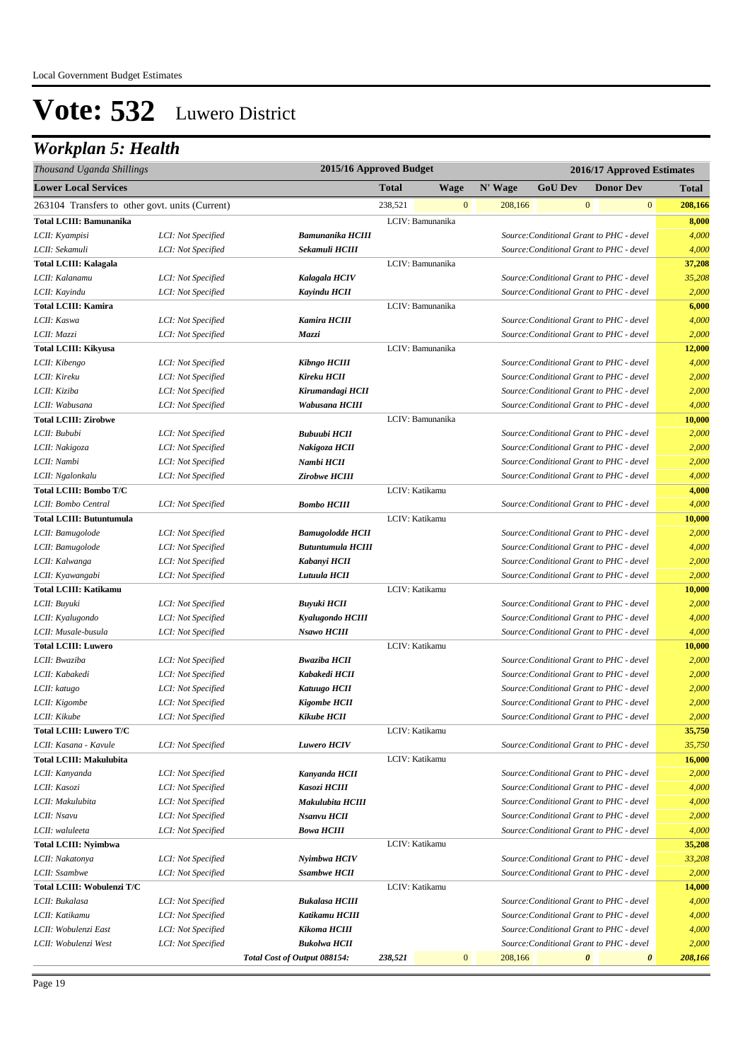Local Government Budget Estimates

# Vote: 532 Luwero District

## *Workplan 5: Health*

| *Thousand Uganda Shillings* | | | 2015/16 Approved Budget | | 2016/17 Approved Estimates | | | |
|---|---|---|---|---|---|---|---|---|
| **Lower Local Services** | | | **Total** | **Wage** | **N' Wage** | **GoU Dev** | **Donor Dev** | **Total** |
| 263104 Transfers to other govt. units (Current) | | | 238,521 | 0 | 208,166 | 0 | 0 | **208,166** |
| **Total LCIII: Bamunanika** | | | LCIV: Bamunanika | | | | | **8,000** |
| *LCII: Kyampisi* | *LCI: Not Specified* | ***Bamunanika HCIII*** | | | | *Source:Conditional Grant to PHC - devel* | | *4,000* |
| *LCII: Sekamuli* | *LCI: Not Specified* | ***Sekamuli HCIII*** | | | | *Source:Conditional Grant to PHC - devel* | | *4,000* |
| **Total LCIII: Kalagala** | | | LCIV: Bamunanika | | | | | **37,208** |
| *LCII: Kalanamu* | *LCI: Not Specified* | ***Kalagala HCIV*** | | | | *Source:Conditional Grant to PHC - devel* | | *35,208* |
| *LCII: Kayindu* | *LCI: Not Specified* | ***Kayindu HCII*** | | | | *Source:Conditional Grant to PHC - devel* | | *2,000* |
| **Total LCIII: Kamira** | | | LCIV: Bamunanika | | | | | **6,000** |
| *LCII: Kaswa* | *LCI: Not Specified* | ***Kamira HCIII*** | | | | *Source:Conditional Grant to PHC - devel* | | *4,000* |
| *LCII: Mazzi* | *LCI: Not Specified* | ***Mazzi*** | | | | *Source:Conditional Grant to PHC - devel* | | *2,000* |
| **Total LCIII: Kikyusa** | | | LCIV: Bamunanika | | | | | **12,000** |
| *LCII: Kibengo* | *LCI: Not Specified* | ***Kibngo HCIII*** | | | | *Source:Conditional Grant to PHC - devel* | | *4,000* |
| *LCII: Kireku* | *LCI: Not Specified* | ***Kireku HCII*** | | | | *Source:Conditional Grant to PHC - devel* | | *2,000* |
| *LCII: Kiziba* | *LCI: Not Specified* | ***Kirumandagi HCII*** | | | | *Source:Conditional Grant to PHC - devel* | | *2,000* |
| *LCII: Wabusana* | *LCI: Not Specified* | ***Wabusana HCIII*** | | | | *Source:Conditional Grant to PHC - devel* | | *4,000* |
| **Total LCIII: Zirobwe** | | | LCIV: Bamunanika | | | | | **10,000** |
| *LCII: Bububi* | *LCI: Not Specified* | ***Bubuubi HCII*** | | | | *Source:Conditional Grant to PHC - devel* | | *2,000* |
| *LCII: Nakigoza* | *LCI: Not Specified* | ***Nakigoza HCII*** | | | | *Source:Conditional Grant to PHC - devel* | | *2,000* |
| *LCII: Nambi* | *LCI: Not Specified* | ***Nambi HCII*** | | | | *Source:Conditional Grant to PHC - devel* | | *2,000* |
| *LCII: Ngalonkalu* | *LCI: Not Specified* | ***Zirobwe HCIII*** | | | | *Source:Conditional Grant to PHC - devel* | | *4,000* |
| **Total LCIII: Bombo T/C** | | | LCIV: Katikamu | | | | | **4,000** |
| *LCII: Bombo Central* | *LCI: Not Specified* | ***Bombo HCIII*** | | | | *Source:Conditional Grant to PHC - devel* | | *4,000* |
| **Total LCIII: Butuntumula** | | | LCIV: Katikamu | | | | | **10,000** |
| *LCII: Bamugolode* | *LCI: Not Specified* | ***Bamugolodde HCII*** | | | | *Source:Conditional Grant to PHC - devel* | | *2,000* |
| *LCII: Bamugolode* | *LCI: Not Specified* | ***Butuntumula HCIII*** | | | | *Source:Conditional Grant to PHC - devel* | | *4,000* |
| *LCII: Kalwanga* | *LCI: Not Specified* | ***Kabanyi HCII*** | | | | *Source:Conditional Grant to PHC - devel* | | *2,000* |
| *LCII: Kyawangabi* | *LCI: Not Specified* | ***Lutuula HCII*** | | | | *Source:Conditional Grant to PHC - devel* | | *2,000* |
| **Total LCIII: Katikamu** | | | LCIV: Katikamu | | | | | **10,000** |
| *LCII: Buyuki* | *LCI: Not Specified* | ***Buyuki HCII*** | | | | *Source:Conditional Grant to PHC - devel* | | *2,000* |
| *LCII: Kyalugondo* | *LCI: Not Specified* | ***Kyalugondo HCIII*** | | | | *Source:Conditional Grant to PHC - devel* | | *4,000* |
| *LCII: Musale-busula* | *LCI: Not Specified* | ***Nsawo HCIII*** | | | | *Source:Conditional Grant to PHC - devel* | | *4,000* |
| **Total LCIII: Luwero** | | | LCIV: Katikamu | | | | | **10,000** |
| *LCII: Bwaziba* | *LCI: Not Specified* | ***Bwaziba HCII*** | | | | *Source:Conditional Grant to PHC - devel* | | *2,000* |
| *LCII: Kabakedi* | *LCI: Not Specified* | ***Kabakedi HCII*** | | | | *Source:Conditional Grant to PHC - devel* | | *2,000* |
| *LCII: katugo* | *LCI: Not Specified* | ***Katuugo HCII*** | | | | *Source:Conditional Grant to PHC - devel* | | *2,000* |
| *LCII: Kigombe* | *LCI: Not Specified* | ***Kigombe HCII*** | | | | *Source:Conditional Grant to PHC - devel* | | *2,000* |
| *LCII: Kikube* | *LCI: Not Specified* | ***Kikube HCII*** | | | | *Source:Conditional Grant to PHC - devel* | | *2,000* |
| **Total LCIII: Luwero T/C** | | | LCIV: Katikamu | | | | | **35,750** |
| *LCII: Kasana - Kavule* | *LCI: Not Specified* | ***Luwero HCIV*** | | | | *Source:Conditional Grant to PHC - devel* | | *35,750* |
| **Total LCIII: Makulubita** | | | LCIV: Katikamu | | | | | **16,000** |
| *LCII: Kanyanda* | *LCI: Not Specified* | ***Kanyanda HCII*** | | | | *Source:Conditional Grant to PHC - devel* | | *2,000* |
| *LCII: Kasozi* | *LCI: Not Specified* | ***Kasozi HCIII*** | | | | *Source:Conditional Grant to PHC - devel* | | *4,000* |
| *LCII: Makulubita* | *LCI: Not Specified* | ***Makulubita HCIII*** | | | | *Source:Conditional Grant to PHC - devel* | | *4,000* |
| *LCII: Nsavu* | *LCI: Not Specified* | ***Nsanvu HCII*** | | | | *Source:Conditional Grant to PHC - devel* | | *2,000* |
| *LCII: waluleeta* | *LCI: Not Specified* | ***Bowa HCIII*** | | | | *Source:Conditional Grant to PHC - devel* | | *4,000* |
| **Total LCIII: Nyimbwa** | | | LCIV: Katikamu | | | | | **35,208** |
| *LCII: Nakatonya* | *LCI: Not Specified* | ***Nyimbwa HCIV*** | | | | *Source:Conditional Grant to PHC - devel* | | *33,208* |
| *LCII: Ssambwe* | *LCI: Not Specified* | ***Ssambwe HCII*** | | | | *Source:Conditional Grant to PHC - devel* | | *2,000* |
| **Total LCIII: Wobulenzi T/C** | | | LCIV: Katikamu | | | | | **14,000** |
| *LCII: Bukalasa* | *LCI: Not Specified* | ***Bukalasa HCIII*** | | | | *Source:Conditional Grant to PHC - devel* | | *4,000* |
| *LCII: Katikamu* | *LCI: Not Specified* | ***Katikamu HCIII*** | | | | *Source:Conditional Grant to PHC - devel* | | *4,000* |
| *LCII: Wobulenzi East* | *LCI: Not Specified* | ***Kikoma HCIII*** | | | | *Source:Conditional Grant to PHC - devel* | | *4,000* |
| *LCII: Wobulenzi West* | *LCI: Not Specified* | ***Bukolwa HCII*** | | | | *Source:Conditional Grant to PHC - devel* | | *2,000* |
| | | ***Total Cost of Output 088154:*** | ***238,521*** | 0 | 208,166 | ***0*** | ***0*** | ***208,166*** |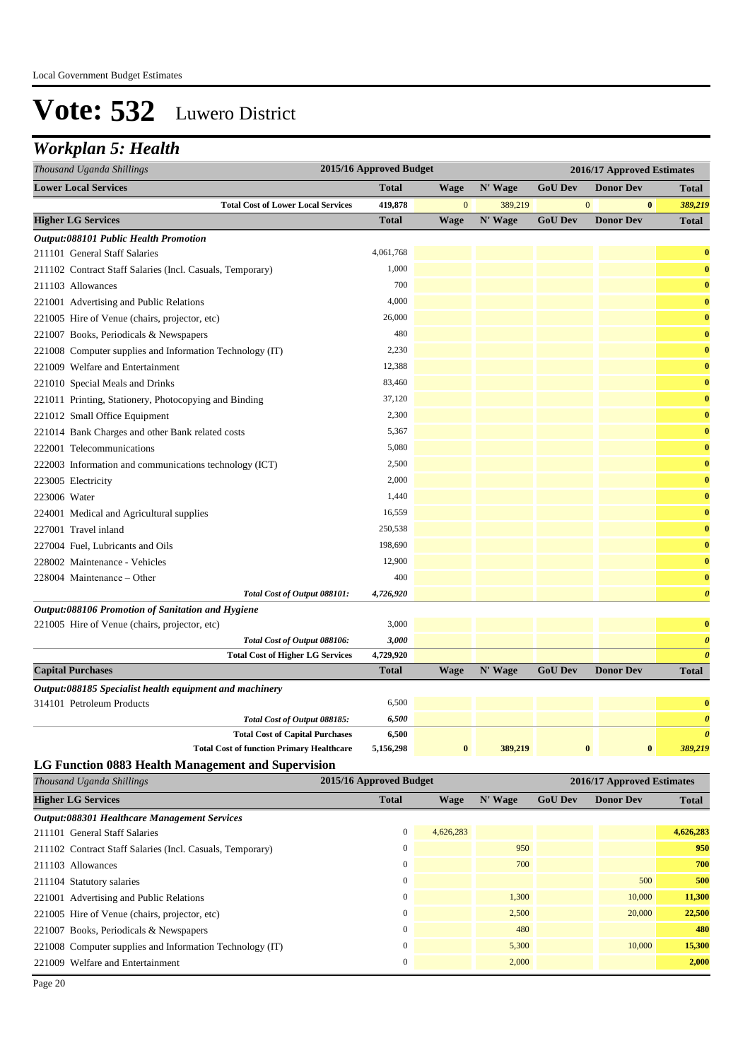# Vote: 532 Luwero District

## Workplan 5: Health

| Thousand Uganda Shillings | 2015/16 Approved Budget | 2016/17 Approved Estimates | | | | |
|---|---|---|---|---|---|---|
| **Lower Local Services** | **Total** | **Wage** | **N' Wage** | **GoU Dev** | **Donor Dev** | **Total** |
| **Total Cost of Lower Local Services** | **419,878** | 0 | 389,219 | 0 | **0** | ***389,219*** |
| **Higher LG Services** | **Total** | **Wage** | **N' Wage** | **GoU Dev** | **Donor Dev** | **Total** |
| ***Output:088101 Public Health Promotion*** | | | | | | |
| 211101 General Staff Salaries | 4,061,768 | | | | | **0** |
| 211102 Contract Staff Salaries (Incl. Casuals, Temporary) | 1,000 | | | | | **0** |
| 211103 Allowances | 700 | | | | | **0** |
| 221001 Advertising and Public Relations | 4,000 | | | | | **0** |
| 221005 Hire of Venue (chairs, projector, etc) | 26,000 | | | | | **0** |
| 221007 Books, Periodicals & Newspapers | 480 | | | | | **0** |
| 221008 Computer supplies and Information Technology (IT) | 2,230 | | | | | **0** |
| 221009 Welfare and Entertainment | 12,388 | | | | | **0** |
| 221010 Special Meals and Drinks | 83,460 | | | | | **0** |
| 221011 Printing, Stationery, Photocopying and Binding | 37,120 | | | | | **0** |
| 221012 Small Office Equipment | 2,300 | | | | | **0** |
| 221014 Bank Charges and other Bank related costs | 5,367 | | | | | **0** |
| 222001 Telecommunications | 5,080 | | | | | **0** |
| 222003 Information and communications technology (ICT) | 2,500 | | | | | **0** |
| 223005 Electricity | 2,000 | | | | | **0** |
| 223006 Water | 1,440 | | | | | **0** |
| 224001 Medical and Agricultural supplies | 16,559 | | | | | **0** |
| 227001 Travel inland | 250,538 | | | | | **0** |
| 227004 Fuel, Lubricants and Oils | 198,690 | | | | | **0** |
| 228002 Maintenance - Vehicles | 12,900 | | | | | **0** |
| 228004 Maintenance – Other | 400 | | | | | **0** |
| *Total Cost of Output 088101:* | ***4,726,920*** | | | | | ***0*** |
| ***Output:088106 Promotion of Sanitation and Hygiene*** | | | | | | |
| 221005 Hire of Venue (chairs, projector, etc) | 3,000 | | | | | **0** |
| *Total Cost of Output 088106:* | ***3,000*** | | | | | ***0*** |
| **Total Cost of Higher LG Services** | **4,729,920** | | | | | ***0*** |
| **Capital Purchases** | **Total** | **Wage** | **N' Wage** | **GoU Dev** | **Donor Dev** | **Total** |
| ***Output:088185 Specialist health equipment and machinery*** | | | | | | |
| 314101 Petroleum Products | 6,500 | | | | | **0** |
| *Total Cost of Output 088185:* | ***6,500*** | | | | | ***0*** |
| **Total Cost of Capital Purchases** | **6,500** | | | | | ***0*** |
| **Total Cost of function Primary Healthcare** | **5,156,298** | **0** | **389,219** | **0** | **0** | ***389,219*** |

### LG Function 0883 Health Management and Supervision

| Thousand Uganda Shillings | 2015/16 Approved Budget | 2016/17 Approved Estimates | | | | |
|---|---|---|---|---|---|---|
| **Higher LG Services** | **Total** | **Wage** | **N' Wage** | **GoU Dev** | **Donor Dev** | **Total** |
| ***Output:088301 Healthcare Management Services*** | | | | | | |
| 211101 General Staff Salaries | 0 | 4,626,283 | | | | **4,626,283** |
| 211102 Contract Staff Salaries (Incl. Casuals, Temporary) | 0 | | 950 | | | **950** |
| 211103 Allowances | 0 | | 700 | | | **700** |
| 211104 Statutory salaries | 0 | | | | 500 | **500** |
| 221001 Advertising and Public Relations | 0 | | 1,300 | | 10,000 | **11,300** |
| 221005 Hire of Venue (chairs, projector, etc) | 0 | | 2,500 | | 20,000 | **22,500** |
| 221007 Books, Periodicals & Newspapers | 0 | | 480 | | | **480** |
| 221008 Computer supplies and Information Technology (IT) | 0 | | 5,300 | | 10,000 | **15,300** |
| 221009 Welfare and Entertainment | 0 | | 2,000 | | | **2,000** |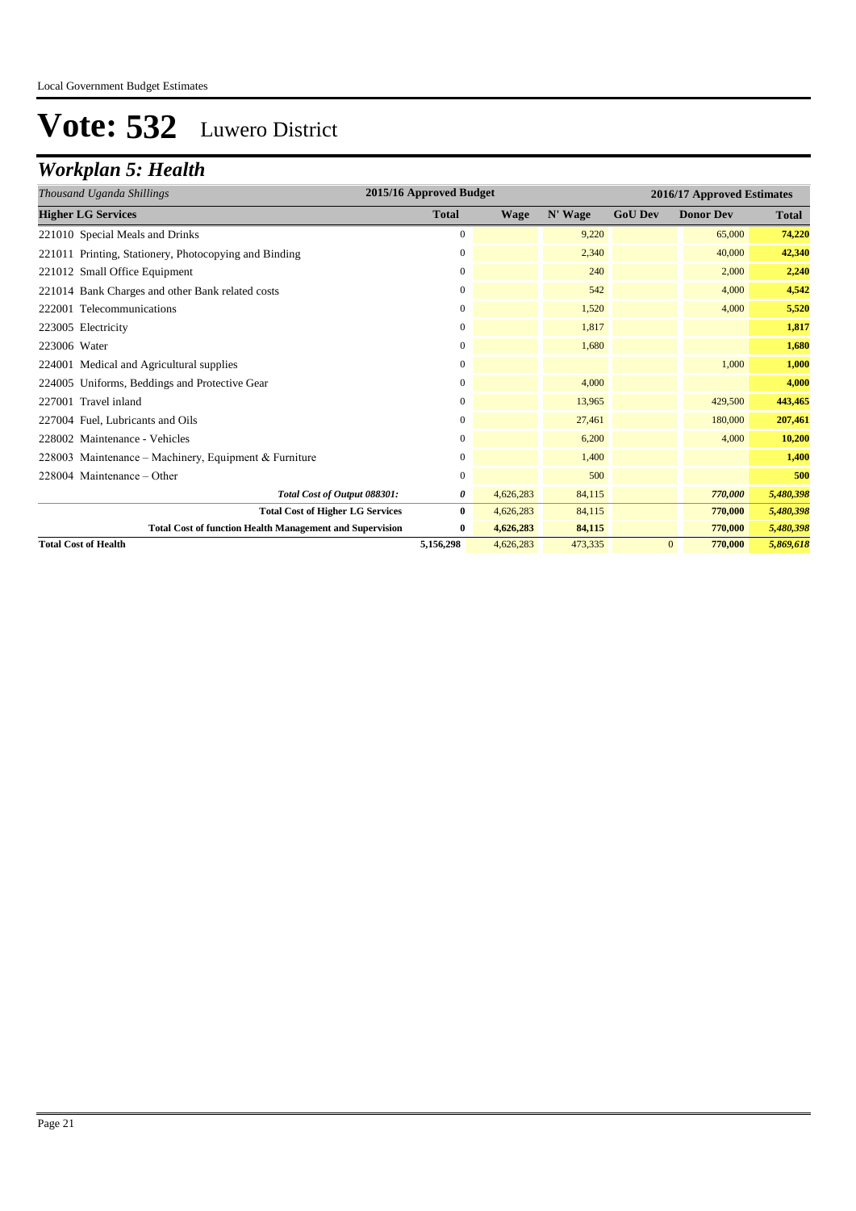# Vote: 532 Luwero District

## *Workplan 5: Health*

| *Thousand Uganda Shillings* | 2015/16 Approved Budget | 2016/17 Approved Estimates | | | | |
|---|---|---|---|---|---|---|
| **Higher LG Services** | **Total** | **Wage** | **N' Wage** | **GoU Dev** | **Donor Dev** | **Total** |
| 221010 Special Meals and Drinks | 0 | | 9,220 | | 65,000 | **74,220** |
| 221011 Printing, Stationery, Photocopying and Binding | 0 | | 2,340 | | 40,000 | **42,340** |
| 221012 Small Office Equipment | 0 | | 240 | | 2,000 | **2,240** |
| 221014 Bank Charges and other Bank related costs | 0 | | 542 | | 4,000 | **4,542** |
| 222001 Telecommunications | 0 | | 1,520 | | 4,000 | **5,520** |
| 223005 Electricity | 0 | | 1,817 | | | **1,817** |
| 223006 Water | 0 | | 1,680 | | | **1,680** |
| 224001 Medical and Agricultural supplies | 0 | | | | 1,000 | **1,000** |
| 224005 Uniforms, Beddings and Protective Gear | 0 | | 4,000 | | | **4,000** |
| 227001 Travel inland | 0 | | 13,965 | | 429,500 | **443,465** |
| 227004 Fuel, Lubricants and Oils | 0 | | 27,461 | | 180,000 | **207,461** |
| 228002 Maintenance - Vehicles | 0 | | 6,200 | | 4,000 | **10,200** |
| 228003 Maintenance – Machinery, Equipment & Furniture | 0 | | 1,400 | | | **1,400** |
| 228004 Maintenance – Other | 0 | | 500 | | | **500** |
| ***Total Cost of Output 088301:*** | ***0*** | 4,626,283 | 84,115 | | ***770,000*** | ***5,480,398*** |
| **Total Cost of Higher LG Services** | **0** | 4,626,283 | 84,115 | | **770,000** | ***5,480,398*** |
| **Total Cost of function Health Management and Supervision** | **0** | **4,626,283** | **84,115** | | **770,000** | ***5,480,398*** |
| **Total Cost of Health** | **5,156,298** | 4,626,283 | 473,335 | 0 | **770,000** | ***5,869,618*** |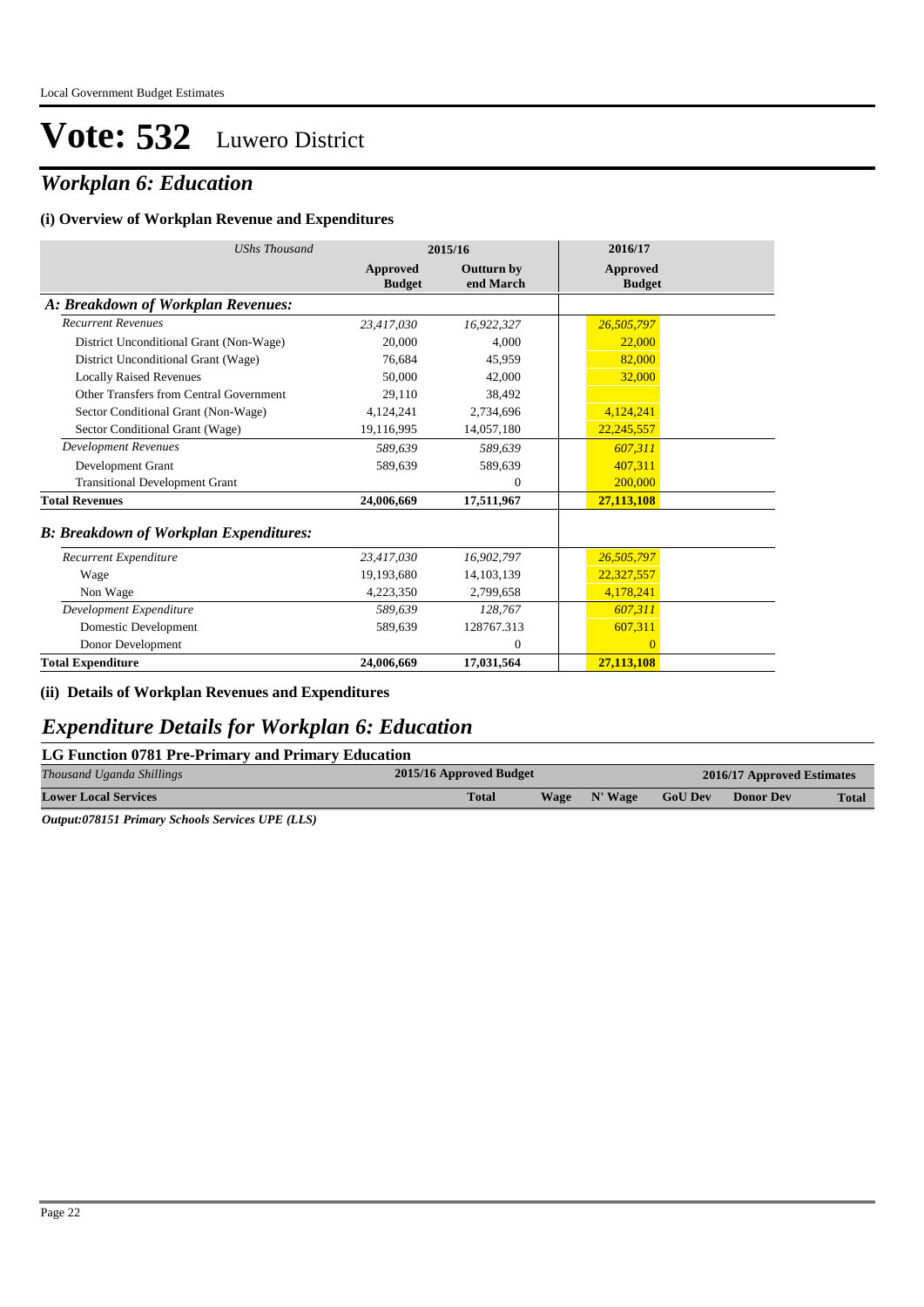# Vote: 532 Luwero District

## *Workplan 6: Education*

### (i) Overview of Workplan Revenue and Expenditures

| *UShs Thousand* | 2015/16 | | 2016/17 |
|---|---|---|---|
| | **Approved Budget** | **Outturn by end March** | **Approved Budget** |
| ***A: Breakdown of Workplan Revenues:*** | | | |
| *Recurrent Revenues* | *23,417,030* | *16,922,327* | *26,505,797* |
| District Unconditional Grant (Non-Wage) | 20,000 | 4,000 | 22,000 |
| District Unconditional Grant (Wage) | 76,684 | 45,959 | 82,000 |
| Locally Raised Revenues | 50,000 | 42,000 | 32,000 |
| Other Transfers from Central Government | 29,110 | 38,492 | |
| Sector Conditional Grant (Non-Wage) | 4,124,241 | 2,734,696 | 4,124,241 |
| Sector Conditional Grant (Wage) | 19,116,995 | 14,057,180 | 22,245,557 |
| *Development Revenues* | *589,639* | *589,639* | *607,311* |
| Development Grant | 589,639 | 589,639 | 407,311 |
| Transitional Development Grant | | 0 | 200,000 |
| **Total Revenues** | **24,006,669** | **17,511,967** | **27,113,108** |
| ***B: Breakdown of Workplan Expenditures:*** | | | |
| *Recurrent Expenditure* | *23,417,030* | *16,902,797* | *26,505,797* |
| Wage | 19,193,680 | 14,103,139 | 22,327,557 |
| Non Wage | 4,223,350 | 2,799,658 | 4,178,241 |
| *Development Expenditure* | *589,639* | *128,767* | *607,311* |
| Domestic Development | 589,639 | 128767.313 | 607,311 |
| Donor Development | | 0 | 0 |
| **Total Expenditure** | **24,006,669** | **17,031,564** | **27,113,108** |

### (ii) Details of Workplan Revenues and Expenditures

## *Expenditure Details for Workplan 6: Education*

### LG Function 0781 Pre-Primary and Primary Education

| *Thousand Uganda Shillings* | 2015/16 Approved Budget | 2016/17 Approved Estimates | | | | |
|---|---|---|---|---|---|---|
| **Lower Local Services** | **Total** | **Wage** | **N' Wage** | **GoU Dev** | **Donor Dev** | **Total** |

***Output:078151 Primary Schools Services UPE (LLS)***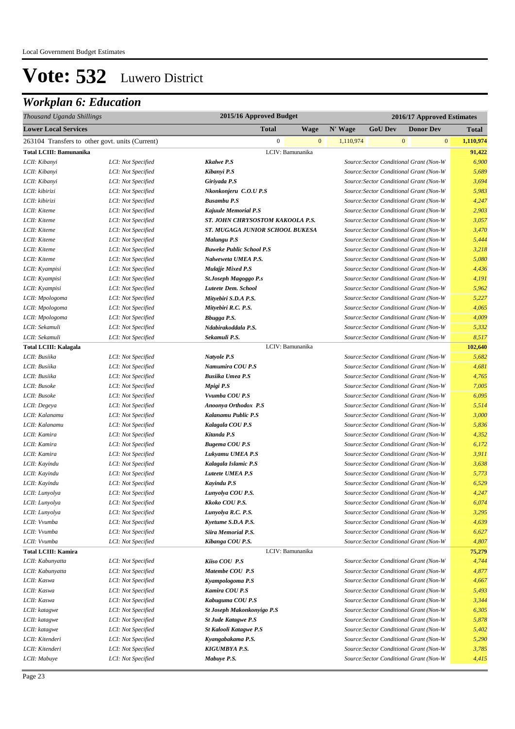Local Government Budget Estimates

# Vote: 532 Luwero District

## *Workplan 6: Education*

| *Thousand Uganda Shillings* | | 2015/16 Approved Budget | | | 2016/17 Approved Estimates | | |
|---|---|---|---|---|---|---|---|
| **Lower Local Services** | | **Total** | **Wage** | **N' Wage** | **GoU Dev** | **Donor Dev** | **Total** |
| 263104 Transfers to other govt. units (Current) | | 0 | 0 | 1,110,974 | 0 | 0 | **1,110,974** |
| **Total LCIII: Bamunanika** | | LCIV: Bamunanika | | | | | **91,422** |
| *LCII: Kibanyi* | *LCI: Not Specified* | ***Kkalwe P.S*** | | | *Source:Sector Conditional Grant (Non-W* | | *6,900* |
| *LCII: Kibanyi* | *LCI: Not Specified* | ***Kibanyi P.S*** | | | *Source:Sector Conditional Grant (Non-W* | | *5,689* |
| *LCII: Kibanyi* | *LCI: Not Specified* | ***Giriyada P.S*** | | | *Source:Sector Conditional Grant (Non-W* | | *3,694* |
| *LCII: kibirizi* | *LCI: Not Specified* | ***Nkonkonjeru C.O.U P.S*** | | | *Source:Sector Conditional Grant (Non-W* | | *5,983* |
| *LCII: kibirizi* | *LCI: Not Specified* | ***Busambu P.S*** | | | *Source:Sector Conditional Grant (Non-W* | | *4,247* |
| *LCII: Kiteme* | *LCI: Not Specified* | ***Kajuule Memorial P.S*** | | | *Source:Sector Conditional Grant (Non-W* | | *2,903* |
| *LCII: Kiteme* | *LCI: Not Specified* | ***ST. JOHN CHRYSOSTOM KAKOOLA P.S.*** | | | *Source:Sector Conditional Grant (Non-W* | | *3,057* |
| *LCII: Kiteme* | *LCI: Not Specified* | ***ST. MUGAGA JUNIOR SCHOOL BUKESA*** | | | *Source:Sector Conditional Grant (Non-W* | | *3,470* |
| *LCII: Kiteme* | *LCI: Not Specified* | ***Malungu P.S*** | | | *Source:Sector Conditional Grant (Non-W* | | *5,444* |
| *LCII: Kiteme* | *LCI: Not Specified* | ***Buweke Public School P.S*** | | | *Source:Sector Conditional Grant (Non-W* | | *3,218* |
| *LCII: Kiteme* | *LCI: Not Specified* | ***Nalweweta UMEA P.S.*** | | | *Source:Sector Conditional Grant (Non-W* | | *5,080* |
| *LCII: Kyampisi* | *LCI: Not Specified* | ***Mulajje Mixed P.S*** | | | *Source:Sector Conditional Grant (Non-W* | | *4,436* |
| *LCII: Kyampisi* | *LCI: Not Specified* | ***St.Joseph Magoggo P.s*** | | | *Source:Sector Conditional Grant (Non-W* | | *4,191* |
| *LCII: Kyampisi* | *LCI: Not Specified* | ***Luteete Dem. School*** | | | *Source:Sector Conditional Grant (Non-W* | | *5,962* |
| *LCII: Mpologoma* | *LCI: Not Specified* | ***Mityebiri S.D.A P.S.*** | | | *Source:Sector Conditional Grant (Non-W* | | *5,227* |
| *LCII: Mpologoma* | *LCI: Not Specified* | ***Mityebiri R.C. P.S.*** | | | *Source:Sector Conditional Grant (Non-W* | | *4,065* |
| *LCII: Mpologoma* | *LCI: Not Specified* | ***Bbugga P.S.*** | | | *Source:Sector Conditional Grant (Non-W* | | *4,009* |
| *LCII: Sekamuli* | *LCI: Not Specified* | ***Ndabirakoddala P.S.*** | | | *Source:Sector Conditional Grant (Non-W* | | *5,332* |
| *LCII: Sekamuli* | *LCI: Not Specified* | ***Sekamuli P.S.*** | | | *Source:Sector Conditional Grant (Non-W* | | *8,517* |
| **Total LCIII: Kalagala** | | LCIV: Bamunanika | | | | | **102,640** |
| *LCII: Busiika* | *LCI: Not Specified* | ***Natyole P.S*** | | | *Source:Sector Conditional Grant (Non-W* | | *5,682* |
| *LCII: Busiika* | *LCI: Not Specified* | ***Namumira COU P.S*** | | | *Source:Sector Conditional Grant (Non-W* | | *4,681* |
| *LCII: Busiika* | *LCI: Not Specified* | ***Busiika Umea P.S*** | | | *Source:Sector Conditional Grant (Non-W* | | *4,765* |
| *LCII: Busoke* | *LCI: Not Specified* | ***Mpigi P.S*** | | | *Source:Sector Conditional Grant (Non-W* | | *7,005* |
| *LCII: Busoke* | *LCI: Not Specified* | ***Vvumba COU P.S*** | | | *Source:Sector Conditional Grant (Non-W* | | *6,095* |
| *LCII: Degeya* | *LCI: Not Specified* | ***Anoonya Orthodox P.S*** | | | *Source:Sector Conditional Grant (Non-W* | | *5,514* |
| *LCII: Kalanamu* | *LCI: Not Specified* | ***Kalanamu Public P.S*** | | | *Source:Sector Conditional Grant (Non-W* | | *3,000* |
| *LCII: Kalanamu* | *LCI: Not Specified* | ***Kalagala COU P.S*** | | | *Source:Sector Conditional Grant (Non-W* | | *5,836* |
| *LCII: Kamira* | *LCI: Not Specified* | ***Kitanda P.S*** | | | *Source:Sector Conditional Grant (Non-W* | | *4,352* |
| *LCII: Kamira* | *LCI: Not Specified* | ***Bugema COU P.S*** | | | *Source:Sector Conditional Grant (Non-W* | | *6,172* |
| *LCII: Kamira* | *LCI: Not Specified* | ***Lukyamu UMEA P.S*** | | | *Source:Sector Conditional Grant (Non-W* | | *3,911* |
| *LCII: Kayindu* | *LCI: Not Specified* | ***Kalagala Islamic P.S*** | | | *Source:Sector Conditional Grant (Non-W* | | *3,638* |
| *LCII: Kayindu* | *LCI: Not Specified* | ***Luteete UMEA P.S*** | | | *Source:Sector Conditional Grant (Non-W* | | *5,773* |
| *LCII: Kayindu* | *LCI: Not Specified* | ***Kayindu P.S*** | | | *Source:Sector Conditional Grant (Non-W* | | *6,529* |
| *LCII: Lunyolya* | *LCI: Not Specified* | ***Lunyolya COU P.S.*** | | | *Source:Sector Conditional Grant (Non-W* | | *4,247* |
| *LCII: Lunyolya* | *LCI: Not Specified* | ***Kkoko COU P.S.*** | | | *Source:Sector Conditional Grant (Non-W* | | *6,074* |
| *LCII: Lunyolya* | *LCI: Not Specified* | ***Lunyolya R.C. P.S.*** | | | *Source:Sector Conditional Grant (Non-W* | | *3,295* |
| *LCII: Vvumba* | *LCI: Not Specified* | ***Kyetume S.D.A P.S.*** | | | *Source:Sector Conditional Grant (Non-W* | | *4,639* |
| *LCII: Vvumba* | *LCI: Not Specified* | ***Siira Memorial P.S.*** | | | *Source:Sector Conditional Grant (Non-W* | | *6,627* |
| *LCII: Vvumba* | *LCI: Not Specified* | ***Kibanga COU P.S.*** | | | *Source:Sector Conditional Grant (Non-W* | | *4,807* |
| **Total LCIII: Kamira** | | LCIV: Bamunanika | | | | | **75,279** |
| *LCII: Kabunyatta* | *LCI: Not Specified* | ***Kiiso COU P.S*** | | | *Source:Sector Conditional Grant (Non-W* | | *4,744* |
| *LCII: Kabunyatta* | *LCI: Not Specified* | ***Matembe COU P.S*** | | | *Source:Sector Conditional Grant (Non-W* | | *4,877* |
| *LCII: Kaswa* | *LCI: Not Specified* | ***Kyampologoma P.S*** | | | *Source:Sector Conditional Grant (Non-W* | | *4,667* |
| *LCII: Kaswa* | *LCI: Not Specified* | ***Kamira COU P.S*** | | | *Source:Sector Conditional Grant (Non-W* | | *5,493* |
| *LCII: Kaswa* | *LCI: Not Specified* | ***Kabuguma COU P.S*** | | | *Source:Sector Conditional Grant (Non-W* | | *3,344* |
| *LCII: katagwe* | *LCI: Not Specified* | ***St Joseph Makonkonyigo P.S*** | | | *Source:Sector Conditional Grant (Non-W* | | *6,305* |
| *LCII: katagwe* | *LCI: Not Specified* | ***St Jude Katagwe P.S*** | | | *Source:Sector Conditional Grant (Non-W* | | *5,878* |
| *LCII: katagwe* | *LCI: Not Specified* | ***St Kalooli Katagwe P.S*** | | | *Source:Sector Conditional Grant (Non-W* | | *5,402* |
| *LCII: Kitenderi* | *LCI: Not Specified* | ***Kyangabakama P.S.*** | | | *Source:Sector Conditional Grant (Non-W* | | *5,290* |
| *LCII: Kitenderi* | *LCI: Not Specified* | ***KIGUMBYA P.S.*** | | | *Source:Sector Conditional Grant (Non-W* | | *3,785* |
| *LCII: Mabuye* | *LCI: Not Specified* | ***Mabuye P.S.*** | | | *Source:Sector Conditional Grant (Non-W* | | *4,415* |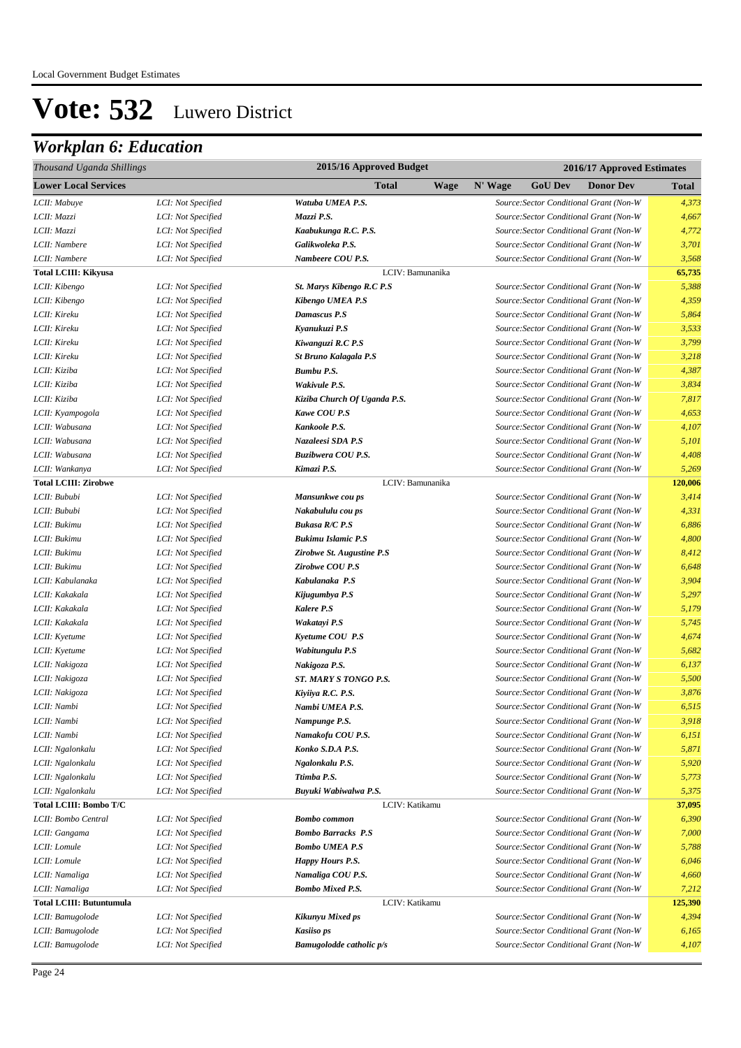# Vote: 532 Luwero District

## *Workplan 6: Education*

| *Thousand Uganda Shillings* | | | 2015/16 Approved Budget | | 2016/17 Approved Estimates | | | | |
|---|---|---|---|---|---|---|---|---|---|
| **Lower Local Services** | | | **Total** | **Wage** | **N' Wage** | **GoU Dev** | **Donor Dev** | | **Total** |
| *LCII: Mabuye* | *LCI: Not Specified* | ***Watuba UMEA P.S.*** | | | *Source:Sector Conditional Grant (Non-W* | | | | *4,373* |
| *LCII: Mazzi* | *LCI: Not Specified* | ***Mazzi P.S.*** | | | *Source:Sector Conditional Grant (Non-W* | | | | *4,667* |
| *LCII: Mazzi* | *LCI: Not Specified* | ***Kaabukunga R.C. P.S.*** | | | *Source:Sector Conditional Grant (Non-W* | | | | *4,772* |
| *LCII: Nambere* | *LCI: Not Specified* | ***Galikwoleka P.S.*** | | | *Source:Sector Conditional Grant (Non-W* | | | | *3,701* |
| *LCII: Nambere* | *LCI: Not Specified* | ***Nambeere COU P.S.*** | | | *Source:Sector Conditional Grant (Non-W* | | | | *3,568* |
| **Total LCIII: Kikyusa** | | | LCIV: Bamunanika | | | | | | **65,735** |
| *LCII: Kibengo* | *LCI: Not Specified* | ***St. Marys Kibengo R.C P.S*** | | | *Source:Sector Conditional Grant (Non-W* | | | | *5,388* |
| *LCII: Kibengo* | *LCI: Not Specified* | ***Kibengo UMEA P.S*** | | | *Source:Sector Conditional Grant (Non-W* | | | | *4,359* |
| *LCII: Kireku* | *LCI: Not Specified* | ***Damascus P.S*** | | | *Source:Sector Conditional Grant (Non-W* | | | | *5,864* |
| *LCII: Kireku* | *LCI: Not Specified* | ***Kyanukuzi P.S*** | | | *Source:Sector Conditional Grant (Non-W* | | | | *3,533* |
| *LCII: Kireku* | *LCI: Not Specified* | ***Kiwanguzi R.C P.S*** | | | *Source:Sector Conditional Grant (Non-W* | | | | *3,799* |
| *LCII: Kireku* | *LCI: Not Specified* | ***St Bruno Kalagala P.S*** | | | *Source:Sector Conditional Grant (Non-W* | | | | *3,218* |
| *LCII: Kiziba* | *LCI: Not Specified* | ***Bumbu P.S.*** | | | *Source:Sector Conditional Grant (Non-W* | | | | *4,387* |
| *LCII: Kiziba* | *LCI: Not Specified* | ***Wakivule P.S.*** | | | *Source:Sector Conditional Grant (Non-W* | | | | *3,834* |
| *LCII: Kiziba* | *LCI: Not Specified* | ***Kiziba Church Of Uganda P.S.*** | | | *Source:Sector Conditional Grant (Non-W* | | | | *7,817* |
| *LCII: Kyampogola* | *LCI: Not Specified* | ***Kawe COU P.S*** | | | *Source:Sector Conditional Grant (Non-W* | | | | *4,653* |
| *LCII: Wabusana* | *LCI: Not Specified* | ***Kankoole P.S.*** | | | *Source:Sector Conditional Grant (Non-W* | | | | *4,107* |
| *LCII: Wabusana* | *LCI: Not Specified* | ***Nazaleesi SDA P.S*** | | | *Source:Sector Conditional Grant (Non-W* | | | | *5,101* |
| *LCII: Wabusana* | *LCI: Not Specified* | ***Buzibwera COU P.S.*** | | | *Source:Sector Conditional Grant (Non-W* | | | | *4,408* |
| *LCII: Wankanya* | *LCI: Not Specified* | ***Kimazi P.S.*** | | | *Source:Sector Conditional Grant (Non-W* | | | | *5,269* |
| **Total LCIII: Zirobwe** | | | LCIV: Bamunanika | | | | | | **120,006** |
| *LCII: Bububi* | *LCI: Not Specified* | ***Mansunkwe cou ps*** | | | *Source:Sector Conditional Grant (Non-W* | | | | *3,414* |
| *LCII: Bububi* | *LCI: Not Specified* | ***Nakabululu cou ps*** | | | *Source:Sector Conditional Grant (Non-W* | | | | *4,331* |
| *LCII: Bukimu* | *LCI: Not Specified* | ***Bukasa R/C P.S*** | | | *Source:Sector Conditional Grant (Non-W* | | | | *6,886* |
| *LCII: Bukimu* | *LCI: Not Specified* | ***Bukimu Islamic P.S*** | | | *Source:Sector Conditional Grant (Non-W* | | | | *4,800* |
| *LCII: Bukimu* | *LCI: Not Specified* | ***Zirobwe St. Augustine P.S*** | | | *Source:Sector Conditional Grant (Non-W* | | | | *8,412* |
| *LCII: Bukimu* | *LCI: Not Specified* | ***Zirobwe COU P.S*** | | | *Source:Sector Conditional Grant (Non-W* | | | | *6,648* |
| *LCII: Kabulanaka* | *LCI: Not Specified* | ***Kabulanaka P.S*** | | | *Source:Sector Conditional Grant (Non-W* | | | | *3,904* |
| *LCII: Kakakala* | *LCI: Not Specified* | ***Kijugumbya P.S*** | | | *Source:Sector Conditional Grant (Non-W* | | | | *5,297* |
| *LCII: Kakakala* | *LCI: Not Specified* | ***Kalere P.S*** | | | *Source:Sector Conditional Grant (Non-W* | | | | *5,179* |
| *LCII: Kakakala* | *LCI: Not Specified* | ***Wakatayi P.S*** | | | *Source:Sector Conditional Grant (Non-W* | | | | *5,745* |
| *LCII: Kyetume* | *LCI: Not Specified* | ***Kyetume COU P.S*** | | | *Source:Sector Conditional Grant (Non-W* | | | | *4,674* |
| *LCII: Kyetume* | *LCI: Not Specified* | ***Wabitungulu P.S*** | | | *Source:Sector Conditional Grant (Non-W* | | | | *5,682* |
| *LCII: Nakigoza* | *LCI: Not Specified* | ***Nakigoza P.S.*** | | | *Source:Sector Conditional Grant (Non-W* | | | | *6,137* |
| *LCII: Nakigoza* | *LCI: Not Specified* | ***ST. MARY S TONGO P.S.*** | | | *Source:Sector Conditional Grant (Non-W* | | | | *5,500* |
| *LCII: Nakigoza* | *LCI: Not Specified* | ***Kiyiiya R.C. P.S.*** | | | *Source:Sector Conditional Grant (Non-W* | | | | *3,876* |
| *LCII: Nambi* | *LCI: Not Specified* | ***Nambi UMEA P.S.*** | | | *Source:Sector Conditional Grant (Non-W* | | | | *6,515* |
| *LCII: Nambi* | *LCI: Not Specified* | ***Nampunge P.S.*** | | | *Source:Sector Conditional Grant (Non-W* | | | | *3,918* |
| *LCII: Nambi* | *LCI: Not Specified* | ***Namakofu COU P.S.*** | | | *Source:Sector Conditional Grant (Non-W* | | | | *6,151* |
| *LCII: Ngalonkalu* | *LCI: Not Specified* | ***Konko S.D.A P.S.*** | | | *Source:Sector Conditional Grant (Non-W* | | | | *5,871* |
| *LCII: Ngalonkalu* | *LCI: Not Specified* | ***Ngalonkalu P.S.*** | | | *Source:Sector Conditional Grant (Non-W* | | | | *5,920* |
| *LCII: Ngalonkalu* | *LCI: Not Specified* | ***Ttimba P.S.*** | | | *Source:Sector Conditional Grant (Non-W* | | | | *5,773* |
| *LCII: Ngalonkalu* | *LCI: Not Specified* | ***Buyuki Wabiwalwa P.S.*** | | | *Source:Sector Conditional Grant (Non-W* | | | | *5,375* |
| **Total LCIII: Bombo T/C** | | | LCIV: Katikamu | | | | | | **37,095** |
| *LCII: Bombo Central* | *LCI: Not Specified* | ***Bombo common*** | | | *Source:Sector Conditional Grant (Non-W* | | | | *6,390* |
| *LCII: Gangama* | *LCI: Not Specified* | ***Bombo Barracks P.S*** | | | *Source:Sector Conditional Grant (Non-W* | | | | *7,000* |
| *LCII: Lomule* | *LCI: Not Specified* | ***Bombo UMEA P.S*** | | | *Source:Sector Conditional Grant (Non-W* | | | | *5,788* |
| *LCII: Lomule* | *LCI: Not Specified* | ***Happy Hours P.S.*** | | | *Source:Sector Conditional Grant (Non-W* | | | | *6,046* |
| *LCII: Namaliga* | *LCI: Not Specified* | ***Namaliga COU P.S.*** | | | *Source:Sector Conditional Grant (Non-W* | | | | *4,660* |
| *LCII: Namaliga* | *LCI: Not Specified* | ***Bombo Mixed P.S.*** | | | *Source:Sector Conditional Grant (Non-W* | | | | *7,212* |
| **Total LCIII: Butuntumula** | | | LCIV: Katikamu | | | | | | **125,390** |
| *LCII: Bamugolode* | *LCI: Not Specified* | ***Kikunyu Mixed ps*** | | | *Source:Sector Conditional Grant (Non-W* | | | | *4,394* |
| *LCII: Bamugolode* | *LCI: Not Specified* | ***Kasiiso ps*** | | | *Source:Sector Conditional Grant (Non-W* | | | | *6,165* |
| *LCII: Bamugolode* | *LCI: Not Specified* | ***Bamugolodde catholic p/s*** | | | *Source:Sector Conditional Grant (Non-W* | | | | *4,107* |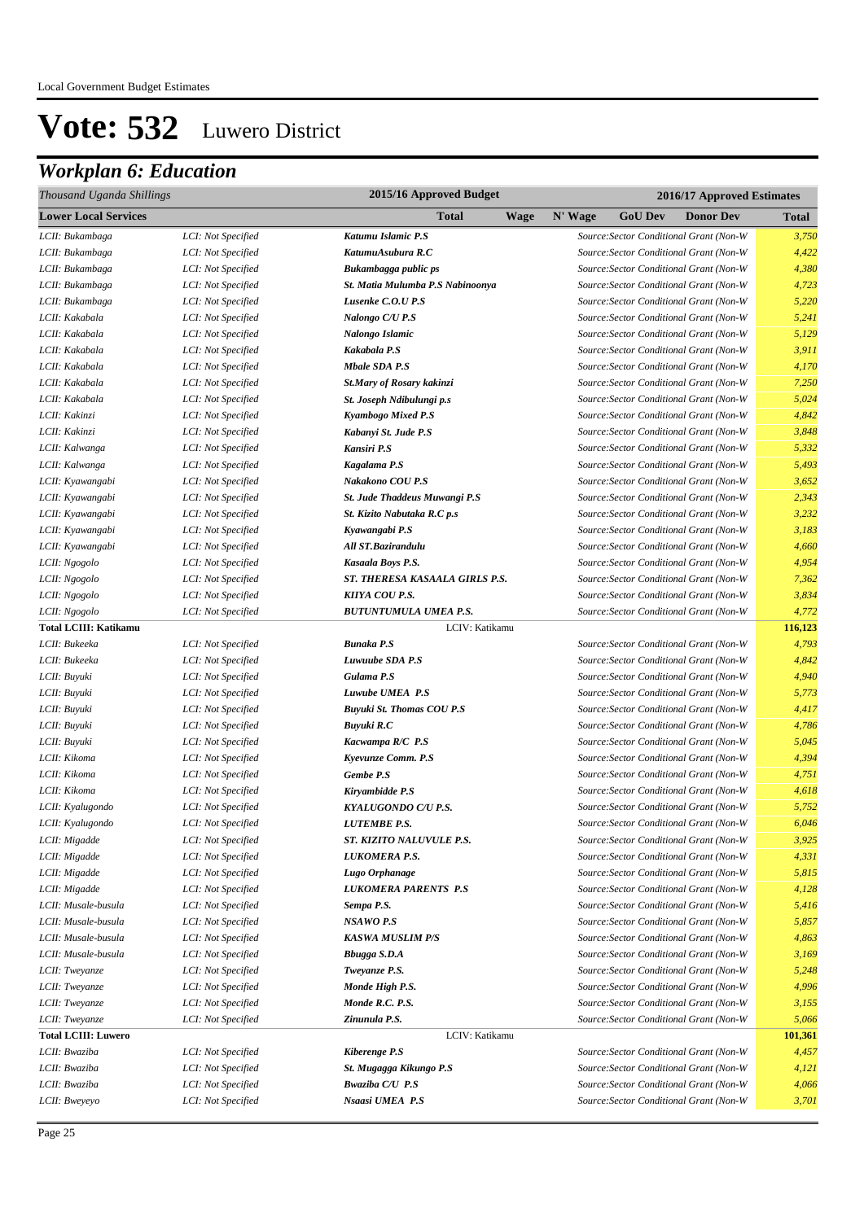# Vote: 532 Luwero District

## *Workplan 6: Education*

| *Thousand Uganda Shillings* | | 2015/16 Approved Budget | | | 2016/17 Approved Estimates | | |
|---|---|---|---|---|---|---|---|
| **Lower Local Services** | | **Total** | **Wage** | **N' Wage** | **GoU Dev** | **Donor Dev** | **Total** |
| *LCII: Bukambaga* | *LCI: Not Specified* | ***Katumu Islamic P.S*** | | | *Source:Sector Conditional Grant (Non-W* | | *3,750* |
| *LCII: Bukambaga* | *LCI: Not Specified* | ***KatumuAsubura R.C*** | | | *Source:Sector Conditional Grant (Non-W* | | *4,422* |
| *LCII: Bukambaga* | *LCI: Not Specified* | ***Bukambagga public ps*** | | | *Source:Sector Conditional Grant (Non-W* | | *4,380* |
| *LCII: Bukambaga* | *LCI: Not Specified* | ***St. Matia Mulumba P.S Nabinoonya*** | | | *Source:Sector Conditional Grant (Non-W* | | *4,723* |
| *LCII: Bukambaga* | *LCI: Not Specified* | ***Lusenke C.O.U P.S*** | | | *Source:Sector Conditional Grant (Non-W* | | *5,220* |
| *LCII: Kakabala* | *LCI: Not Specified* | ***Nalongo C/U P.S*** | | | *Source:Sector Conditional Grant (Non-W* | | *5,241* |
| *LCII: Kakabala* | *LCI: Not Specified* | ***Nalongo Islamic*** | | | *Source:Sector Conditional Grant (Non-W* | | *5,129* |
| *LCII: Kakabala* | *LCI: Not Specified* | ***Kakabala P.S*** | | | *Source:Sector Conditional Grant (Non-W* | | *3,911* |
| *LCII: Kakabala* | *LCI: Not Specified* | ***Mbale SDA P.S*** | | | *Source:Sector Conditional Grant (Non-W* | | *4,170* |
| *LCII: Kakabala* | *LCI: Not Specified* | ***St.Mary of Rosary kakinzi*** | | | *Source:Sector Conditional Grant (Non-W* | | *7,250* |
| *LCII: Kakabala* | *LCI: Not Specified* | ***St. Joseph Ndibulungi p.s*** | | | *Source:Sector Conditional Grant (Non-W* | | *5,024* |
| *LCII: Kakinzi* | *LCI: Not Specified* | ***Kyambogo Mixed P.S*** | | | *Source:Sector Conditional Grant (Non-W* | | *4,842* |
| *LCII: Kakinzi* | *LCI: Not Specified* | ***Kabanyi St. Jude P.S*** | | | *Source:Sector Conditional Grant (Non-W* | | *3,848* |
| *LCII: Kalwanga* | *LCI: Not Specified* | ***Kansiri P.S*** | | | *Source:Sector Conditional Grant (Non-W* | | *5,332* |
| *LCII: Kalwanga* | *LCI: Not Specified* | ***Kagalama P.S*** | | | *Source:Sector Conditional Grant (Non-W* | | *5,493* |
| *LCII: Kyawangabi* | *LCI: Not Specified* | ***Nakakono COU P.S*** | | | *Source:Sector Conditional Grant (Non-W* | | *3,652* |
| *LCII: Kyawangabi* | *LCI: Not Specified* | ***St. Jude Thaddeus Muwangi P.S*** | | | *Source:Sector Conditional Grant (Non-W* | | *2,343* |
| *LCII: Kyawangabi* | *LCI: Not Specified* | ***St. Kizito Nabutaka R.C p.s*** | | | *Source:Sector Conditional Grant (Non-W* | | *3,232* |
| *LCII: Kyawangabi* | *LCI: Not Specified* | ***Kyawangabi P.S*** | | | *Source:Sector Conditional Grant (Non-W* | | *3,183* |
| *LCII: Kyawangabi* | *LCI: Not Specified* | ***All ST.Bazirandulu*** | | | *Source:Sector Conditional Grant (Non-W* | | *4,660* |
| *LCII: Ngogolo* | *LCI: Not Specified* | ***Kasaala Boys P.S.*** | | | *Source:Sector Conditional Grant (Non-W* | | *4,954* |
| *LCII: Ngogolo* | *LCI: Not Specified* | ***ST. THERESA KASAALA GIRLS P.S.*** | | | *Source:Sector Conditional Grant (Non-W* | | *7,362* |
| *LCII: Ngogolo* | *LCI: Not Specified* | ***KIIYA COU P.S.*** | | | *Source:Sector Conditional Grant (Non-W* | | *3,834* |
| *LCII: Ngogolo* | *LCI: Not Specified* | ***BUTUNTUMULA UMEA P.S.*** | | | *Source:Sector Conditional Grant (Non-W* | | *4,772* |
| **Total LCIII: Katikamu** | | LCIV: Katikamu | | | | | **116,123** |
| *LCII: Bukeeka* | *LCI: Not Specified* | ***Bunaka P.S*** | | | *Source:Sector Conditional Grant (Non-W* | | *4,793* |
| *LCII: Bukeeka* | *LCI: Not Specified* | ***Luwuube SDA P.S*** | | | *Source:Sector Conditional Grant (Non-W* | | *4,842* |
| *LCII: Buyuki* | *LCI: Not Specified* | ***Gulama P.S*** | | | *Source:Sector Conditional Grant (Non-W* | | *4,940* |
| *LCII: Buyuki* | *LCI: Not Specified* | ***Luwube UMEA P.S*** | | | *Source:Sector Conditional Grant (Non-W* | | *5,773* |
| *LCII: Buyuki* | *LCI: Not Specified* | ***Buyuki St. Thomas COU P.S*** | | | *Source:Sector Conditional Grant (Non-W* | | *4,417* |
| *LCII: Buyuki* | *LCI: Not Specified* | ***Buyuki R.C*** | | | *Source:Sector Conditional Grant (Non-W* | | *4,786* |
| *LCII: Buyuki* | *LCI: Not Specified* | ***Kacwampa R/C P.S*** | | | *Source:Sector Conditional Grant (Non-W* | | *5,045* |
| *LCII: Kikoma* | *LCI: Not Specified* | ***Kyevunze Comm. P.S*** | | | *Source:Sector Conditional Grant (Non-W* | | *4,394* |
| *LCII: Kikoma* | *LCI: Not Specified* | ***Gembe P.S*** | | | *Source:Sector Conditional Grant (Non-W* | | *4,751* |
| *LCII: Kikoma* | *LCI: Not Specified* | ***Kiryambidde P.S*** | | | *Source:Sector Conditional Grant (Non-W* | | *4,618* |
| *LCII: Kyalugondo* | *LCI: Not Specified* | ***KYALUGONDO C/U P.S.*** | | | *Source:Sector Conditional Grant (Non-W* | | *5,752* |
| *LCII: Kyalugondo* | *LCI: Not Specified* | ***LUTEMBE P.S.*** | | | *Source:Sector Conditional Grant (Non-W* | | *6,046* |
| *LCII: Migadde* | *LCI: Not Specified* | ***ST. KIZITO NALUVULE P.S.*** | | | *Source:Sector Conditional Grant (Non-W* | | *3,925* |
| *LCII: Migadde* | *LCI: Not Specified* | ***LUKOMERA P.S.*** | | | *Source:Sector Conditional Grant (Non-W* | | *4,331* |
| *LCII: Migadde* | *LCI: Not Specified* | ***Lugo Orphanage*** | | | *Source:Sector Conditional Grant (Non-W* | | *5,815* |
| *LCII: Migadde* | *LCI: Not Specified* | ***LUKOMERA PARENTS P.S*** | | | *Source:Sector Conditional Grant (Non-W* | | *4,128* |
| *LCII: Musale-busula* | *LCI: Not Specified* | ***Sempa P.S.*** | | | *Source:Sector Conditional Grant (Non-W* | | *5,416* |
| *LCII: Musale-busula* | *LCI: Not Specified* | ***NSAWO P.S*** | | | *Source:Sector Conditional Grant (Non-W* | | *5,857* |
| *LCII: Musale-busula* | *LCI: Not Specified* | ***KASWA MUSLIM P/S*** | | | *Source:Sector Conditional Grant (Non-W* | | *4,863* |
| *LCII: Musale-busula* | *LCI: Not Specified* | ***Bbugga S.D.A*** | | | *Source:Sector Conditional Grant (Non-W* | | *3,169* |
| *LCII: Tweyanze* | *LCI: Not Specified* | ***Tweyanze P.S.*** | | | *Source:Sector Conditional Grant (Non-W* | | *5,248* |
| *LCII: Tweyanze* | *LCI: Not Specified* | ***Monde High P.S.*** | | | *Source:Sector Conditional Grant (Non-W* | | *4,996* |
| *LCII: Tweyanze* | *LCI: Not Specified* | ***Monde R.C. P.S.*** | | | *Source:Sector Conditional Grant (Non-W* | | *3,155* |
| *LCII: Tweyanze* | *LCI: Not Specified* | ***Zinunula P.S.*** | | | *Source:Sector Conditional Grant (Non-W* | | *5,066* |
| **Total LCIII: Luwero** | | LCIV: Katikamu | | | | | **101,361** |
| *LCII: Bwaziba* | *LCI: Not Specified* | ***Kiberenge P.S*** | | | *Source:Sector Conditional Grant (Non-W* | | *4,457* |
| *LCII: Bwaziba* | *LCI: Not Specified* | ***St. Mugagga Kikungo P.S*** | | | *Source:Sector Conditional Grant (Non-W* | | *4,121* |
| *LCII: Bwaziba* | *LCI: Not Specified* | ***Bwaziba C/U P.S*** | | | *Source:Sector Conditional Grant (Non-W* | | *4,066* |
| *LCII: Bweyeyo* | *LCI: Not Specified* | ***Nsaasi UMEA P.S*** | | | *Source:Sector Conditional Grant (Non-W* | | *3,701* |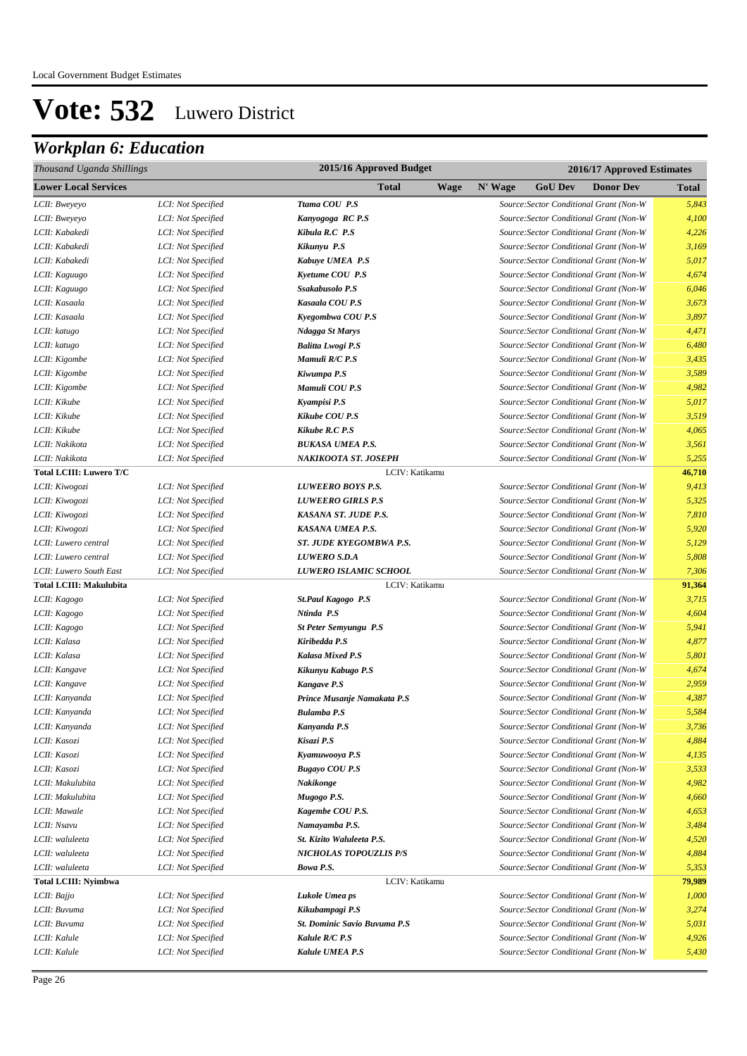Local Government Budget Estimates

# Vote: 532 Luwero District

## Workplan 6: Education

| Thousand Uganda Shillings | | | 2015/16 Approved Budget | 2016/17 Approved Estimates | | | | |
|---|---|---|---|---|---|---|---|---|
| **Lower Local Services** | | | **Total** | **Wage** | **N' Wage** | **GoU Dev** | **Donor Dev** | **Total** |
| LCII: Bweyeyo | LCI: Not Specified | **Ttama COU P.S** | | Source:Sector Conditional Grant (Non-W | | | | 5,843 |
| LCII: Bweyeyo | LCI: Not Specified | **Kanyogoga RC P.S** | | Source:Sector Conditional Grant (Non-W | | | | 4,100 |
| LCII: Kabakedi | LCI: Not Specified | **Kibula R.C P.S** | | Source:Sector Conditional Grant (Non-W | | | | 4,226 |
| LCII: Kabakedi | LCI: Not Specified | **Kikunyu P.S** | | Source:Sector Conditional Grant (Non-W | | | | 3,169 |
| LCII: Kabakedi | LCI: Not Specified | **Kabuye UMEA P.S** | | Source:Sector Conditional Grant (Non-W | | | | 5,017 |
| LCII: Kaguugo | LCI: Not Specified | **Kyetume COU P.S** | | Source:Sector Conditional Grant (Non-W | | | | 4,674 |
| LCII: Kaguugo | LCI: Not Specified | **Ssakabusolo P.S** | | Source:Sector Conditional Grant (Non-W | | | | 6,046 |
| LCII: Kasaala | LCI: Not Specified | **Kasaala COU P.S** | | Source:Sector Conditional Grant (Non-W | | | | 3,673 |
| LCII: Kasaala | LCI: Not Specified | **Kyegombwa COU P.S** | | Source:Sector Conditional Grant (Non-W | | | | 3,897 |
| LCII: katugo | LCI: Not Specified | **Ndagga St Marys** | | Source:Sector Conditional Grant (Non-W | | | | 4,471 |
| LCII: katugo | LCI: Not Specified | **Balitta Lwogi P.S** | | Source:Sector Conditional Grant (Non-W | | | | 6,480 |
| LCII: Kigombe | LCI: Not Specified | **Mamuli R/C P.S** | | Source:Sector Conditional Grant (Non-W | | | | 3,435 |
| LCII: Kigombe | LCI: Not Specified | **Kiwumpa P.S** | | Source:Sector Conditional Grant (Non-W | | | | 3,589 |
| LCII: Kigombe | LCI: Not Specified | **Mamuli COU P.S** | | Source:Sector Conditional Grant (Non-W | | | | 4,982 |
| LCII: Kikube | LCI: Not Specified | **Kyampisi P.S** | | Source:Sector Conditional Grant (Non-W | | | | 5,017 |
| LCII: Kikube | LCI: Not Specified | **Kikube COU P.S** | | Source:Sector Conditional Grant (Non-W | | | | 3,519 |
| LCII: Kikube | LCI: Not Specified | **Kikube R.C P.S** | | Source:Sector Conditional Grant (Non-W | | | | 4,065 |
| LCII: Nakikota | LCI: Not Specified | **BUKASA UMEA P.S.** | | Source:Sector Conditional Grant (Non-W | | | | 3,561 |
| LCII: Nakikota | LCI: Not Specified | **NAKIKOOTA ST. JOSEPH** | | Source:Sector Conditional Grant (Non-W | | | | 5,255 |
| **Total LCIII: Luwero T/C** | | | LCIV: Katikamu | | | | | **46,710** |
| LCII: Kiwogozi | LCI: Not Specified | **LUWEERO BOYS P.S.** | | Source:Sector Conditional Grant (Non-W | | | | 9,413 |
| LCII: Kiwogozi | LCI: Not Specified | **LUWEERO GIRLS P.S** | | Source:Sector Conditional Grant (Non-W | | | | 5,325 |
| LCII: Kiwogozi | LCI: Not Specified | **KASANA ST. JUDE P.S.** | | Source:Sector Conditional Grant (Non-W | | | | 7,810 |
| LCII: Kiwogozi | LCI: Not Specified | **KASANA UMEA P.S.** | | Source:Sector Conditional Grant (Non-W | | | | 5,920 |
| LCII: Luwero central | LCI: Not Specified | **ST. JUDE KYEGOMBWA P.S.** | | Source:Sector Conditional Grant (Non-W | | | | 5,129 |
| LCII: Luwero central | LCI: Not Specified | **LUWERO S.D.A** | | Source:Sector Conditional Grant (Non-W | | | | 5,808 |
| LCII: Luwero South East | LCI: Not Specified | **LUWERO ISLAMIC SCHOOL** | | Source:Sector Conditional Grant (Non-W | | | | 7,306 |
| **Total LCIII: Makulubita** | | | LCIV: Katikamu | | | | | **91,364** |
| LCII: Kagogo | LCI: Not Specified | **St.Paul Kagogo P.S** | | Source:Sector Conditional Grant (Non-W | | | | 3,715 |
| LCII: Kagogo | LCI: Not Specified | **Ntinda P.S** | | Source:Sector Conditional Grant (Non-W | | | | 4,604 |
| LCII: Kagogo | LCI: Not Specified | **St Peter Semyungu P.S** | | Source:Sector Conditional Grant (Non-W | | | | 5,941 |
| LCII: Kalasa | LCI: Not Specified | **Kiribedda P.S** | | Source:Sector Conditional Grant (Non-W | | | | 4,877 |
| LCII: Kalasa | LCI: Not Specified | **Kalasa Mixed P.S** | | Source:Sector Conditional Grant (Non-W | | | | 5,801 |
| LCII: Kangave | LCI: Not Specified | **Kikunyu Kabugo P.S** | | Source:Sector Conditional Grant (Non-W | | | | 4,674 |
| LCII: Kangave | LCI: Not Specified | **Kangave P.S** | | Source:Sector Conditional Grant (Non-W | | | | 2,959 |
| LCII: Kanyanda | LCI: Not Specified | **Prince Musanje Namakata P.S** | | Source:Sector Conditional Grant (Non-W | | | | 4,387 |
| LCII: Kanyanda | LCI: Not Specified | **Bulamba P.S** | | Source:Sector Conditional Grant (Non-W | | | | 5,584 |
| LCII: Kanyanda | LCI: Not Specified | **Kanyanda P.S** | | Source:Sector Conditional Grant (Non-W | | | | 3,736 |
| LCII: Kasozi | LCI: Not Specified | **Kisazi P.S** | | Source:Sector Conditional Grant (Non-W | | | | 4,884 |
| LCII: Kasozi | LCI: Not Specified | **Kyamuwooya P.S** | | Source:Sector Conditional Grant (Non-W | | | | 4,135 |
| LCII: Kasozi | LCI: Not Specified | **Bugayo COU P.S** | | Source:Sector Conditional Grant (Non-W | | | | 3,533 |
| LCII: Makulubita | LCI: Not Specified | **Nakikonge** | | Source:Sector Conditional Grant (Non-W | | | | 4,982 |
| LCII: Makulubita | LCI: Not Specified | **Mugogo P.S.** | | Source:Sector Conditional Grant (Non-W | | | | 4,660 |
| LCII: Mawale | LCI: Not Specified | **Kagembe COU P.S.** | | Source:Sector Conditional Grant (Non-W | | | | 4,653 |
| LCII: Nsavu | LCI: Not Specified | **Namayamba P.S.** | | Source:Sector Conditional Grant (Non-W | | | | 3,484 |
| LCII: waluleeta | LCI: Not Specified | **St. Kizito Waluleeta P.S.** | | Source:Sector Conditional Grant (Non-W | | | | 4,520 |
| LCII: waluleeta | LCI: Not Specified | **NICHOLAS TOPOUZLIS P/S** | | Source:Sector Conditional Grant (Non-W | | | | 4,884 |
| LCII: waluleeta | LCI: Not Specified | **Bowa P.S.** | | Source:Sector Conditional Grant (Non-W | | | | 5,353 |
| **Total LCIII: Nyimbwa** | | | LCIV: Katikamu | | | | | **79,989** |
| LCII: Bajjo | LCI: Not Specified | **Lukole Umea ps** | | Source:Sector Conditional Grant (Non-W | | | | 1,000 |
| LCII: Buvuma | LCI: Not Specified | **Kikubampagi P.S** | | Source:Sector Conditional Grant (Non-W | | | | 3,274 |
| LCII: Buvuma | LCI: Not Specified | **St. Dominic Savio Buvuma P.S** | | Source:Sector Conditional Grant (Non-W | | | | 5,031 |
| LCII: Kalule | LCI: Not Specified | **Kalule R/C P.S** | | Source:Sector Conditional Grant (Non-W | | | | 4,926 |
| LCII: Kalule | LCI: Not Specified | **Kalule UMEA P.S** | | Source:Sector Conditional Grant (Non-W | | | | 5,430 |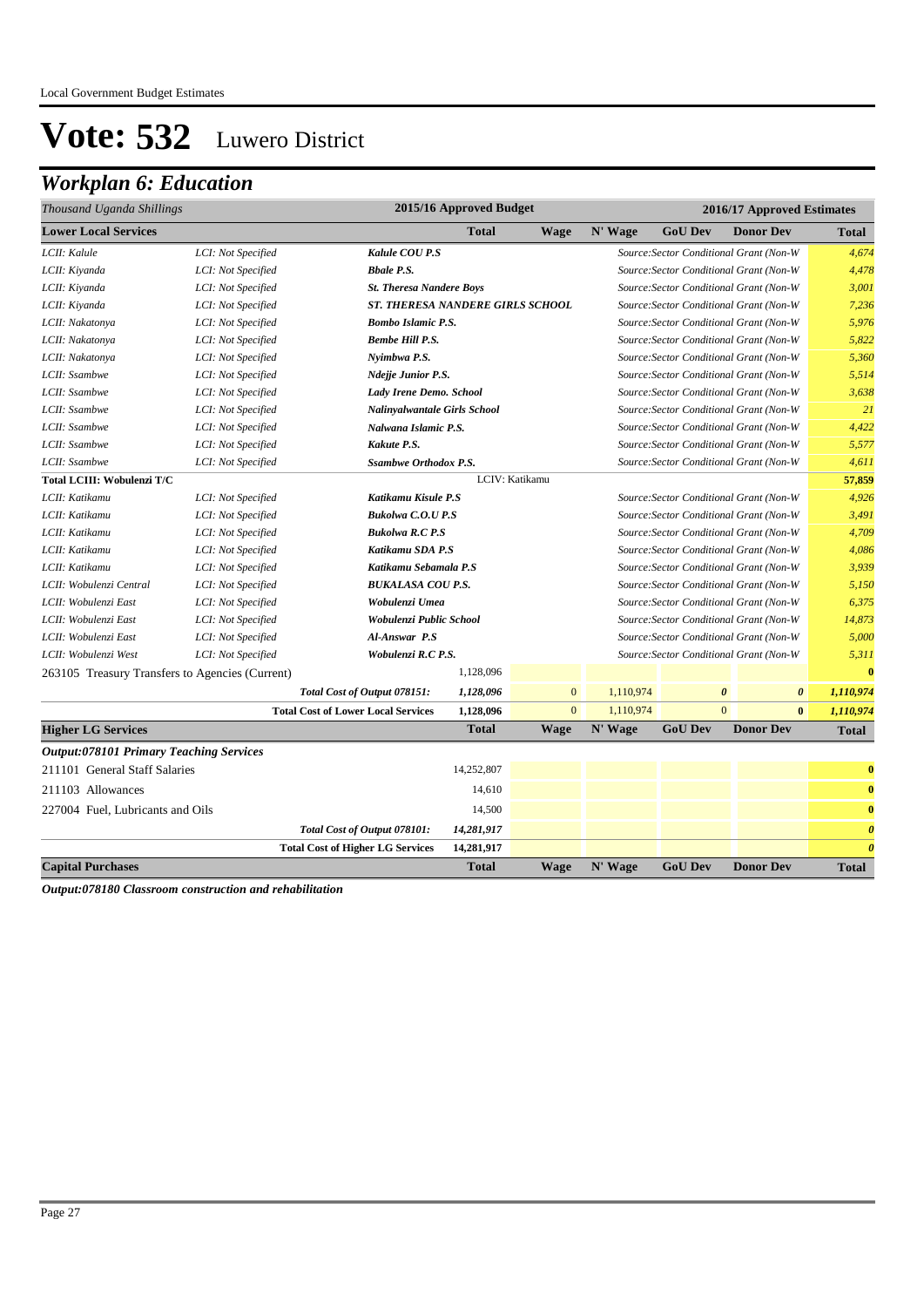Local Government Budget Estimates

# Vote: 532 Luwero District

## Workplan 6: Education

| Thousand Uganda Shillings | | | 2015/16 Approved Budget | | 2016/17 Approved Estimates | | | |
|---|---|---|---|---|---|---|---|---|
| **Lower Local Services** | | | **Total** | **Wage** | **N' Wage** | **GoU Dev** | **Donor Dev** | **Total** |
| *LCII: Kalule* | *LCI: Not Specified* | ***Kalule COU P.S*** | | | *Source:Sector Conditional Grant (Non-W* | | | *4,674* |
| *LCII: Kiyanda* | *LCI: Not Specified* | ***Bbale P.S.*** | | | *Source:Sector Conditional Grant (Non-W* | | | *4,478* |
| *LCII: Kiyanda* | *LCI: Not Specified* | ***St. Theresa Nandere Boys*** | | | *Source:Sector Conditional Grant (Non-W* | | | *3,001* |
| *LCII: Kiyanda* | *LCI: Not Specified* | ***ST. THERESA NANDERE GIRLS SCHOOL*** | | | *Source:Sector Conditional Grant (Non-W* | | | *7,236* |
| *LCII: Nakatonya* | *LCI: Not Specified* | ***Bombo Islamic P.S.*** | | | *Source:Sector Conditional Grant (Non-W* | | | *5,976* |
| *LCII: Nakatonya* | *LCI: Not Specified* | ***Bembe Hill P.S.*** | | | *Source:Sector Conditional Grant (Non-W* | | | *5,822* |
| *LCII: Nakatonya* | *LCI: Not Specified* | ***Nyimbwa P.S.*** | | | *Source:Sector Conditional Grant (Non-W* | | | *5,360* |
| *LCII: Ssambwe* | *LCI: Not Specified* | ***Ndejje Junior P.S.*** | | | *Source:Sector Conditional Grant (Non-W* | | | *5,514* |
| *LCII: Ssambwe* | *LCI: Not Specified* | ***Lady Irene Demo. School*** | | | *Source:Sector Conditional Grant (Non-W* | | | *3,638* |
| *LCII: Ssambwe* | *LCI: Not Specified* | ***Nalinyalwantale Girls School*** | | | *Source:Sector Conditional Grant (Non-W* | | | *21* |
| *LCII: Ssambwe* | *LCI: Not Specified* | ***Nalwana Islamic P.S.*** | | | *Source:Sector Conditional Grant (Non-W* | | | *4,422* |
| *LCII: Ssambwe* | *LCI: Not Specified* | ***Kakute P.S.*** | | | *Source:Sector Conditional Grant (Non-W* | | | *5,577* |
| *LCII: Ssambwe* | *LCI: Not Specified* | ***Ssambwe Orthodox P.S.*** | | | *Source:Sector Conditional Grant (Non-W* | | | *4,611* |
| **Total LCIII: Wobulenzi T/C** | | | LCIV: Katikamu | | | | | **57,859** |
| *LCII: Katikamu* | *LCI: Not Specified* | ***Katikamu Kisule P.S*** | | | *Source:Sector Conditional Grant (Non-W* | | | *4,926* |
| *LCII: Katikamu* | *LCI: Not Specified* | ***Bukolwa C.O.U P.S*** | | | *Source:Sector Conditional Grant (Non-W* | | | *3,491* |
| *LCII: Katikamu* | *LCI: Not Specified* | ***Bukolwa R.C P.S*** | | | *Source:Sector Conditional Grant (Non-W* | | | *4,709* |
| *LCII: Katikamu* | *LCI: Not Specified* | ***Katikamu SDA P.S*** | | | *Source:Sector Conditional Grant (Non-W* | | | *4,086* |
| *LCII: Katikamu* | *LCI: Not Specified* | ***Katikamu Sebamala P.S*** | | | *Source:Sector Conditional Grant (Non-W* | | | *3,939* |
| *LCII: Wobulenzi Central* | *LCI: Not Specified* | ***BUKALASA COU P.S.*** | | | *Source:Sector Conditional Grant (Non-W* | | | *5,150* |
| *LCII: Wobulenzi East* | *LCI: Not Specified* | ***Wobulenzi Umea*** | | | *Source:Sector Conditional Grant (Non-W* | | | *6,375* |
| *LCII: Wobulenzi East* | *LCI: Not Specified* | ***Wobulenzi Public School*** | | | *Source:Sector Conditional Grant (Non-W* | | | *14,873* |
| *LCII: Wobulenzi East* | *LCI: Not Specified* | ***Al-Answar P.S*** | | | *Source:Sector Conditional Grant (Non-W* | | | *5,000* |
| *LCII: Wobulenzi West* | *LCI: Not Specified* | ***Wobulenzi R.C P.S.*** | | | *Source:Sector Conditional Grant (Non-W* | | | *5,311* |
| 263105 Treasury Transfers to Agencies (Current) | | | 1,128,096 | | | | | **0** |
| | | ***Total Cost of Output 078151:*** | ***1,128,096*** | 0 | 1,110,974 | ***0*** | ***0*** | ***1,110,974*** |
| | | **Total Cost of Lower Local Services** | **1,128,096** | 0 | 1,110,974 | 0 | **0** | ***1,110,974*** |
| **Higher LG Services** | | | **Total** | **Wage** | **N' Wage** | **GoU Dev** | **Donor Dev** | **Total** |
| ***Output:078101 Primary Teaching Services*** | | | | | | | | |
| 211101 General Staff Salaries | | | 14,252,807 | | | | | **0** |
| 211103 Allowances | | | 14,610 | | | | | **0** |
| 227004 Fuel, Lubricants and Oils | | | 14,500 | | | | | **0** |
| | | ***Total Cost of Output 078101:*** | ***14,281,917*** | | | | | ***0*** |
| | | **Total Cost of Higher LG Services** | **14,281,917** | | | | | ***0*** |
| **Capital Purchases** | | | **Total** | **Wage** | **N' Wage** | **GoU Dev** | **Donor Dev** | **Total** |

***Output:078180 Classroom construction and rehabilitation***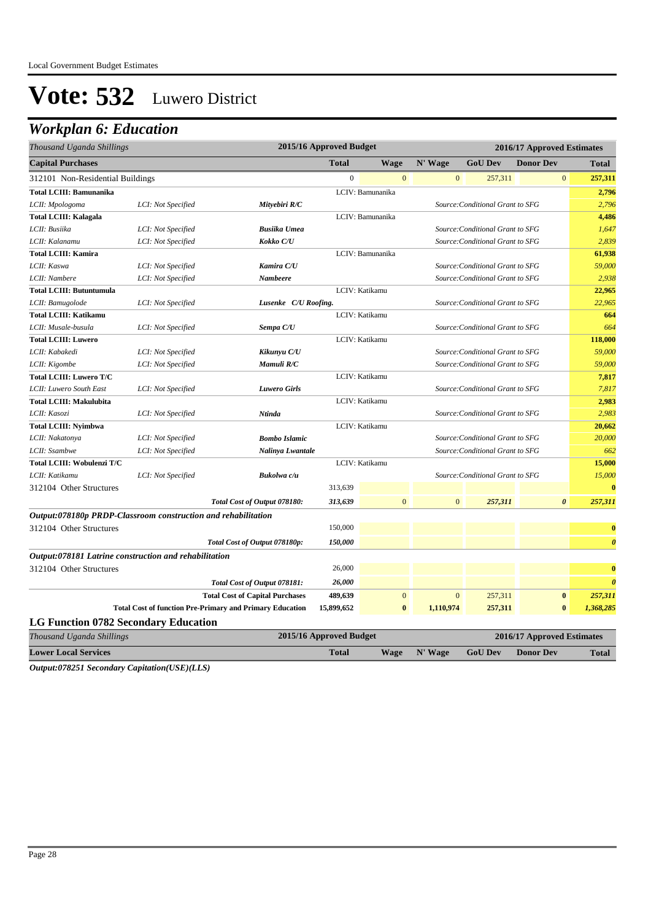# Vote: 532 Luwero District

## Workplan 6: Education

| Thousand Uganda Shillings | | | 2015/16 Approved Budget | 2016/17 Approved Estimates | | | | |
|---|---|---|---|---|---|---|---|---|
| **Capital Purchases** | | | **Total** | **Wage** | **N' Wage** | **GoU Dev** | **Donor Dev** | **Total** |
| 312101 Non-Residential Buildings | | | 0 | 0 | 0 | 257,311 | 0 | 257,311 |
| **Total LCIII: Bamunanika** | | | LCIV: Bamunanika | | | | | **2,796** |
| *LCII: Mpologoma* | *LCI: Not Specified* | ***Mityebiri R/C*** | | | | *Source:Conditional Grant to SFG* | | *2,796* |
| **Total LCIII: Kalagala** | | | LCIV: Bamunanika | | | | | **4,486** |
| *LCII: Busiika* | *LCI: Not Specified* | ***Busiika Umea*** | | | | *Source:Conditional Grant to SFG* | | *1,647* |
| *LCII: Kalanamu* | *LCI: Not Specified* | ***Kokko C/U*** | | | | *Source:Conditional Grant to SFG* | | *2,839* |
| **Total LCIII: Kamira** | | | LCIV: Bamunanika | | | | | **61,938** |
| *LCII: Kaswa* | *LCI: Not Specified* | ***Kamira C/U*** | | | | *Source:Conditional Grant to SFG* | | *59,000* |
| *LCII: Nambere* | *LCI: Not Specified* | ***Nambeere*** | | | | *Source:Conditional Grant to SFG* | | *2,938* |
| **Total LCIII: Butuntumula** | | | LCIV: Katikamu | | | | | **22,965** |
| *LCII: Bamugolode* | *LCI: Not Specified* | ***Lusenke C/U Roofing.*** | | | | *Source:Conditional Grant to SFG* | | *22,965* |
| **Total LCIII: Katikamu** | | | LCIV: Katikamu | | | | | **664** |
| *LCII: Musale-busula* | *LCI: Not Specified* | ***Sempa C/U*** | | | | *Source:Conditional Grant to SFG* | | *664* |
| **Total LCIII: Luwero** | | | LCIV: Katikamu | | | | | **118,000** |
| *LCII: Kabakedi* | *LCI: Not Specified* | ***Kikunyu C/U*** | | | | *Source:Conditional Grant to SFG* | | *59,000* |
| *LCII: Kigombe* | *LCI: Not Specified* | ***Mamuli R/C*** | | | | *Source:Conditional Grant to SFG* | | *59,000* |
| **Total LCIII: Luwero T/C** | | | LCIV: Katikamu | | | | | **7,817** |
| *LCII: Luwero South East* | *LCI: Not Specified* | ***Luwero Girls*** | | | | *Source:Conditional Grant to SFG* | | *7,817* |
| **Total LCIII: Makulubita** | | | LCIV: Katikamu | | | | | **2,983** |
| *LCII: Kasozi* | *LCI: Not Specified* | ***Ntinda*** | | | | *Source:Conditional Grant to SFG* | | *2,983* |
| **Total LCIII: Nyimbwa** | | | LCIV: Katikamu | | | | | **20,662** |
| *LCII: Nakatonya* | *LCI: Not Specified* | ***Bombo Islamic*** | | | | *Source:Conditional Grant to SFG* | | *20,000* |
| *LCII: Ssambwe* | *LCI: Not Specified* | ***Nalinya Lwantale*** | | | | *Source:Conditional Grant to SFG* | | *662* |
| **Total LCIII: Wobulenzi T/C** | | | LCIV: Katikamu | | | | | **15,000** |
| *LCII: Katikamu* | *LCI: Not Specified* | ***Bukolwa c/u*** | | | | *Source:Conditional Grant to SFG* | | *15,000* |
| 312104 Other Structures | | | 313,639 | | | | | 0 |
| | | ***Total Cost of Output 078180:*** | ***313,639*** | 0 | 0 | ***257,311*** | ***0*** | ***257,311*** |
| ***Output:078180p PRDP-Classroom construction and rehabilitation*** | | | | | | | | |
| 312104 Other Structures | | | 150,000 | | | | | 0 |
| | | ***Total Cost of Output 078180p:*** | ***150,000*** | | | | | ***0*** |
| ***Output:078181 Latrine construction and rehabilitation*** | | | | | | | | |
| 312104 Other Structures | | | 26,000 | | | | | 0 |
| | | ***Total Cost of Output 078181:*** | ***26,000*** | | | | | ***0*** |
| | | **Total Cost of Capital Purchases** | **489,639** | 0 | 0 | 257,311 | **0** | ***257,311*** |
| | **Total Cost of function Pre-Primary and Primary Education** | | **15,899,652** | **0** | **1,110,974** | **257,311** | **0** | ***1,368,285*** |

### LG Function 0782 Secondary Education

| Thousand Uganda Shillings | 2015/16 Approved Budget | 2016/17 Approved Estimates | | | | |
|---|---|---|---|---|---|---|
| **Lower Local Services** | **Total** | **Wage** | **N' Wage** | **GoU Dev** | **Donor Dev** | **Total** |

***Output:078251 Secondary Capitation(USE)(LLS)***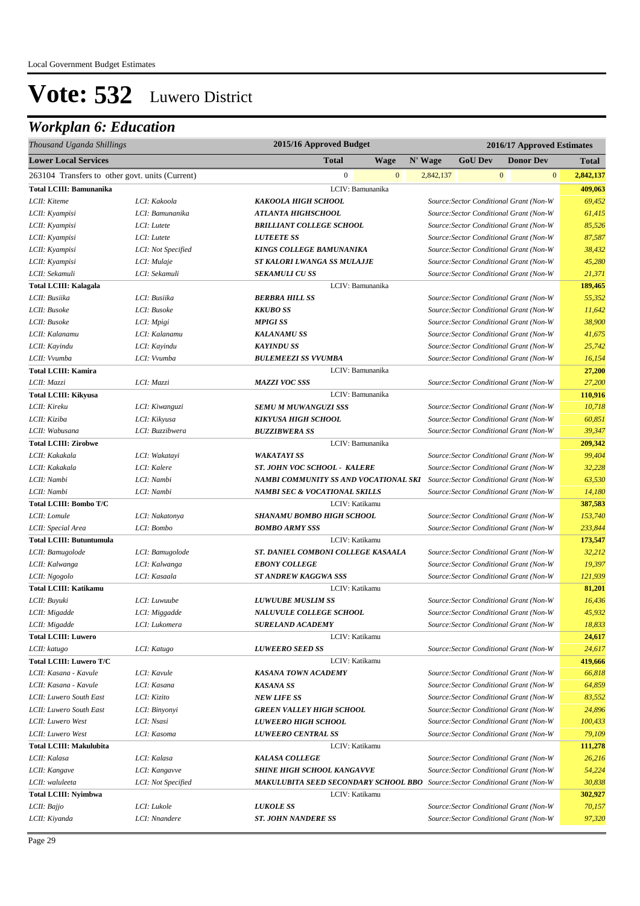# Vote: 532 Luwero District

## *Workplan 6: Education*

| *Thousand Uganda Shillings* | | 2015/16 Approved Budget | | | 2016/17 Approved Estimates | | |
|---|---|---|---|---|---|---|---|
| **Lower Local Services** | | **Total** | **Wage** | **N' Wage** | **GoU Dev** | **Donor Dev** | **Total** |
| 263104 Transfers to other govt. units (Current) | | 0 | 0 | 2,842,137 | 0 | 0 | **2,842,137** |
| **Total LCIII: Bamunanika** | | LCIV: Bamunanika | | | | | **409,063** |
| *LCII: Kiteme* | *LCI: Kakoola* | ***KAKOOLA HIGH SCHOOL*** | | | *Source:Sector Conditional Grant (Non-W* | | *69,452* |
| *LCII: Kyampisi* | *LCI: Bamunanika* | ***ATLANTA HIGHSCHOOL*** | | | *Source:Sector Conditional Grant (Non-W* | | *61,415* |
| *LCII: Kyampisi* | *LCI: Lutete* | ***BRILLIANT COLLEGE SCHOOL*** | | | *Source:Sector Conditional Grant (Non-W* | | *85,526* |
| *LCII: Kyampisi* | *LCI: Lutete* | ***LUTEETE SS*** | | | *Source:Sector Conditional Grant (Non-W* | | *87,587* |
| *LCII: Kyampisi* | *LCI: Not Specified* | ***KINGS COLLEGE BAMUNANIKA*** | | | *Source:Sector Conditional Grant (Non-W* | | *38,432* |
| *LCII: Kyampisi* | *LCI: Mulaje* | ***ST KALORI LWANGA SS MULAJJE*** | | | *Source:Sector Conditional Grant (Non-W* | | *45,280* |
| *LCII: Sekamuli* | *LCI: Sekamuli* | ***SEKAMULI CU SS*** | | | *Source:Sector Conditional Grant (Non-W* | | *21,371* |
| **Total LCIII: Kalagala** | | LCIV: Bamunanika | | | | | **189,465** |
| *LCII: Busiika* | *LCI: Busiika* | ***BERBRA HILL SS*** | | | *Source:Sector Conditional Grant (Non-W* | | *55,352* |
| *LCII: Busoke* | *LCI: Busoke* | ***KKUBO SS*** | | | *Source:Sector Conditional Grant (Non-W* | | *11,642* |
| *LCII: Busoke* | *LCI: Mpigi* | ***MPIGI SS*** | | | *Source:Sector Conditional Grant (Non-W* | | *38,900* |
| *LCII: Kalanamu* | *LCI: Kalanamu* | ***KALANAMU SS*** | | | *Source:Sector Conditional Grant (Non-W* | | *41,675* |
| *LCII: Kayindu* | *LCI: Kayindu* | ***KAYINDU SS*** | | | *Source:Sector Conditional Grant (Non-W* | | *25,742* |
| *LCII: Vvumba* | *LCI: Vvumba* | ***BULEMEEZI SS VVUMBA*** | | | *Source:Sector Conditional Grant (Non-W* | | *16,154* |
| **Total LCIII: Kamira** | | LCIV: Bamunanika | | | | | **27,200** |
| *LCII: Mazzi* | *LCI: Mazzi* | ***MAZZI VOC SSS*** | | | *Source:Sector Conditional Grant (Non-W* | | *27,200* |
| **Total LCIII: Kikyusa** | | LCIV: Bamunanika | | | | | **110,916** |
| *LCII: Kireku* | *LCI: Kiwanguzi* | ***SEMU M MUWANGUZI SSS*** | | | *Source:Sector Conditional Grant (Non-W* | | *10,718* |
| *LCII: Kiziba* | *LCI: Kikyusa* | ***KIKYUSA HIGH SCHOOL*** | | | *Source:Sector Conditional Grant (Non-W* | | *60,851* |
| *LCII: Wabusana* | *LCI: Buzzibwera* | ***BUZZIBWERA SS*** | | | *Source:Sector Conditional Grant (Non-W* | | *39,347* |
| **Total LCIII: Zirobwe** | | LCIV: Bamunanika | | | | | **209,342** |
| *LCII: Kakakala* | *LCI: Wakatayi* | ***WAKATAYI SS*** | | | *Source:Sector Conditional Grant (Non-W* | | *99,404* |
| *LCII: Kakakala* | *LCI: Kalere* | ***ST. JOHN VOC SCHOOL - KALERE*** | | | *Source:Sector Conditional Grant (Non-W* | | *32,228* |
| *LCII: Nambi* | *LCI: Nambi* | ***NAMBI COMMUNITY SS AND VOCATIONAL SKI*** | | | *Source:Sector Conditional Grant (Non-W* | | *63,530* |
| *LCII: Nambi* | *LCI: Nambi* | ***NAMBI SEC & VOCATIONAL SKILLS*** | | | *Source:Sector Conditional Grant (Non-W* | | *14,180* |
| **Total LCIII: Bombo T/C** | | LCIV: Katikamu | | | | | **387,583** |
| *LCII: Lomule* | *LCI: Nakatonya* | ***SHANAMU BOMBO HIGH SCHOOL*** | | | *Source:Sector Conditional Grant (Non-W* | | *153,740* |
| *LCII: Special Area* | *LCI: Bombo* | ***BOMBO ARMY SSS*** | | | *Source:Sector Conditional Grant (Non-W* | | *233,844* |
| **Total LCIII: Butuntumula** | | LCIV: Katikamu | | | | | **173,547** |
| *LCII: Bamugolode* | *LCI: Bamugolode* | ***ST. DANIEL COMBONI COLLEGE KASAALA*** | | | *Source:Sector Conditional Grant (Non-W* | | *32,212* |
| *LCII: Kalwanga* | *LCI: Kalwanga* | ***EBONY COLLEGE*** | | | *Source:Sector Conditional Grant (Non-W* | | *19,397* |
| *LCII: Ngogolo* | *LCI: Kasaala* | ***ST ANDREW KAGGWA SSS*** | | | *Source:Sector Conditional Grant (Non-W* | | *121,939* |
| **Total LCIII: Katikamu** | | LCIV: Katikamu | | | | | **81,201** |
| *LCII: Buyuki* | *LCI: Luwuube* | ***LUWUUBE MUSLIM SS*** | | | *Source:Sector Conditional Grant (Non-W* | | *16,436* |
| *LCII: Migadde* | *LCI: Miggadde* | ***NALUVULE COLLEGE SCHOOL*** | | | *Source:Sector Conditional Grant (Non-W* | | *45,932* |
| *LCII: Migadde* | *LCI: Lukomera* | ***SURELAND ACADEMY*** | | | *Source:Sector Conditional Grant (Non-W* | | *18,833* |
| **Total LCIII: Luwero** | | LCIV: Katikamu | | | | | **24,617** |
| *LCII: katugo* | *LCI: Katugo* | ***LUWEERO SEED SS*** | | | *Source:Sector Conditional Grant (Non-W* | | *24,617* |
| **Total LCIII: Luwero T/C** | | LCIV: Katikamu | | | | | **419,666** |
| *LCII: Kasana - Kavule* | *LCI: Kavule* | ***KASANA TOWN ACADEMY*** | | | *Source:Sector Conditional Grant (Non-W* | | *66,818* |
| *LCII: Kasana - Kavule* | *LCI: Kasana* | ***KASANA SS*** | | | *Source:Sector Conditional Grant (Non-W* | | *64,859* |
| *LCII: Luwero South East* | *LCI: Kizito* | ***NEW LIFE SS*** | | | *Source:Sector Conditional Grant (Non-W* | | *83,552* |
| *LCII: Luwero South East* | *LCI: Binyonyi* | ***GREEN VALLEY HIGH SCHOOL*** | | | *Source:Sector Conditional Grant (Non-W* | | *24,896* |
| *LCII: Luwero West* | *LCI: Nsasi* | ***LUWEERO HIGH SCHOOL*** | | | *Source:Sector Conditional Grant (Non-W* | | *100,433* |
| *LCII: Luwero West* | *LCI: Kasoma* | ***LUWEERO CENTRAL SS*** | | | *Source:Sector Conditional Grant (Non-W* | | *79,109* |
| **Total LCIII: Makulubita** | | LCIV: Katikamu | | | | | **111,278** |
| *LCII: Kalasa* | *LCI: Kalasa* | ***KALASA COLLEGE*** | | | *Source:Sector Conditional Grant (Non-W* | | *26,216* |
| *LCII: Kangave* | *LCI: Kangavve* | ***SHINE HIGH SCHOOL KANGAVVE*** | | | *Source:Sector Conditional Grant (Non-W* | | *54,224* |
| *LCII: waluleeta* | *LCI: Not Specified* | ***MAKULUBITA SEED SECONDARY SCHOOL BBO*** | | | *Source:Sector Conditional Grant (Non-W* | | *30,838* |
| **Total LCIII: Nyimbwa** | | LCIV: Katikamu | | | | | **302,927** |
| *LCII: Bajjo* | *LCI: Lukole* | ***LUKOLE SS*** | | | *Source:Sector Conditional Grant (Non-W* | | *70,157* |
| *LCII: Kiyanda* | *LCI: Nnandere* | ***ST. JOHN NANDERE SS*** | | | *Source:Sector Conditional Grant (Non-W* | | *97,320* |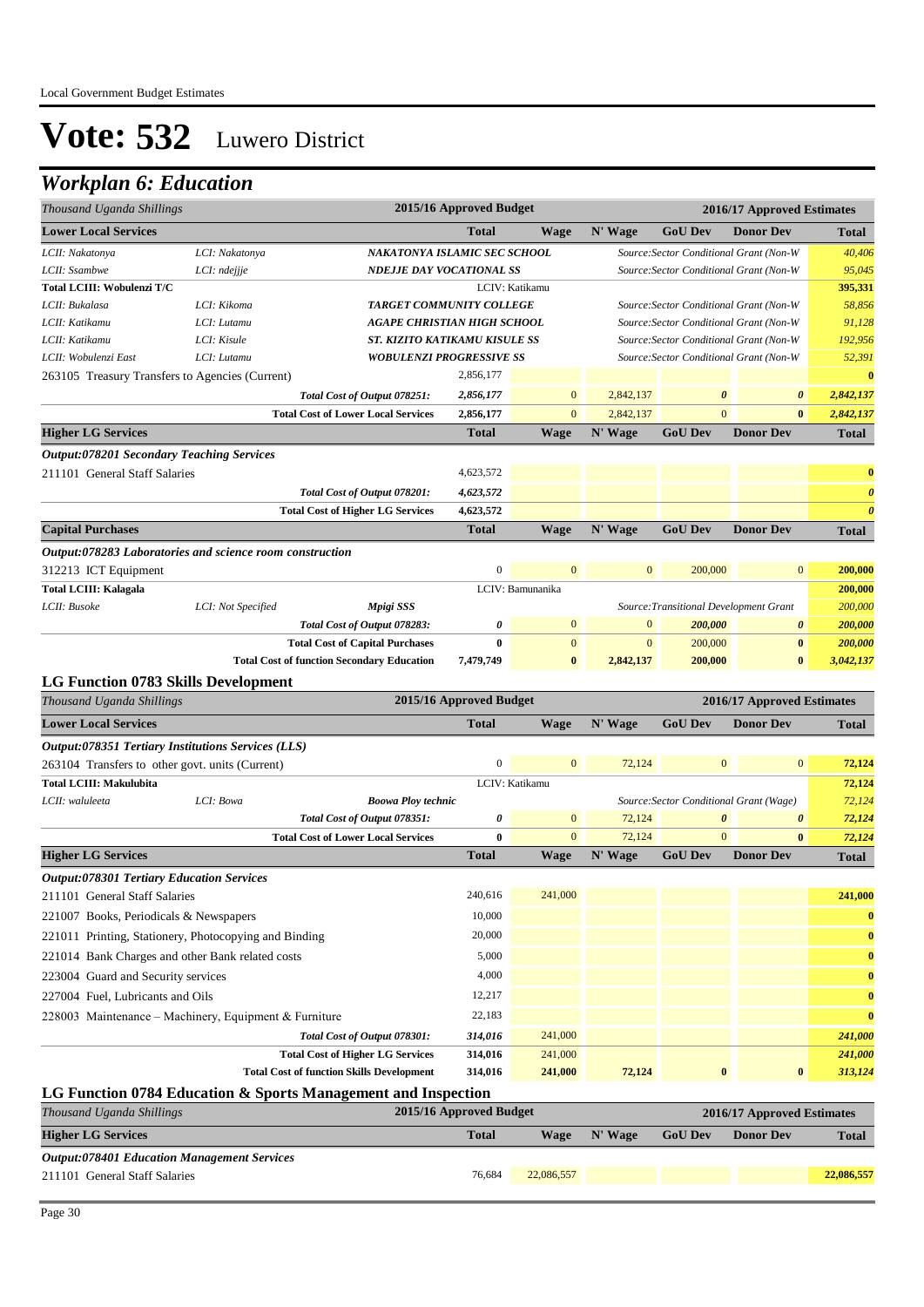# Vote: 532 Luwero District

## Workplan 6: Education

| Thousand Uganda Shillings | | | 2015/16 Approved Budget | | | 2016/17 Approved Estimates | | |
|---|---|---|---|---|---|---|---|---|
| **Lower Local Services** | | | **Total** | **Wage** | **N' Wage** | **GoU Dev** | **Donor Dev** | **Total** |
| LCII: Nakatonya | LCI: Nakatonya | NAKATONYA ISLAMIC SEC SCHOOL | | | | Source:Sector Conditional Grant (Non-W | | 40,406 |
| LCII: Ssambwe | LCI: ndejjje | NDEJJE DAY VOCATIONAL SS | | | | Source:Sector Conditional Grant (Non-W | | 95,045 |
| **Total LCIII: Wobulenzi T/C** | | | LCIV: Katikamu | | | | | **395,331** |
| LCII: Bukalasa | LCI: Kikoma | TARGET COMMUNITY COLLEGE | | | | Source:Sector Conditional Grant (Non-W | | 58,856 |
| LCII: Katikamu | LCI: Lutamu | AGAPE CHRISTIAN HIGH SCHOOL | | | | Source:Sector Conditional Grant (Non-W | | 91,128 |
| LCII: Katikamu | LCI: Kisule | ST. KIZITO KATIKAMU KISULE SS | | | | Source:Sector Conditional Grant (Non-W | | 192,956 |
| LCII: Wobulenzi East | LCI: Lutamu | WOBULENZI PROGRESSIVE SS | | | | Source:Sector Conditional Grant (Non-W | | 52,391 |
| 263105 Treasury Transfers to Agencies (Current) | | | 2,856,177 | | | | | 0 |
| | | Total Cost of Output 078251: | 2,856,177 | 0 | 2,842,137 | 0 | 0 | 2,842,137 |
| | | **Total Cost of Lower Local Services** | 2,856,177 | 0 | 2,842,137 | 0 | 0 | 2,842,137 |
| **Higher LG Services** | | | **Total** | **Wage** | **N' Wage** | **GoU Dev** | **Donor Dev** | **Total** |
| ***Output:078201 Secondary Teaching Services*** | | | | | | | | |
| 211101 General Staff Salaries | | | 4,623,572 | | | | | 0 |
| | | Total Cost of Output 078201: | 4,623,572 | | | | | 0 |
| | | **Total Cost of Higher LG Services** | 4,623,572 | | | | | 0 |
| **Capital Purchases** | | | **Total** | **Wage** | **N' Wage** | **GoU Dev** | **Donor Dev** | **Total** |
| ***Output:078283 Laboratories and science room construction*** | | | | | | | | |
| 312213 ICT Equipment | | | 0 | 0 | 0 | 200,000 | 0 | 200,000 |
| **Total LCIII: Kalagala** | | | LCIV: Bamunanika | | | | | **200,000** |
| LCII: Busoke | LCI: Not Specified | Mpigi SSS | | | | Source:Transitional Development Grant | | 200,000 |
| | | Total Cost of Output 078283: | 0 | 0 | 0 | 200,000 | 0 | 200,000 |
| | | **Total Cost of Capital Purchases** | 0 | 0 | 0 | 200,000 | 0 | 200,000 |
| | | **Total Cost of function Secondary Education** | 7,479,749 | 0 | 2,842,137 | 200,000 | 0 | 3,042,137 |

### LG Function 0783 Skills Development

| Thousand Uganda Shillings | | | 2015/16 Approved Budget | | | 2016/17 Approved Estimates | | |
|---|---|---|---|---|---|---|---|---|
| **Lower Local Services** | | | **Total** | **Wage** | **N' Wage** | **GoU Dev** | **Donor Dev** | **Total** |
| ***Output:078351 Tertiary Institutions Services (LLS)*** | | | | | | | | |
| 263104 Transfers to other govt. units (Current) | | | 0 | 0 | 72,124 | 0 | 0 | 72,124 |
| **Total LCIII: Makulubita** | | | LCIV: Katikamu | | | | | **72,124** |
| LCII: waluleeta | LCI: Bowa | Boowa Ploy technic | | | | Source:Sector Conditional Grant (Wage) | | 72,124 |
| | | Total Cost of Output 078351: | 0 | 0 | 72,124 | 0 | 0 | 72,124 |
| | | **Total Cost of Lower Local Services** | 0 | 0 | 72,124 | 0 | 0 | 72,124 |
| **Higher LG Services** | | | **Total** | **Wage** | **N' Wage** | **GoU Dev** | **Donor Dev** | **Total** |
| ***Output:078301 Tertiary Education Services*** | | | | | | | | |
| 211101 General Staff Salaries | | | 240,616 | 241,000 | | | | 241,000 |
| 221007 Books, Periodicals & Newspapers | | | 10,000 | | | | | 0 |
| 221011 Printing, Stationery, Photocopying and Binding | | | 20,000 | | | | | 0 |
| 221014 Bank Charges and other Bank related costs | | | 5,000 | | | | | 0 |
| 223004 Guard and Security services | | | 4,000 | | | | | 0 |
| 227004 Fuel, Lubricants and Oils | | | 12,217 | | | | | 0 |
| 228003 Maintenance – Machinery, Equipment & Furniture | | | 22,183 | | | | | 0 |
| | | Total Cost of Output 078301: | 314,016 | 241,000 | | | | 241,000 |
| | | **Total Cost of Higher LG Services** | 314,016 | 241,000 | | | | 241,000 |
| | | **Total Cost of function Skills Development** | 314,016 | 241,000 | 72,124 | 0 | 0 | 313,124 |

### LG Function 0784 Education & Sports Management and Inspection

| Thousand Uganda Shillings | 2015/16 Approved Budget | | 2016/17 Approved Estimates | | | |
|---|---|---|---|---|---|---|
| **Higher LG Services** | **Total** | **Wage** | **N' Wage** | **GoU Dev** | **Donor Dev** | **Total** |
| ***Output:078401 Education Management Services*** | | | | | | |
| 211101 General Staff Salaries | 76,684 | 22,086,557 | | | | 22,086,557 |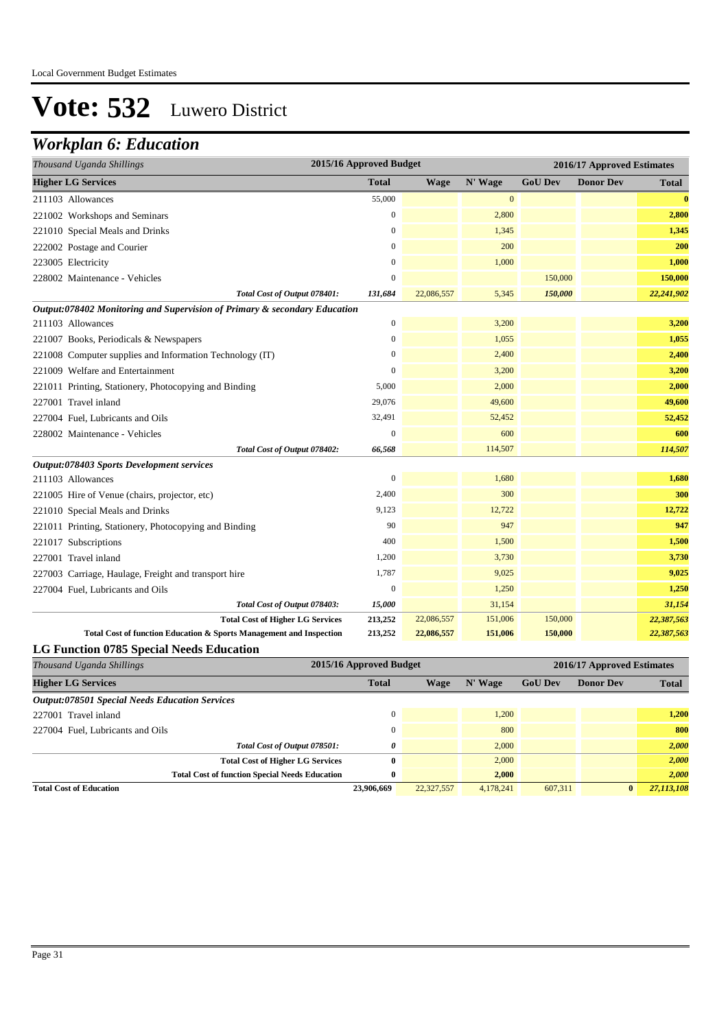Local Government Budget Estimates

# Vote: 532 Luwero District

## *Workplan 6: Education*

| *Thousand Uganda Shillings* | 2015/16 Approved Budget | 2016/17 Approved Estimates | | | | |
|---|---|---|---|---|---|---|
| **Higher LG Services** | **Total** | **Wage** | **N' Wage** | **GoU Dev** | **Donor Dev** | **Total** |
| 211103 Allowances | 55,000 | | 0 | | | **0** |
| 221002 Workshops and Seminars | 0 | | 2,800 | | | **2,800** |
| 221010 Special Meals and Drinks | 0 | | 1,345 | | | **1,345** |
| 222002 Postage and Courier | 0 | | 200 | | | **200** |
| 223005 Electricity | 0 | | 1,000 | | | **1,000** |
| 228002 Maintenance - Vehicles | 0 | | | 150,000 | | **150,000** |
| *Total Cost of Output 078401:* | *131,684* | 22,086,557 | 5,345 | *150,000* | | ***22,241,902*** |
| ***Output:078402 Monitoring and Supervision of Primary & secondary Education*** | | | | | | |
| 211103 Allowances | 0 | | 3,200 | | | **3,200** |
| 221007 Books, Periodicals & Newspapers | 0 | | 1,055 | | | **1,055** |
| 221008 Computer supplies and Information Technology (IT) | 0 | | 2,400 | | | **2,400** |
| 221009 Welfare and Entertainment | 0 | | 3,200 | | | **3,200** |
| 221011 Printing, Stationery, Photocopying and Binding | 5,000 | | 2,000 | | | **2,000** |
| 227001 Travel inland | 29,076 | | 49,600 | | | **49,600** |
| 227004 Fuel, Lubricants and Oils | 32,491 | | 52,452 | | | **52,452** |
| 228002 Maintenance - Vehicles | 0 | | 600 | | | **600** |
| *Total Cost of Output 078402:* | *66,568* | | 114,507 | | | ***114,507*** |
| ***Output:078403 Sports Development services*** | | | | | | |
| 211103 Allowances | 0 | | 1,680 | | | **1,680** |
| 221005 Hire of Venue (chairs, projector, etc) | 2,400 | | 300 | | | **300** |
| 221010 Special Meals and Drinks | 9,123 | | 12,722 | | | **12,722** |
| 221011 Printing, Stationery, Photocopying and Binding | 90 | | 947 | | | **947** |
| 221017 Subscriptions | 400 | | 1,500 | | | **1,500** |
| 227001 Travel inland | 1,200 | | 3,730 | | | **3,730** |
| 227003 Carriage, Haulage, Freight and transport hire | 1,787 | | 9,025 | | | **9,025** |
| 227004 Fuel, Lubricants and Oils | 0 | | 1,250 | | | **1,250** |
| *Total Cost of Output 078403:* | *15,000* | | 31,154 | | | ***31,154*** |
| **Total Cost of Higher LG Services** | **213,252** | 22,086,557 | 151,006 | 150,000 | | ***22,387,563*** |
| **Total Cost of function Education & Sports Management and Inspection** | **213,252** | **22,086,557** | **151,006** | **150,000** | | ***22,387,563*** |

### LG Function 0785 Special Needs Education

| *Thousand Uganda Shillings* | 2015/16 Approved Budget | 2016/17 Approved Estimates | | | | |
|---|---|---|---|---|---|---|
| **Higher LG Services** | **Total** | **Wage** | **N' Wage** | **GoU Dev** | **Donor Dev** | **Total** |
| ***Output:078501 Special Needs Education Services*** | | | | | | |
| 227001 Travel inland | 0 | | 1,200 | | | **1,200** |
| 227004 Fuel, Lubricants and Oils | 0 | | 800 | | | **800** |
| *Total Cost of Output 078501:* | ***0*** | | 2,000 | | | ***2,000*** |
| **Total Cost of Higher LG Services** | **0** | | 2,000 | | | ***2,000*** |
| **Total Cost of function Special Needs Education** | **0** | | **2,000** | | | ***2,000*** |
| **Total Cost of Education** | **23,906,669** | 22,327,557 | 4,178,241 | 607,311 | **0** | ***27,113,108*** |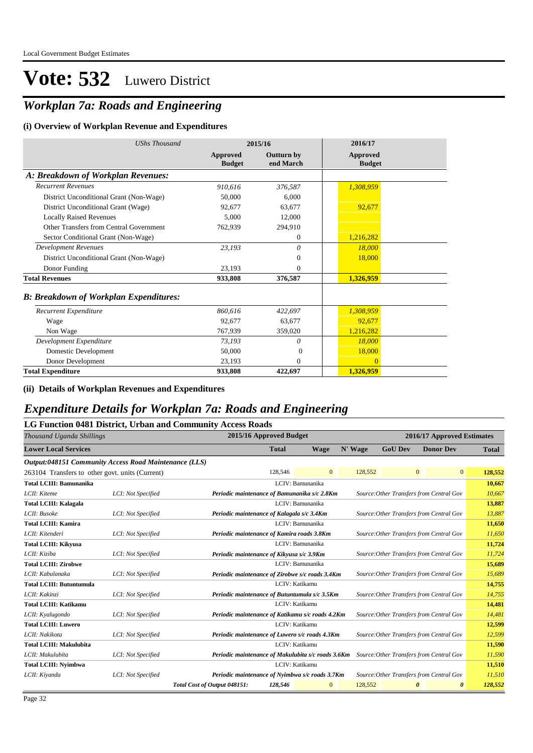# Vote: 532 Luwero District

## *Workplan 7a: Roads and Engineering*

### (i) Overview of Workplan Revenue and Expenditures

| *UShs Thousand* | 2015/16 | | 2016/17 |
|---|---|---|---|
| | **Approved Budget** | **Outturn by end March** | **Approved Budget** |
| ***A: Breakdown of Workplan Revenues:*** | | | |
| *Recurrent Revenues* | *910,616* | *376,587* | *1,308,959* |
| District Unconditional Grant (Non-Wage) | 50,000 | 6,000 | |
| District Unconditional Grant (Wage) | 92,677 | 63,677 | 92,677 |
| Locally Raised Revenues | 5,000 | 12,000 | |
| Other Transfers from Central Government | 762,939 | 294,910 | |
| Sector Conditional Grant (Non-Wage) | | 0 | 1,216,282 |
| *Development Revenues* | *23,193* | *0* | *18,000* |
| District Unconditional Grant (Non-Wage) | | 0 | 18,000 |
| Donor Funding | 23,193 | 0 | |
| **Total Revenues** | **933,808** | **376,587** | **1,326,959** |
| ***B: Breakdown of Workplan Expenditures:*** | | | |
| *Recurrent Expenditure* | *860,616* | *422,697* | *1,308,959* |
| Wage | 92,677 | 63,677 | 92,677 |
| Non Wage | 767,939 | 359,020 | 1,216,282 |
| *Development Expenditure* | *73,193* | *0* | *18,000* |
| Domestic Development | 50,000 | 0 | 18,000 |
| Donor Development | 23,193 | 0 | 0 |
| **Total Expenditure** | **933,808** | **422,697** | **1,326,959** |

### (ii) Details of Workplan Revenues and Expenditures

## *Expenditure Details for Workplan 7a: Roads and Engineering*

### LG Function 0481 District, Urban and Community Access Roads

| *Thousand Uganda Shillings* | | 2015/16 Approved Budget | | 2016/17 Approved Estimates | | | |
|---|---|---|---|---|---|---|---|
| **Lower Local Services** | | **Total** | **Wage** | **N' Wage** | **GoU Dev** | **Donor Dev** | **Total** |
| ***Output:048151 Community Access Road Maintenance (LLS)*** | | | | | | | |
| 263104 Transfers to other govt. units (Current) | | 128,546 | 0 | 128,552 | 0 | 0 | **128,552** |
| **Total LCIII: Bamunanika** | | LCIV: Bamunanika | | | | | **10,667** |
| *LCII: Kiteme* | *LCI: Not Specified* | ***Periodic maintenance of Bamunanika s/c 2.8Km*** | | *Source:Other Transfers from Central Gov* | | | *10,667* |
| **Total LCIII: Kalagala** | | LCIV: Bamunanika | | | | | **13,887** |
| *LCII: Busoke* | *LCI: Not Specified* | ***Periodic maintenance of Kalagala s/c 3.4Km*** | | *Source:Other Transfers from Central Gov* | | | *13,887* |
| **Total LCIII: Kamira** | | LCIV: Bamunanika | | | | | **11,650** |
| *LCII: Kitenderi* | *LCI: Not Specified* | ***Periodic maintenance of Kamira roads 3.8Km*** | | *Source:Other Transfers from Central Gov* | | | *11,650* |
| **Total LCIII: Kikyusa** | | LCIV: Bamunanika | | | | | **11,724** |
| *LCII: Kiziba* | *LCI: Not Specified* | ***Periodic maintenance of Kikyusa s/c 3.9Km*** | | *Source:Other Transfers from Central Gov* | | | *11,724* |
| **Total LCIII: Zirobwe** | | LCIV: Bamunanika | | | | | **15,689** |
| *LCII: Kabulanaka* | *LCI: Not Specified* | ***Periodic maintenance of Zirobwe s/c roads 3.4Km*** | | *Source:Other Transfers from Central Gov* | | | *15,689* |
| **Total LCIII: Butuntumula** | | LCIV: Katikamu | | | | | **14,755** |
| *LCII: Kakinzi* | *LCI: Not Specified* | ***Periodic maintenance of Butuntumula s/c 3.5Km*** | | *Source:Other Transfers from Central Gov* | | | *14,755* |
| **Total LCIII: Katikamu** | | LCIV: Katikamu | | | | | **14,481** |
| *LCII: Kyalugondo* | *LCI: Not Specified* | ***Periodic maintenance of Katikamu s/c roads 4.2Km*** | | *Source:Other Transfers from Central Gov* | | | *14,481* |
| **Total LCIII: Luwero** | | LCIV: Katikamu | | | | | **12,599** |
| *LCII: Nakikota* | *LCI: Not Specified* | ***Periodic maintenance of Luwero s/c roads 4.3Km*** | | *Source:Other Transfers from Central Gov* | | | *12,599* |
| **Total LCIII: Makulubita** | | LCIV: Katikamu | | | | | **11,590** |
| *LCII: Makulubita* | *LCI: Not Specified* | ***Periodic maintenance of Makulubita s/c roads 3.6Km*** | | *Source:Other Transfers from Central Gov* | | | *11,590* |
| **Total LCIII: Nyimbwa** | | LCIV: Katikamu | | | | | **11,510** |
| *LCII: Kiyanda* | *LCI: Not Specified* | ***Periodic maintenance of Nyimbwa s/c roads 3.7Km*** | | *Source:Other Transfers from Central Gov* | | | *11,510* |
| | ***Total Cost of Output 048151:*** | *128,546* | 0 | 128,552 | *0* | *0* | *128,552* |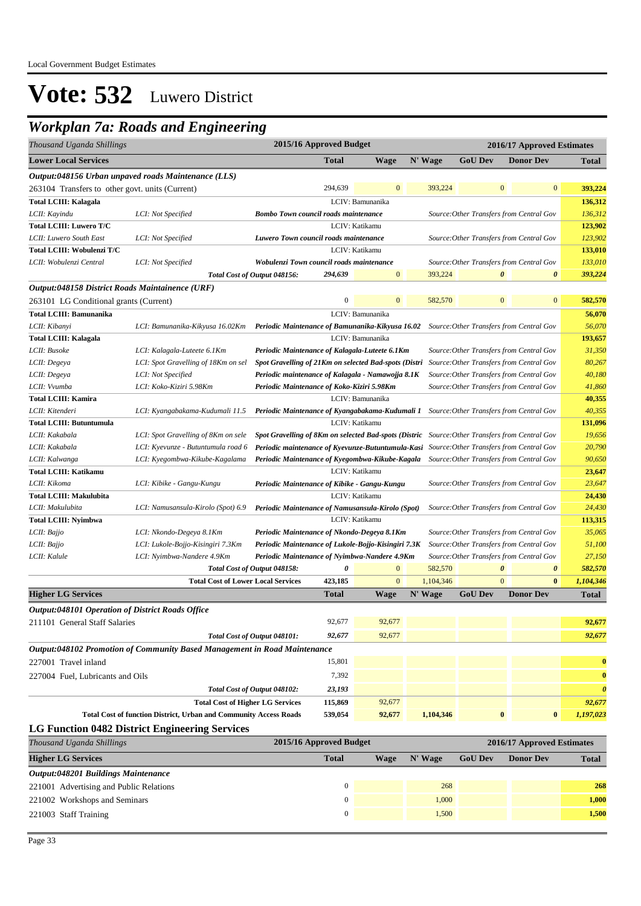# Vote: 532 Luwero District

## Workplan 7a: Roads and Engineering

| Thousand Uganda Shillings | | | 2015/16 Approved Budget | | | 2016/17 Approved Estimates | | |
|---|---|---|---|---|---|---|---|---|
| **Lower Local Services** | | | **Total** | **Wage** | **N' Wage** | **GoU Dev** | **Donor Dev** | **Total** |
| ***Output:048156 Urban unpaved roads Maintenance (LLS)*** | | | | | | | | |
| 263104 Transfers to other govt. units (Current) | | | 294,639 | 0 | 393,224 | 0 | 0 | **393,224** |
| **Total LCIII: Kalagala** | | | LCIV: Bamunanika | | | | | **136,312** |
| *LCII: Kayindu* | *LCI: Not Specified* | ***Bombo Town council roads maintenance*** | | | *Source:Other Transfers from Central Gov* | | | *136,312* |
| **Total LCIII: Luwero T/C** | | | LCIV: Katikamu | | | | | **123,902** |
| *LCII: Luwero South East* | *LCI: Not Specified* | ***Luwero Town council roads maintenance*** | | | *Source:Other Transfers from Central Gov* | | | *123,902* |
| **Total LCIII: Wobulenzi T/C** | | | LCIV: Katikamu | | | | | **133,010** |
| *LCII: Wobulenzi Central* | *LCI: Not Specified* | ***Wobulenzi Town council roads maintenance*** | | | *Source:Other Transfers from Central Gov* | | | *133,010* |
| | | *Total Cost of Output 048156:* | *294,639* | 0 | 393,224 | *0* | *0* | *393,224* |
| ***Output:048158 District Roads Maintainence (URF)*** | | | | | | | | |
| 263101 LG Conditional grants (Current) | | | 0 | 0 | 582,570 | 0 | 0 | **582,570** |
| **Total LCIII: Bamunanika** | | | LCIV: Bamunanika | | | | | **56,070** |
| *LCII: Kibanyi* | *LCI: Bamunanika-Kikyusa 16.02Km* | ***Periodic Maintenance of Bamunanika-Kikyusa 16.02*** | | | *Source:Other Transfers from Central Gov* | | | *56,070* |
| **Total LCIII: Kalagala** | | | LCIV: Bamunanika | | | | | **193,657** |
| *LCII: Busoke* | *LCI: Kalagala-Luteete 6.1Km* | ***Periodic Maintenance of Kalagala-Luteete 6.1Km*** | | | *Source:Other Transfers from Central Gov* | | | *31,350* |
| *LCII: Degeya* | *LCI: Spot Gravelling of 18Km on sel* | ***Spot Gravelling of 21Km on selected Bad-spots (Distri*** | | | *Source:Other Transfers from Central Gov* | | | *80,267* |
| *LCII: Degeya* | *LCI: Not Specified* | ***Periodic maintenance of Kalagala - Namawojja 8.1K*** | | | *Source:Other Transfers from Central Gov* | | | *40,180* |
| *LCII: Vvumba* | *LCI: Koko-Kiziri 5.98Km* | ***Periodic Maintenance of Koko-Kiziri 5.98Km*** | | | *Source:Other Transfers from Central Gov* | | | *41,860* |
| **Total LCIII: Kamira** | | | LCIV: Bamunanika | | | | | **40,355** |
| *LCII: Kitenderi* | *LCI: Kyangabakama-Kudumali 11.5* | ***Periodic Maintenance of Kyangabakama-Kudumali 1*** | | | *Source:Other Transfers from Central Gov* | | | *40,355* |
| **Total LCIII: Butuntumula** | | | LCIV: Katikamu | | | | | **131,096** |
| *LCII: Kakabala* | *LCI: Spot Gravelling of 8Km on sele* | ***Spot Gravelling of 8Km on selected Bad-spots (Distric*** | | | *Source:Other Transfers from Central Gov* | | | *19,656* |
| *LCII: Kakabala* | *LCI: Kyevunze - Butuntumula road 6* | ***Periodic maintenance of Kyevunze-Butuntumula-Kasi*** | | | *Source:Other Transfers from Central Gov* | | | *20,790* |
| *LCII: Kalwanga* | *LCI: Kyegombwa-Kikube-Kagalama* | ***Periodic Maintenance of Kyegombwa-Kikube-Kagala*** | | | *Source:Other Transfers from Central Gov* | | | *90,650* |
| **Total LCIII: Katikamu** | | | LCIV: Katikamu | | | | | **23,647** |
| *LCII: Kikoma* | *LCI: Kibike - Gangu-Kungu* | ***Periodic Maintenance of Kibike - Gangu-Kungu*** | | | *Source:Other Transfers from Central Gov* | | | *23,647* |
| **Total LCIII: Makulubita** | | | LCIV: Katikamu | | | | | **24,430** |
| *LCII: Makulubita* | *LCI: Namusansula-Kirolo (Spot) 6.9* | ***Periodic Maintenance of Namusansula-Kirolo (Spot)*** | | | *Source:Other Transfers from Central Gov* | | | *24,430* |
| **Total LCIII: Nyimbwa** | | | LCIV: Katikamu | | | | | **113,315** |
| *LCII: Bajjo* | *LCI: Nkondo-Degeya 8.1Km* | ***Periodic Maintenance of Nkondo-Degeya 8.1Km*** | | | *Source:Other Transfers from Central Gov* | | | *35,065* |
| *LCII: Bajjo* | *LCI: Lukole-Bojjo-Kisingiri 7.3Km* | ***Periodic Maintenance of Lukole-Bojjo-Kisingiri 7.3K*** | | | *Source:Other Transfers from Central Gov* | | | *51,100* |
| *LCII: Kalule* | *LCI: Nyimbwa-Nandere 4.9Km* | ***Periodic Maintenance of Nyimbwa-Nandere 4.9Km*** | | | *Source:Other Transfers from Central Gov* | | | *27,150* |
| | | *Total Cost of Output 048158:* | *0* | 0 | 582,570 | *0* | *0* | *582,570* |
| | | **Total Cost of Lower Local Services** | **423,185** | 0 | 1,104,346 | 0 | **0** | ***1,104,346*** |
| **Higher LG Services** | | | **Total** | **Wage** | **N' Wage** | **GoU Dev** | **Donor Dev** | **Total** |
| ***Output:048101 Operation of District Roads Office*** | | | | | | | | |
| 211101 General Staff Salaries | | | 92,677 | 92,677 | | | | **92,677** |
| | | *Total Cost of Output 048101:* | *92,677* | 92,677 | | | | *92,677* |
| ***Output:048102 Promotion of Community Based Management in Road Maintenance*** | | | | | | | | |
| 227001 Travel inland | | | 15,801 | | | | | **0** |
| 227004 Fuel, Lubricants and Oils | | | 7,392 | | | | | **0** |
| | | *Total Cost of Output 048102:* | *23,193* | | | | | *0* |
| | | **Total Cost of Higher LG Services** | **115,869** | 92,677 | | | | *92,677* |
| | | **Total Cost of function District, Urban and Community Access Roads** | **539,054** | **92,677** | **1,104,346** | **0** | **0** | ***1,197,023*** |

### LG Function 0482 District Engineering Services

| Thousand Uganda Shillings | 2015/16 Approved Budget | 2016/17 Approved Estimates | | | | |
|---|---|---|---|---|---|---|
| **Higher LG Services** | **Total** | **Wage** | **N' Wage** | **GoU Dev** | **Donor Dev** | **Total** |
| ***Output:048201 Buildings Maintenance*** | | | | | | |
| 221001 Advertising and Public Relations | 0 | | 268 | | | **268** |
| 221002 Workshops and Seminars | 0 | | 1,000 | | | **1,000** |
| 221003 Staff Training | 0 | | 1,500 | | | **1,500** |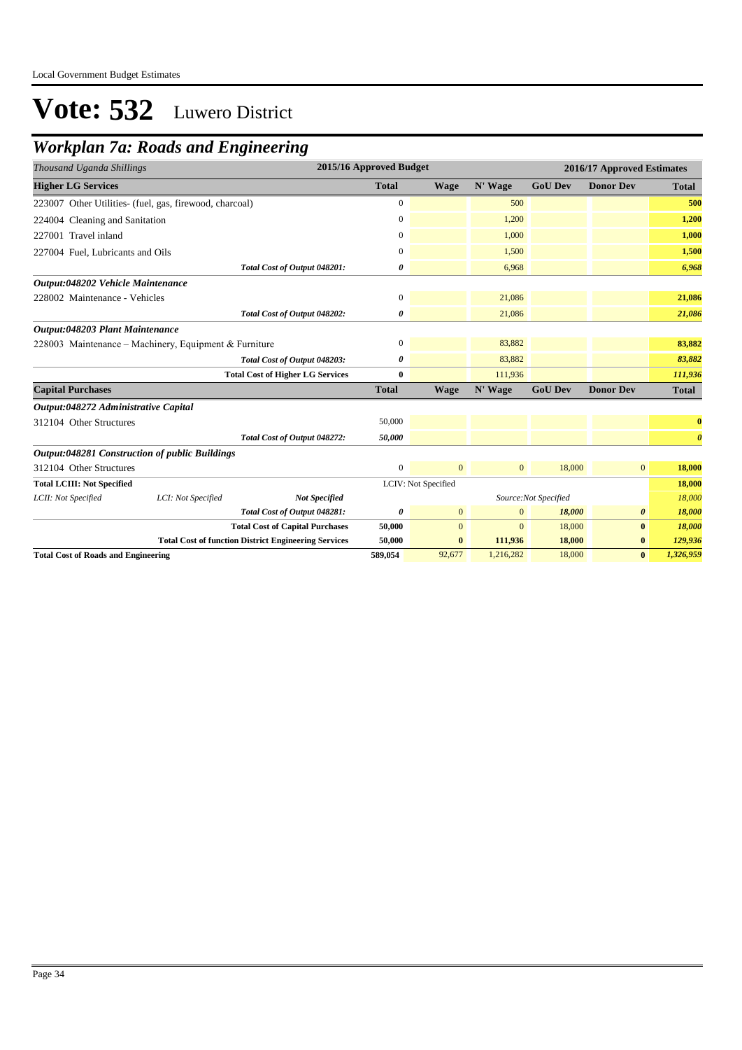# Vote: 532 Luwero District

## *Workplan 7a: Roads and Engineering*

| *Thousand Uganda Shillings* | | | 2015/16 Approved Budget | 2016/17 Approved Estimates | | | | |
|---|---|---|---|---|---|---|---|---|
| **Higher LG Services** | | | **Total** | **Wage** | **N' Wage** | **GoU Dev** | **Donor Dev** | **Total** |
| 223007 Other Utilities- (fuel, gas, firewood, charcoal) | | | 0 | | 500 | | | **500** |
| 224004 Cleaning and Sanitation | | | 0 | | 1,200 | | | **1,200** |
| 227001 Travel inland | | | 0 | | 1,000 | | | **1,000** |
| 227004 Fuel, Lubricants and Oils | | | 0 | | 1,500 | | | **1,500** |
| | | *Total Cost of Output 048201:* | *0* | | 6,968 | | | ***6,968*** |
| ***Output:048202 Vehicle Maintenance*** | | | | | | | | |
| 228002 Maintenance - Vehicles | | | 0 | | 21,086 | | | **21,086** |
| | | *Total Cost of Output 048202:* | *0* | | 21,086 | | | ***21,086*** |
| ***Output:048203 Plant Maintenance*** | | | | | | | | |
| 228003 Maintenance – Machinery, Equipment & Furniture | | | 0 | | 83,882 | | | **83,882** |
| | | *Total Cost of Output 048203:* | *0* | | 83,882 | | | ***83,882*** |
| | | **Total Cost of Higher LG Services** | **0** | | 111,936 | | | ***111,936*** |
| **Capital Purchases** | | | **Total** | **Wage** | **N' Wage** | **GoU Dev** | **Donor Dev** | **Total** |
| ***Output:048272 Administrative Capital*** | | | | | | | | |
| 312104 Other Structures | | | 50,000 | | | | | **0** |
| | | *Total Cost of Output 048272:* | *50,000* | | | | | ***0*** |
| ***Output:048281 Construction of public Buildings*** | | | | | | | | |
| 312104 Other Structures | | | 0 | 0 | 0 | 18,000 | 0 | **18,000** |
| **Total LCIII: Not Specified** | | | LCIV: Not Specified | | | | | **18,000** |
| *LCII: Not Specified* | *LCI: Not Specified* | ***Not Specified*** | | | Source:Not Specified | | | *18,000* |
| | | *Total Cost of Output 048281:* | *0* | 0 | 0 | *18,000* | *0* | ***18,000*** |
| | | **Total Cost of Capital Purchases** | **50,000** | 0 | 0 | 18,000 | **0** | ***18,000*** |
| | | **Total Cost of function District Engineering Services** | **50,000** | **0** | **111,936** | **18,000** | **0** | ***129,936*** |
| **Total Cost of Roads and Engineering** | | | **589,054** | 92,677 | 1,216,282 | 18,000 | **0** | ***1,326,959*** |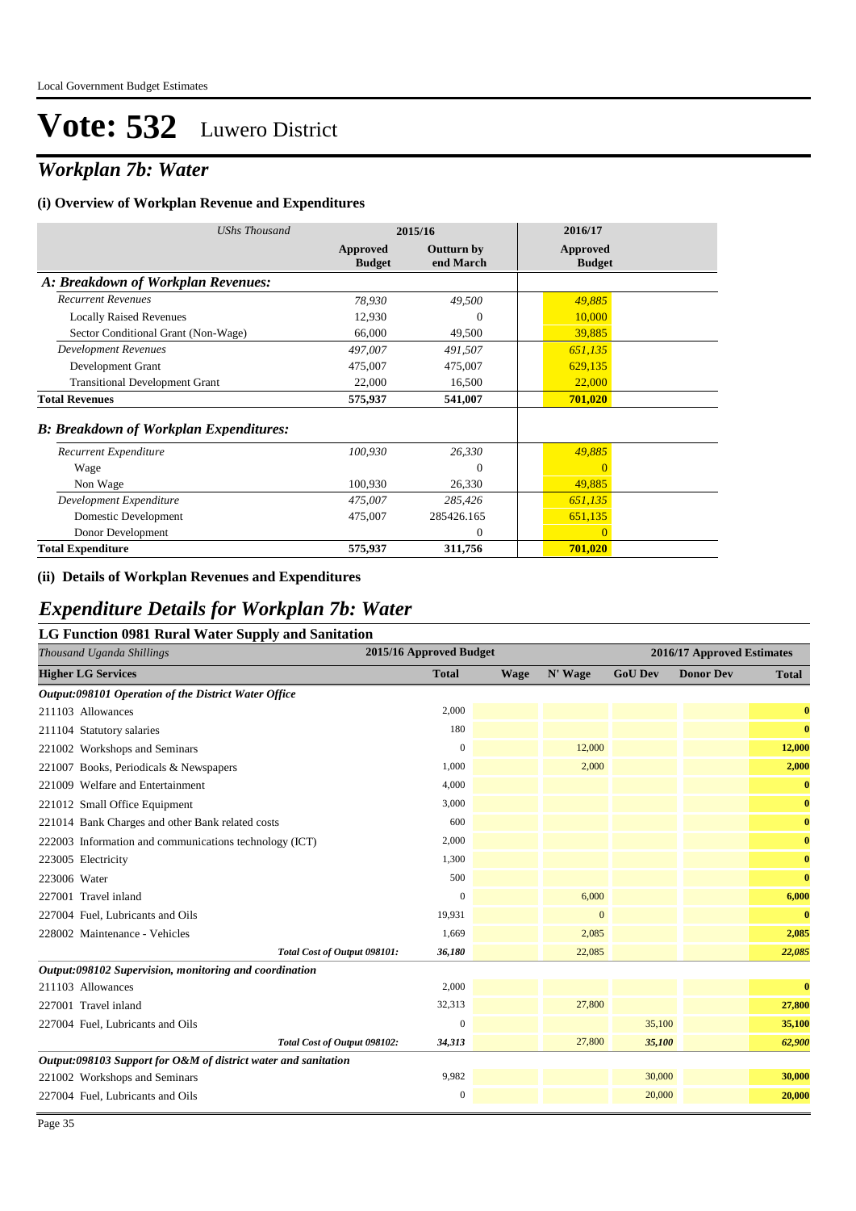# Vote: 532 Luwero District

## *Workplan 7b: Water*

### (i) Overview of Workplan Revenue and Expenditures

| *UShs Thousand* | 2015/16 | | 2016/17 |
|---|---|---|---|
| | **Approved Budget** | **Outturn by end March** | **Approved Budget** |
| ***A: Breakdown of Workplan Revenues:*** | | | |
| *Recurrent Revenues* | *78,930* | *49,500* | *49,885* |
| Locally Raised Revenues | 12,930 | 0 | 10,000 |
| Sector Conditional Grant (Non-Wage) | 66,000 | 49,500 | 39,885 |
| *Development Revenues* | *497,007* | *491,507* | *651,135* |
| Development Grant | 475,007 | 475,007 | 629,135 |
| Transitional Development Grant | 22,000 | 16,500 | 22,000 |
| **Total Revenues** | **575,937** | **541,007** | **701,020** |
| ***B: Breakdown of Workplan Expenditures:*** | | | |
| *Recurrent Expenditure* | *100,930* | *26,330* | *49,885* |
| Wage | | 0 | 0 |
| Non Wage | 100,930 | 26,330 | 49,885 |
| *Development Expenditure* | *475,007* | *285,426* | *651,135* |
| Domestic Development | 475,007 | 285426.165 | 651,135 |
| Donor Development | | 0 | 0 |
| **Total Expenditure** | **575,937** | **311,756** | **701,020** |

### (ii) Details of Workplan Revenues and Expenditures

## *Expenditure Details for Workplan 7b: Water*

### LG Function 0981 Rural Water Supply and Sanitation

| *Thousand Uganda Shillings* | 2015/16 Approved Budget | 2016/17 Approved Estimates | | | | |
|---|---|---|---|---|---|---|
| **Higher LG Services** | **Total** | **Wage** | **N' Wage** | **GoU Dev** | **Donor Dev** | **Total** |
| ***Output:098101 Operation of the District Water Office*** | | | | | | |
| 211103 Allowances | 2,000 | | | | | **0** |
| 211104 Statutory salaries | 180 | | | | | **0** |
| 221002 Workshops and Seminars | 0 | | 12,000 | | | **12,000** |
| 221007 Books, Periodicals & Newspapers | 1,000 | | 2,000 | | | **2,000** |
| 221009 Welfare and Entertainment | 4,000 | | | | | **0** |
| 221012 Small Office Equipment | 3,000 | | | | | **0** |
| 221014 Bank Charges and other Bank related costs | 600 | | | | | **0** |
| 222003 Information and communications technology (ICT) | 2,000 | | | | | **0** |
| 223005 Electricity | 1,300 | | | | | **0** |
| 223006 Water | 500 | | | | | **0** |
| 227001 Travel inland | 0 | | 6,000 | | | **6,000** |
| 227004 Fuel, Lubricants and Oils | 19,931 | | 0 | | | **0** |
| 228002 Maintenance - Vehicles | 1,669 | | 2,085 | | | **2,085** |
| *Total Cost of Output 098101:* | *36,180* | | 22,085 | | | ***22,085*** |
| ***Output:098102 Supervision, monitoring and coordination*** | | | | | | |
| 211103 Allowances | 2,000 | | | | | **0** |
| 227001 Travel inland | 32,313 | | 27,800 | | | **27,800** |
| 227004 Fuel, Lubricants and Oils | 0 | | | 35,100 | | **35,100** |
| *Total Cost of Output 098102:* | *34,313* | | 27,800 | *35,100* | | ***62,900*** |
| ***Output:098103 Support for O&M of district water and sanitation*** | | | | | | |
| 221002 Workshops and Seminars | 9,982 | | | 30,000 | | **30,000** |
| 227004 Fuel, Lubricants and Oils | 0 | | | 20,000 | | **20,000** |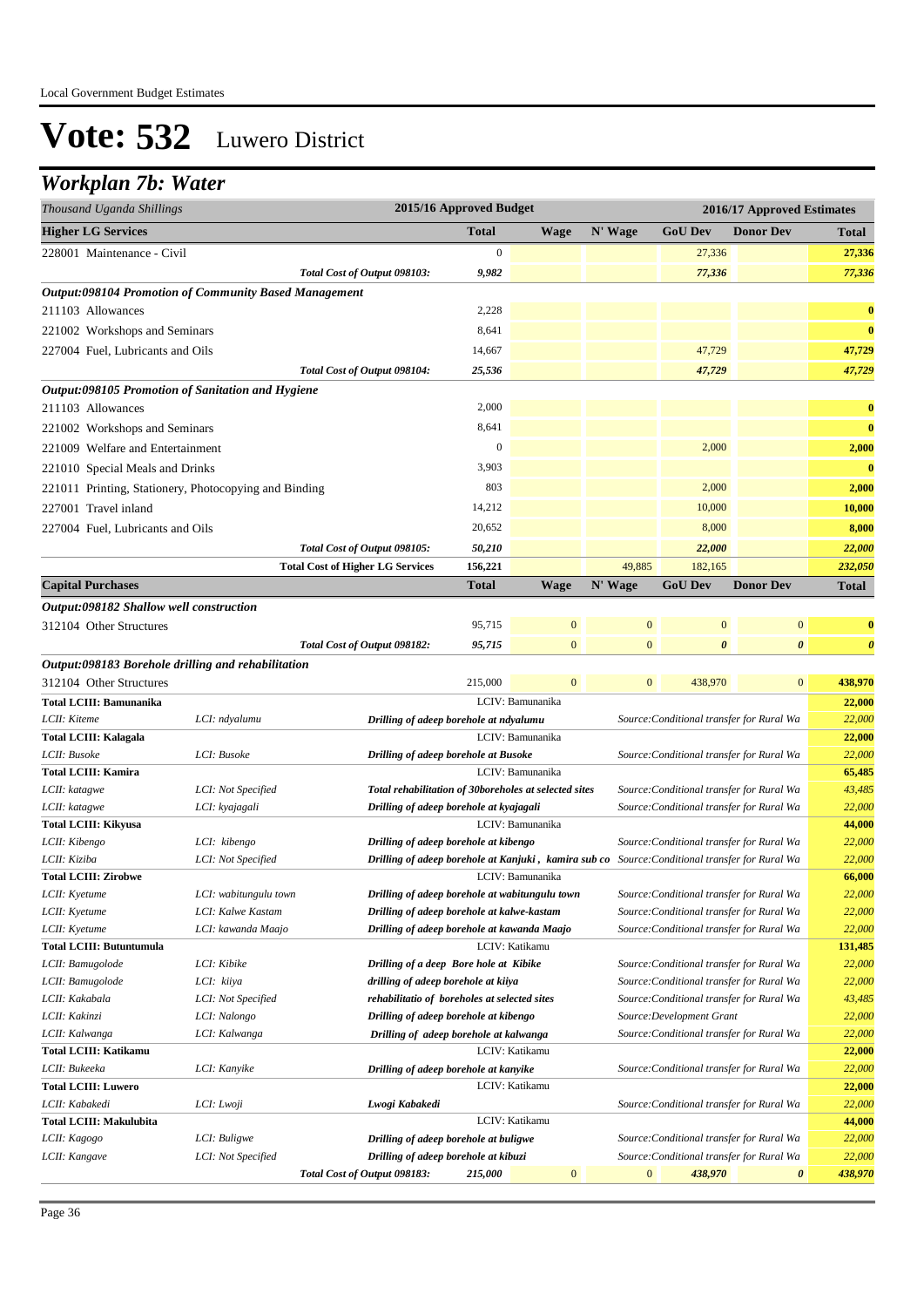Local Government Budget Estimates

# Vote: 532 Luwero District

## Workplan 7b: Water

| Thousand Uganda Shillings | | 2015/16 Approved Budget | 2016/17 Approved Estimates | | | | |
|---|---|---|---|---|---|---|---|
| **Higher LG Services** | | **Total** | **Wage** | **N' Wage** | **GoU Dev** | **Donor Dev** | **Total** |
| 228001 Maintenance - Civil | | 0 | | | 27,336 | | 27,336 |
| | *Total Cost of Output 098103:* | *9,982* | | | *77,336* | | *77,336* |
| ***Output:098104 Promotion of Community Based Management*** | | | | | | | |
| 211103 Allowances | | 2,228 | | | | | 0 |
| 221002 Workshops and Seminars | | 8,641 | | | | | 0 |
| 227004 Fuel, Lubricants and Oils | | 14,667 | | | 47,729 | | 47,729 |
| | *Total Cost of Output 098104:* | *25,536* | | | *47,729* | | *47,729* |
| ***Output:098105 Promotion of Sanitation and Hygiene*** | | | | | | | |
| 211103 Allowances | | 2,000 | | | | | 0 |
| 221002 Workshops and Seminars | | 8,641 | | | | | 0 |
| 221009 Welfare and Entertainment | | 0 | | | 2,000 | | 2,000 |
| 221010 Special Meals and Drinks | | 3,903 | | | | | 0 |
| 221011 Printing, Stationery, Photocopying and Binding | | 803 | | | 2,000 | | 2,000 |
| 227001 Travel inland | | 14,212 | | | 10,000 | | 10,000 |
| 227004 Fuel, Lubricants and Oils | | 20,652 | | | 8,000 | | 8,000 |
| | *Total Cost of Output 098105:* | *50,210* | | | *22,000* | | *22,000* |
| | **Total Cost of Higher LG Services** | **156,221** | | 49,885 | 182,165 | | *232,050* |
| **Capital Purchases** | | **Total** | **Wage** | **N' Wage** | **GoU Dev** | **Donor Dev** | **Total** |
| ***Output:098182 Shallow well construction*** | | | | | | | |
| 312104 Other Structures | | 95,715 | 0 | 0 | 0 | 0 | 0 |
| | *Total Cost of Output 098182:* | *95,715* | 0 | 0 | *0* | *0* | *0* |
| ***Output:098183 Borehole drilling and rehabilitation*** | | | | | | | |
| 312104 Other Structures | | 215,000 | 0 | 0 | 438,970 | 0 | 438,970 |

| | | | | |
|---|---|---|---|---|
| **Total LCIII: Bamunanika** | | LCIV: Bamunanika | | **22,000** |
| *LCII: Kiteme* | *LCI: ndyalumu* | ***Drilling of adeep borehole at ndyalumu*** | *Source:Conditional transfer for Rural Wa* | *22,000* |
| **Total LCIII: Kalagala** | | LCIV: Bamunanika | | **22,000** |
| *LCII: Busoke* | *LCI: Busoke* | ***Drilling of adeep borehole at Busoke*** | *Source:Conditional transfer for Rural Wa* | *22,000* |
| **Total LCIII: Kamira** | | LCIV: Bamunanika | | **65,485** |
| *LCII: katagwe* | *LCI: Not Specified* | ***Total rehabilitation of 30boreholes at selected sites*** | *Source:Conditional transfer for Rural Wa* | *43,485* |
| *LCII: katagwe* | *LCI: kyajagali* | ***Drilling of adeep borehole at kyajagali*** | *Source:Conditional transfer for Rural Wa* | *22,000* |
| **Total LCIII: Kikyusa** | | LCIV: Bamunanika | | **44,000** |
| *LCII: Kibengo* | *LCI: kibengo* | ***Drilling of adeep borehole at kibengo*** | *Source:Conditional transfer for Rural Wa* | *22,000* |
| *LCII: Kiziba* | *LCI: Not Specified* | ***Drilling of adeep borehole at Kanjuki , kamira sub co*** | *Source:Conditional transfer for Rural Wa* | *22,000* |
| **Total LCIII: Zirobwe** | | LCIV: Bamunanika | | **66,000** |
| *LCII: Kyetume* | *LCI: wabitungulu town* | ***Drilling of adeep borehole at wabitungulu town*** | *Source:Conditional transfer for Rural Wa* | *22,000* |
| *LCII: Kyetume* | *LCI: Kalwe Kastam* | ***Drilling of adeep borehole at kalwe-kastam*** | *Source:Conditional transfer for Rural Wa* | *22,000* |
| *LCII: Kyetume* | *LCI: kawanda Maajo* | ***Drilling of adeep borehole at kawanda Maajo*** | *Source:Conditional transfer for Rural Wa* | *22,000* |
| **Total LCIII: Butuntumula** | | LCIV: Katikamu | | **131,485** |
| *LCII: Bamugolode* | *LCI: Kibike* | ***Drilling of a deep Bore hole at Kibike*** | *Source:Conditional transfer for Rural Wa* | *22,000* |
| *LCII: Bamugolode* | *LCI: kiiya* | ***drilling of adeep borehole at kiiya*** | *Source:Conditional transfer for Rural Wa* | *22,000* |
| *LCII: Kakabala* | *LCI: Not Specified* | ***rehabilitatio of boreholes at selected sites*** | *Source:Conditional transfer for Rural Wa* | *43,485* |
| *LCII: Kakinzi* | *LCI: Nalongo* | ***Drilling of adeep borehole at kibengo*** | *Source:Development Grant* | *22,000* |
| *LCII: Kalwanga* | *LCI: Kalwanga* | ***Drilling of adeep borehole at kalwanga*** | *Source:Conditional transfer for Rural Wa* | *22,000* |
| **Total LCIII: Katikamu** | | LCIV: Katikamu | | **22,000** |
| *LCII: Bukeeka* | *LCI: Kanyike* | ***Drilling of adeep borehole at kanyike*** | *Source:Conditional transfer for Rural Wa* | *22,000* |
| **Total LCIII: Luwero** | | LCIV: Katikamu | | **22,000** |
| *LCII: Kabakedi* | *LCI: Lwoji* | ***Lwogi Kabakedi*** | *Source:Conditional transfer for Rural Wa* | *22,000* |
| **Total LCIII: Makulubita** | | LCIV: Katikamu | | **44,000** |
| *LCII: Kagogo* | *LCI: Buligwe* | ***Drilling of adeep borehole at buligwe*** | *Source:Conditional transfer for Rural Wa* | *22,000* |
| *LCII: Kangave* | *LCI: Not Specified* | ***Drilling of adeep borehole at kibuzi*** | *Source:Conditional transfer for Rural Wa* | *22,000* |

| | 2015/16 Total | Wage | N' Wage | GoU Dev | Donor Dev | Total |
|---|---|---|---|---|---|---|
| *Total Cost of Output 098183:* | *215,000* | 0 | 0 | *438,970* | *0* | *438,970* |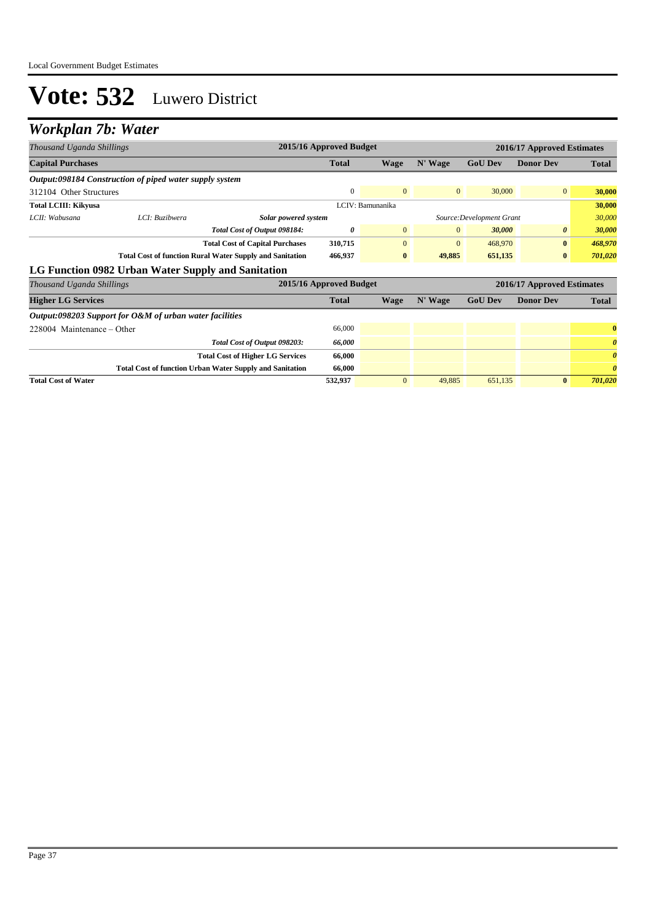# Vote: 532 Luwero District

## Workplan 7b: Water

| Thousand Uganda Shillings | | | 2015/16 Approved Budget | 2016/17 Approved Estimates | | | | |
|---|---|---|---|---|---|---|---|---|
| **Capital Purchases** | | | **Total** | **Wage** | **N' Wage** | **GoU Dev** | **Donor Dev** | **Total** |
| ***Output:098184 Construction of piped water supply system*** | | | | | | | | |
| 312104 Other Structures | | | 0 | 0 | 0 | 30,000 | 0 | **30,000** |
| **Total LCIII: Kikyusa** | | | | LCIV: Bamunanika | | | | **30,000** |
| *LCII: Wabusana* | *LCI: Buzibwera* | ***Solar powered system*** | | | | *Source:Development Grant* | | *30,000* |
| | | ***Total Cost of Output 098184:*** | ***0*** | 0 | 0 | ***30,000*** | ***0*** | ***30,000*** |
| | | **Total Cost of Capital Purchases** | **310,715** | 0 | 0 | 468,970 | **0** | ***468,970*** |
| | | **Total Cost of function Rural Water Supply and Sanitation** | **466,937** | **0** | **49,885** | **651,135** | **0** | ***701,020*** |

### LG Function 0982 Urban Water Supply and Sanitation

| Thousand Uganda Shillings | | 2015/16 Approved Budget | 2016/17 Approved Estimates | | | | |
|---|---|---|---|---|---|---|---|
| **Higher LG Services** | | **Total** | **Wage** | **N' Wage** | **GoU Dev** | **Donor Dev** | **Total** |
| ***Output:098203 Support for O&M of urban water facilities*** | | | | | | | |
| 228004 Maintenance – Other | | 66,000 | | | | | **0** |
| | ***Total Cost of Output 098203:*** | ***66,000*** | | | | | ***0*** |
| | **Total Cost of Higher LG Services** | **66,000** | | | | | ***0*** |
| | **Total Cost of function Urban Water Supply and Sanitation** | **66,000** | | | | | ***0*** |
| **Total Cost of Water** | | **532,937** | 0 | 49,885 | 651,135 | **0** | ***701,020*** |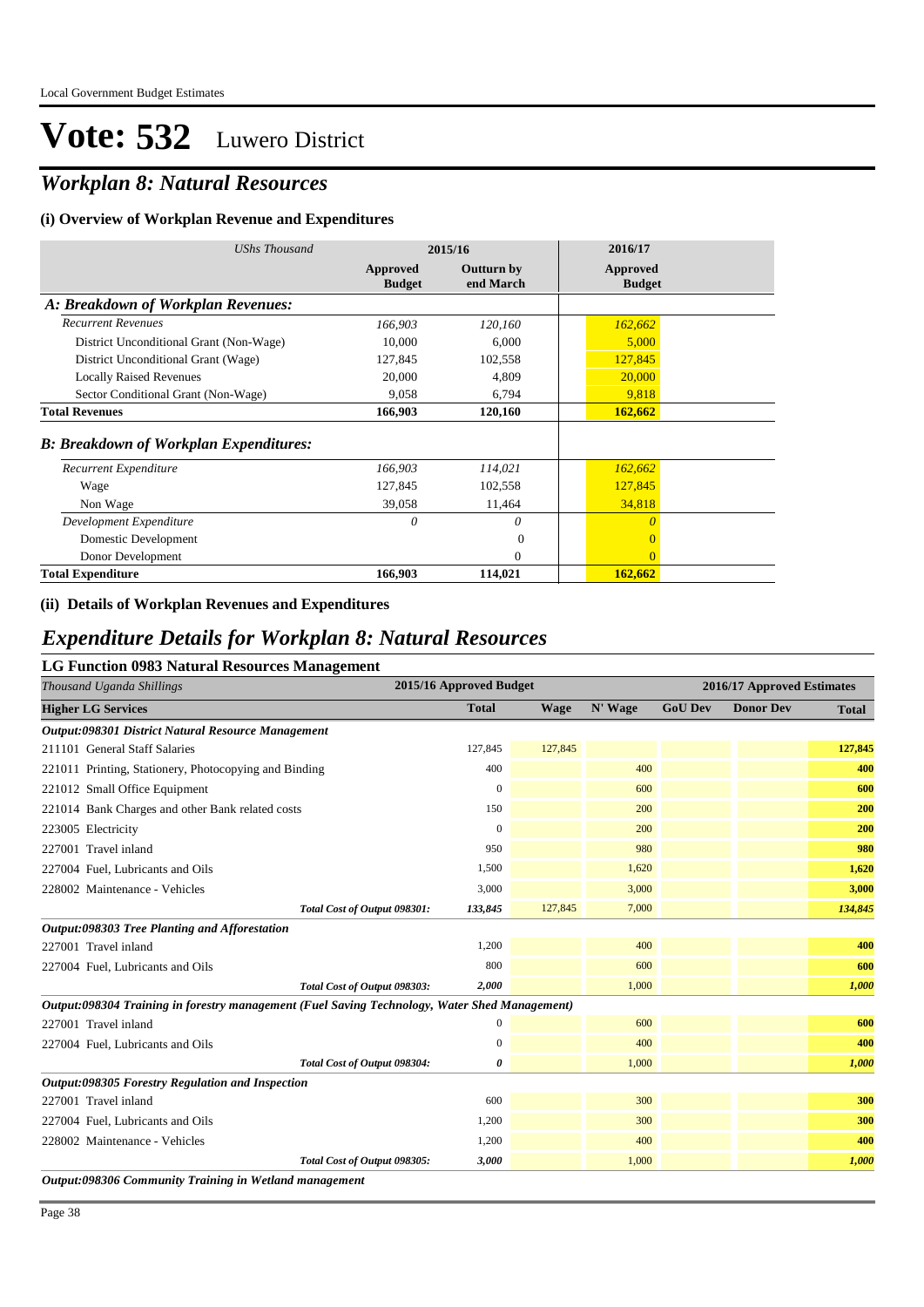Local Government Budget Estimates

# Vote: 532 Luwero District

## Workplan 8: Natural Resources

### (i) Overview of Workplan Revenue and Expenditures

| UShs Thousand | 2015/16 | | 2016/17 |
|---|---|---|---|
| | Approved Budget | Outturn by end March | Approved Budget |
| **A: Breakdown of Workplan Revenues:** | | | |
| *Recurrent Revenues* | *166,903* | *120,160* | *162,662* |
| District Unconditional Grant (Non-Wage) | 10,000 | 6,000 | 5,000 |
| District Unconditional Grant (Wage) | 127,845 | 102,558 | 127,845 |
| Locally Raised Revenues | 20,000 | 4,809 | 20,000 |
| Sector Conditional Grant (Non-Wage) | 9,058 | 6,794 | 9,818 |
| **Total Revenues** | **166,903** | **120,160** | **162,662** |
| **B: Breakdown of Workplan Expenditures:** | | | |
| *Recurrent Expenditure* | *166,903* | *114,021* | *162,662* |
| Wage | 127,845 | 102,558 | 127,845 |
| Non Wage | 39,058 | 11,464 | 34,818 |
| *Development Expenditure* | *0* | *0* | *0* |
| Domestic Development | | 0 | 0 |
| Donor Development | | 0 | 0 |
| **Total Expenditure** | **166,903** | **114,021** | **162,662** |

### (ii) Details of Workplan Revenues and Expenditures

## Expenditure Details for Workplan 8: Natural Resources

### LG Function 0983 Natural Resources Management

| *Thousand Uganda Shillings* | 2015/16 Approved Budget | 2016/17 Approved Estimates | | | | |
|---|---|---|---|---|---|---|
| **Higher LG Services** | **Total** | **Wage** | **N' Wage** | **GoU Dev** | **Donor Dev** | **Total** |
| ***Output:098301 District Natural Resource Management*** | | | | | | |
| 211101 General Staff Salaries | 127,845 | 127,845 | | | | 127,845 |
| 221011 Printing, Stationery, Photocopying and Binding | 400 | | 400 | | | 400 |
| 221012 Small Office Equipment | 0 | | 600 | | | 600 |
| 221014 Bank Charges and other Bank related costs | 150 | | 200 | | | 200 |
| 223005 Electricity | 0 | | 200 | | | 200 |
| 227001 Travel inland | 950 | | 980 | | | 980 |
| 227004 Fuel, Lubricants and Oils | 1,500 | | 1,620 | | | 1,620 |
| 228002 Maintenance - Vehicles | 3,000 | | 3,000 | | | 3,000 |
| *Total Cost of Output 098301:* | *133,845* | 127,845 | 7,000 | | | *134,845* |
| ***Output:098303 Tree Planting and Afforestation*** | | | | | | |
| 227001 Travel inland | 1,200 | | 400 | | | 400 |
| 227004 Fuel, Lubricants and Oils | 800 | | 600 | | | 600 |
| *Total Cost of Output 098303:* | *2,000* | | 1,000 | | | *1,000* |
| ***Output:098304 Training in forestry management (Fuel Saving Technology, Water Shed Management)*** | | | | | | |
| 227001 Travel inland | 0 | | 600 | | | 600 |
| 227004 Fuel, Lubricants and Oils | 0 | | 400 | | | 400 |
| *Total Cost of Output 098304:* | *0* | | 1,000 | | | *1,000* |
| ***Output:098305 Forestry Regulation and Inspection*** | | | | | | |
| 227001 Travel inland | 600 | | 300 | | | 300 |
| 227004 Fuel, Lubricants and Oils | 1,200 | | 300 | | | 300 |
| 228002 Maintenance - Vehicles | 1,200 | | 400 | | | 400 |
| *Total Cost of Output 098305:* | *3,000* | | 1,000 | | | *1,000* |
| ***Output:098306 Community Training in Wetland management*** | | | | | | |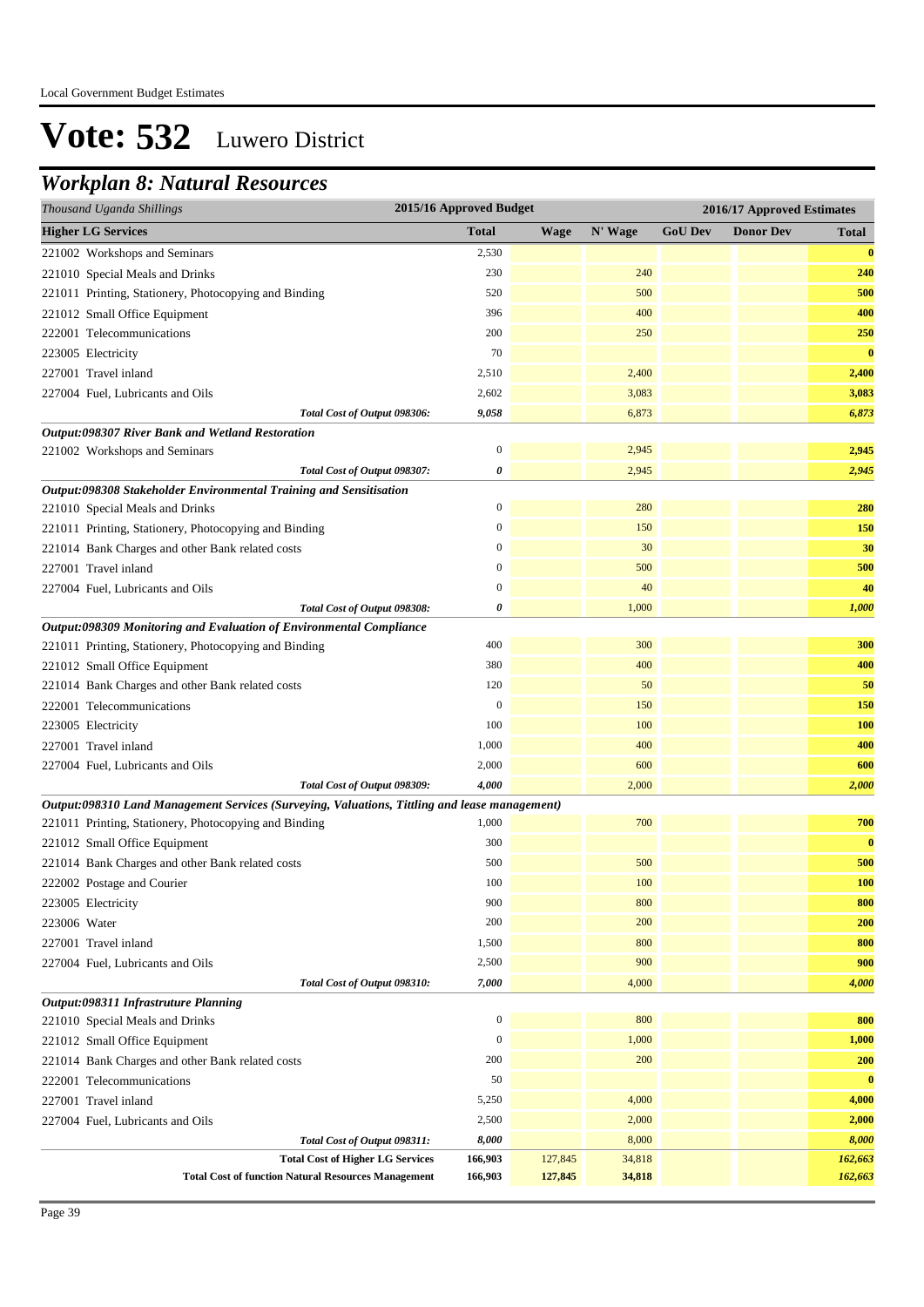Local Government Budget Estimates

# Vote: 532 Luwero District

## *Workplan 8: Natural Resources*

| *Thousand Uganda Shillings* | 2015/16 Approved Budget | 2016/17 Approved Estimates | | | | |
|---|---|---|---|---|---|---|
| **Higher LG Services** | **Total** | **Wage** | **N' Wage** | **GoU Dev** | **Donor Dev** | **Total** |
| 221002 Workshops and Seminars | 2,530 | | | | | **0** |
| 221010 Special Meals and Drinks | 230 | | 240 | | | **240** |
| 221011 Printing, Stationery, Photocopying and Binding | 520 | | 500 | | | **500** |
| 221012 Small Office Equipment | 396 | | 400 | | | **400** |
| 222001 Telecommunications | 200 | | 250 | | | **250** |
| 223005 Electricity | 70 | | | | | **0** |
| 227001 Travel inland | 2,510 | | 2,400 | | | **2,400** |
| 227004 Fuel, Lubricants and Oils | 2,602 | | 3,083 | | | **3,083** |
| *Total Cost of Output 098306:* | *9,058* | | 6,873 | | | *6,873* |
| ***Output:098307 River Bank and Wetland Restoration*** | | | | | | |
| 221002 Workshops and Seminars | 0 | | 2,945 | | | **2,945** |
| *Total Cost of Output 098307:* | *0* | | 2,945 | | | *2,945* |
| ***Output:098308 Stakeholder Environmental Training and Sensitisation*** | | | | | | |
| 221010 Special Meals and Drinks | 0 | | 280 | | | **280** |
| 221011 Printing, Stationery, Photocopying and Binding | 0 | | 150 | | | **150** |
| 221014 Bank Charges and other Bank related costs | 0 | | 30 | | | **30** |
| 227001 Travel inland | 0 | | 500 | | | **500** |
| 227004 Fuel, Lubricants and Oils | 0 | | 40 | | | **40** |
| *Total Cost of Output 098308:* | *0* | | 1,000 | | | *1,000* |
| ***Output:098309 Monitoring and Evaluation of Environmental Compliance*** | | | | | | |
| 221011 Printing, Stationery, Photocopying and Binding | 400 | | 300 | | | **300** |
| 221012 Small Office Equipment | 380 | | 400 | | | **400** |
| 221014 Bank Charges and other Bank related costs | 120 | | 50 | | | **50** |
| 222001 Telecommunications | 0 | | 150 | | | **150** |
| 223005 Electricity | 100 | | 100 | | | **100** |
| 227001 Travel inland | 1,000 | | 400 | | | **400** |
| 227004 Fuel, Lubricants and Oils | 2,000 | | 600 | | | **600** |
| *Total Cost of Output 098309:* | *4,000* | | 2,000 | | | *2,000* |
| ***Output:098310 Land Management Services (Surveying, Valuations, Tittling and lease management)*** | | | | | | |
| 221011 Printing, Stationery, Photocopying and Binding | 1,000 | | 700 | | | **700** |
| 221012 Small Office Equipment | 300 | | | | | **0** |
| 221014 Bank Charges and other Bank related costs | 500 | | 500 | | | **500** |
| 222002 Postage and Courier | 100 | | 100 | | | **100** |
| 223005 Electricity | 900 | | 800 | | | **800** |
| 223006 Water | 200 | | 200 | | | **200** |
| 227001 Travel inland | 1,500 | | 800 | | | **800** |
| 227004 Fuel, Lubricants and Oils | 2,500 | | 900 | | | **900** |
| *Total Cost of Output 098310:* | *7,000* | | 4,000 | | | *4,000* |
| ***Output:098311 Infrastruture Planning*** | | | | | | |
| 221010 Special Meals and Drinks | 0 | | 800 | | | **800** |
| 221012 Small Office Equipment | 0 | | 1,000 | | | **1,000** |
| 221014 Bank Charges and other Bank related costs | 200 | | 200 | | | **200** |
| 222001 Telecommunications | 50 | | | | | **0** |
| 227001 Travel inland | 5,250 | | 4,000 | | | **4,000** |
| 227004 Fuel, Lubricants and Oils | 2,500 | | 2,000 | | | **2,000** |
| *Total Cost of Output 098311:* | *8,000* | | 8,000 | | | *8,000* |
| **Total Cost of Higher LG Services** | **166,903** | 127,845 | 34,818 | | | *162,663* |
| **Total Cost of function Natural Resources Management** | **166,903** | **127,845** | **34,818** | | | *162,663* |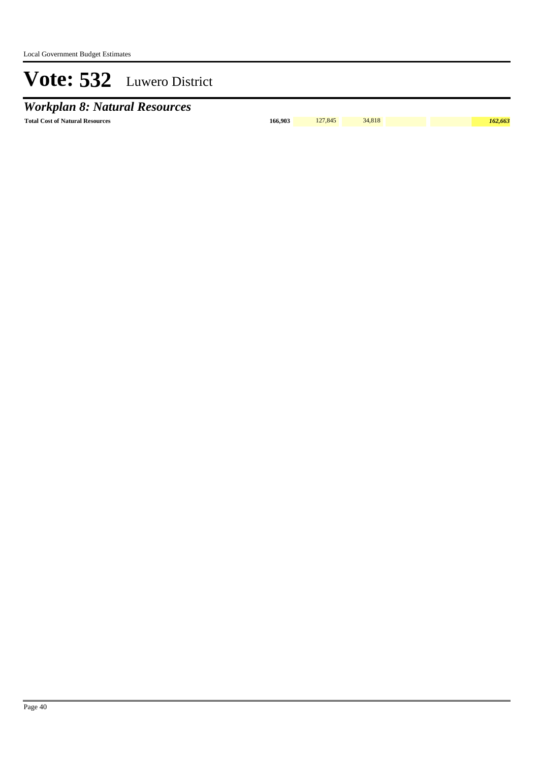# Vote: 532 Luwero District

## *Workplan 8: Natural Resources*

| | | | | | | |
|---|---|---|---|---|---|---|
| **Total Cost of Natural Resources** | **166,903** | 127,845 | 34,818 | | | ***162,663*** |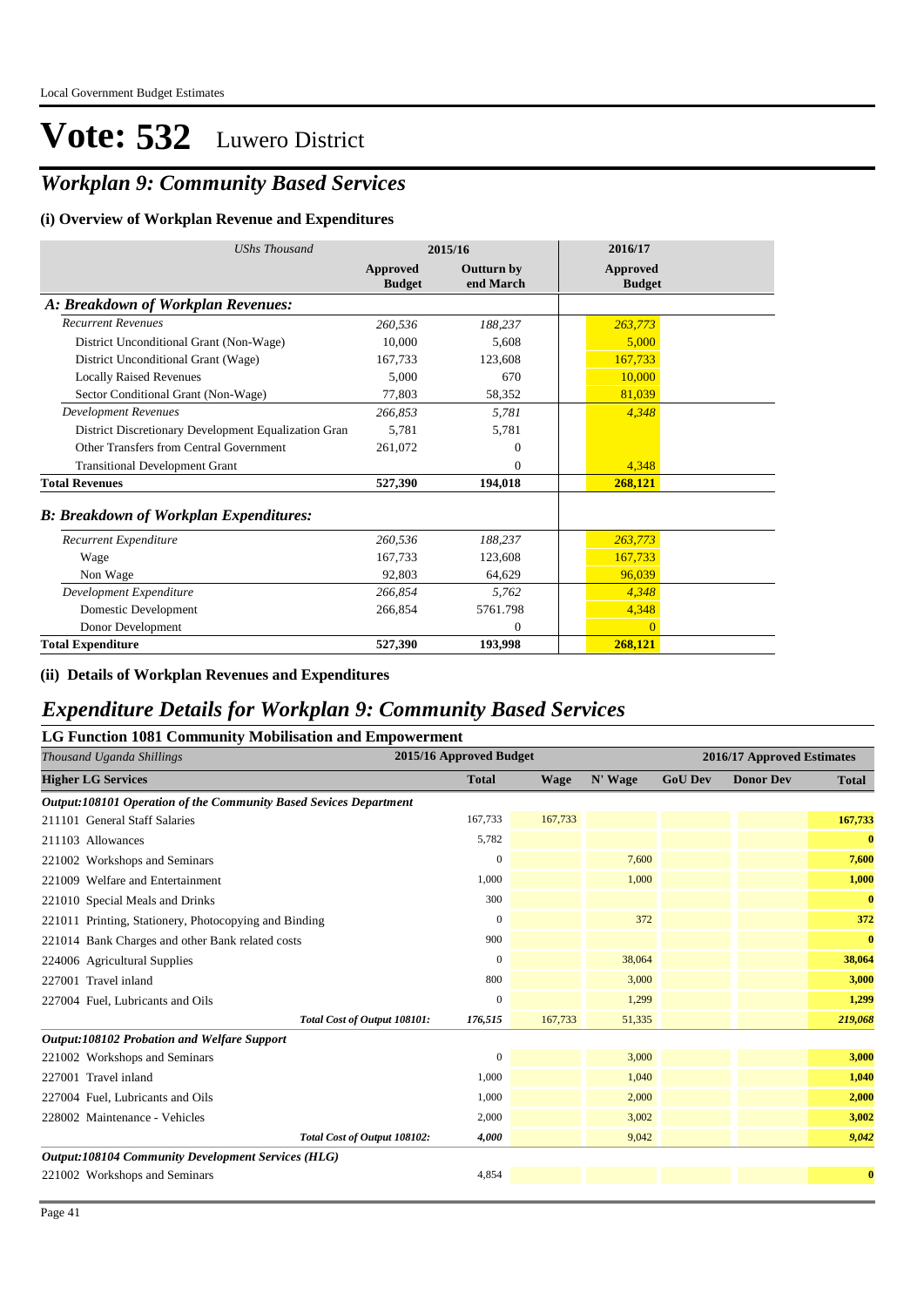Local Government Budget Estimates

# Vote: 532 Luwero District

## *Workplan 9: Community Based Services*

### (i) Overview of Workplan Revenue and Expenditures

| *UShs Thousand* | 2015/16 | | 2016/17 |
|---|---|---|---|
| | **Approved Budget** | **Outturn by end March** | **Approved Budget** |
| ***A: Breakdown of Workplan Revenues:*** | | | |
| *Recurrent Revenues* | *260,536* | *188,237* | *263,773* |
| District Unconditional Grant (Non-Wage) | 10,000 | 5,608 | 5,000 |
| District Unconditional Grant (Wage) | 167,733 | 123,608 | 167,733 |
| Locally Raised Revenues | 5,000 | 670 | 10,000 |
| Sector Conditional Grant (Non-Wage) | 77,803 | 58,352 | 81,039 |
| *Development Revenues* | *266,853* | *5,781* | *4,348* |
| District Discretionary Development Equalization Gran | 5,781 | 5,781 | |
| Other Transfers from Central Government | 261,072 | 0 | |
| Transitional Development Grant | | 0 | 4,348 |
| **Total Revenues** | **527,390** | **194,018** | **268,121** |
| ***B: Breakdown of Workplan Expenditures:*** | | | |
| *Recurrent Expenditure* | *260,536* | *188,237* | *263,773* |
| Wage | 167,733 | 123,608 | 167,733 |
| Non Wage | 92,803 | 64,629 | 96,039 |
| *Development Expenditure* | *266,854* | *5,762* | *4,348* |
| Domestic Development | 266,854 | 5761.798 | 4,348 |
| Donor Development | | 0 | 0 |
| **Total Expenditure** | **527,390** | **193,998** | **268,121** |

### (ii) Details of Workplan Revenues and Expenditures

## *Expenditure Details for Workplan 9: Community Based Services*

### LG Function 1081 Community Mobilisation and Empowerment

| *Thousand Uganda Shillings* | 2015/16 Approved Budget | 2016/17 Approved Estimates | | | | |
|---|---|---|---|---|---|---|
| **Higher LG Services** | **Total** | **Wage** | **N' Wage** | **GoU Dev** | **Donor Dev** | **Total** |
| ***Output:108101 Operation of the Community Based Sevices Department*** | | | | | | |
| 211101 General Staff Salaries | 167,733 | 167,733 | | | | **167,733** |
| 211103 Allowances | 5,782 | | | | | **0** |
| 221002 Workshops and Seminars | 0 | | 7,600 | | | **7,600** |
| 221009 Welfare and Entertainment | 1,000 | | 1,000 | | | **1,000** |
| 221010 Special Meals and Drinks | 300 | | | | | **0** |
| 221011 Printing, Stationery, Photocopying and Binding | 0 | | 372 | | | **372** |
| 221014 Bank Charges and other Bank related costs | 900 | | | | | **0** |
| 224006 Agricultural Supplies | 0 | | 38,064 | | | **38,064** |
| 227001 Travel inland | 800 | | 3,000 | | | **3,000** |
| 227004 Fuel, Lubricants and Oils | 0 | | 1,299 | | | **1,299** |
| ***Total Cost of Output 108101:*** | *176,515* | 167,733 | 51,335 | | | ***219,068*** |
| ***Output:108102 Probation and Welfare Support*** | | | | | | |
| 221002 Workshops and Seminars | 0 | | 3,000 | | | **3,000** |
| 227001 Travel inland | 1,000 | | 1,040 | | | **1,040** |
| 227004 Fuel, Lubricants and Oils | 1,000 | | 2,000 | | | **2,000** |
| 228002 Maintenance - Vehicles | 2,000 | | 3,002 | | | **3,002** |
| ***Total Cost of Output 108102:*** | *4,000* | | 9,042 | | | ***9,042*** |
| ***Output:108104 Community Development Services (HLG)*** | | | | | | |
| 221002 Workshops and Seminars | 4,854 | | | | | **0** |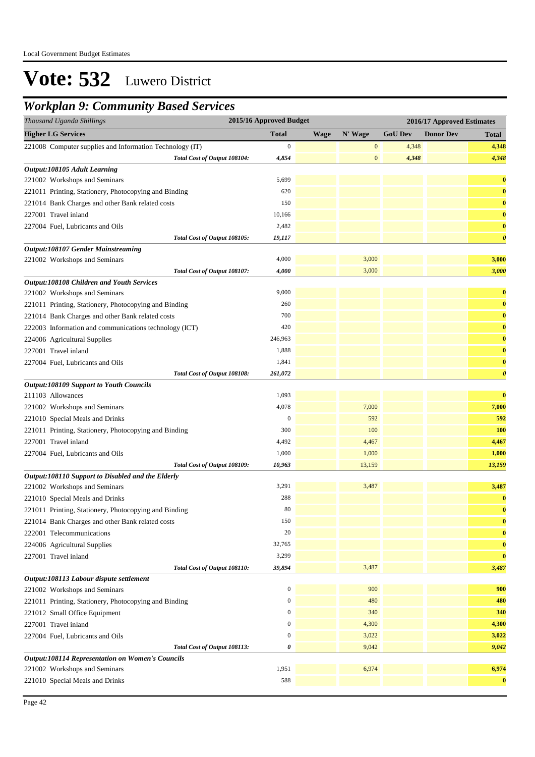Local Government Budget Estimates

# Vote: 532 Luwero District

## *Workplan 9: Community Based Services*

| *Thousand Uganda Shillings* | 2015/16 Approved Budget | 2016/17 Approved Estimates | | | | |
|---|---|---|---|---|---|---|
| **Higher LG Services** | **Total** | **Wage** | **N' Wage** | **GoU Dev** | **Donor Dev** | **Total** |
| 221008 Computer supplies and Information Technology (IT) | 0 | | 0 | 4,348 | | **4,348** |
| *Total Cost of Output 108104:* | *4,854* | | 0 | *4,348* | | ***4,348*** |
| ***Output:108105 Adult Learning*** | | | | | | |
| 221002 Workshops and Seminars | 5,699 | | | | | **0** |
| 221011 Printing, Stationery, Photocopying and Binding | 620 | | | | | **0** |
| 221014 Bank Charges and other Bank related costs | 150 | | | | | **0** |
| 227001 Travel inland | 10,166 | | | | | **0** |
| 227004 Fuel, Lubricants and Oils | 2,482 | | | | | **0** |
| *Total Cost of Output 108105:* | *19,117* | | | | | ***0*** |
| ***Output:108107 Gender Mainstreaming*** | | | | | | |
| 221002 Workshops and Seminars | 4,000 | | 3,000 | | | **3,000** |
| *Total Cost of Output 108107:* | *4,000* | | 3,000 | | | ***3,000*** |
| ***Output:108108 Children and Youth Services*** | | | | | | |
| 221002 Workshops and Seminars | 9,000 | | | | | **0** |
| 221011 Printing, Stationery, Photocopying and Binding | 260 | | | | | **0** |
| 221014 Bank Charges and other Bank related costs | 700 | | | | | **0** |
| 222003 Information and communications technology (ICT) | 420 | | | | | **0** |
| 224006 Agricultural Supplies | 246,963 | | | | | **0** |
| 227001 Travel inland | 1,888 | | | | | **0** |
| 227004 Fuel, Lubricants and Oils | 1,841 | | | | | **0** |
| *Total Cost of Output 108108:* | *261,072* | | | | | ***0*** |
| ***Output:108109 Support to Youth Councils*** | | | | | | |
| 211103 Allowances | 1,093 | | | | | **0** |
| 221002 Workshops and Seminars | 4,078 | | 7,000 | | | **7,000** |
| 221010 Special Meals and Drinks | 0 | | 592 | | | **592** |
| 221011 Printing, Stationery, Photocopying and Binding | 300 | | 100 | | | **100** |
| 227001 Travel inland | 4,492 | | 4,467 | | | **4,467** |
| 227004 Fuel, Lubricants and Oils | 1,000 | | 1,000 | | | **1,000** |
| *Total Cost of Output 108109:* | *10,963* | | 13,159 | | | ***13,159*** |
| ***Output:108110 Support to Disabled and the Elderly*** | | | | | | |
| 221002 Workshops and Seminars | 3,291 | | 3,487 | | | **3,487** |
| 221010 Special Meals and Drinks | 288 | | | | | **0** |
| 221011 Printing, Stationery, Photocopying and Binding | 80 | | | | | **0** |
| 221014 Bank Charges and other Bank related costs | 150 | | | | | **0** |
| 222001 Telecommunications | 20 | | | | | **0** |
| 224006 Agricultural Supplies | 32,765 | | | | | **0** |
| 227001 Travel inland | 3,299 | | | | | **0** |
| *Total Cost of Output 108110:* | *39,894* | | 3,487 | | | ***3,487*** |
| ***Output:108113 Labour dispute settlement*** | | | | | | |
| 221002 Workshops and Seminars | 0 | | 900 | | | **900** |
| 221011 Printing, Stationery, Photocopying and Binding | 0 | | 480 | | | **480** |
| 221012 Small Office Equipment | 0 | | 340 | | | **340** |
| 227001 Travel inland | 0 | | 4,300 | | | **4,300** |
| 227004 Fuel, Lubricants and Oils | 0 | | 3,022 | | | **3,022** |
| *Total Cost of Output 108113:* | *0* | | 9,042 | | | ***9,042*** |
| ***Output:108114 Representation on Women's Councils*** | | | | | | |
| 221002 Workshops and Seminars | 1,951 | | 6,974 | | | **6,974** |
| 221010 Special Meals and Drinks | 588 | | | | | **0** |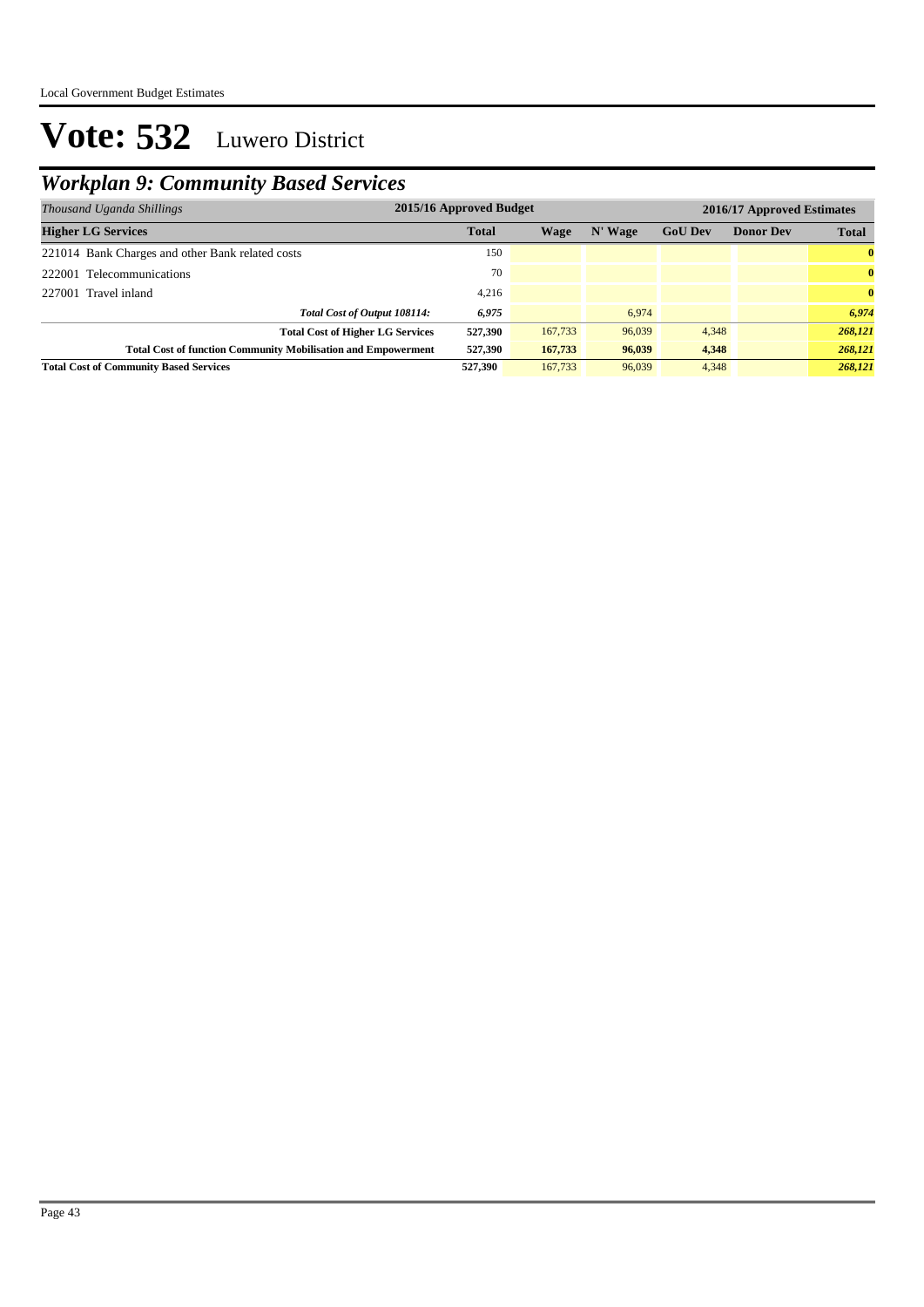# Vote: 532 Luwero District

## *Workplan 9: Community Based Services*

| *Thousand Uganda Shillings* | 2015/16 Approved Budget | 2016/17 Approved Estimates | | | | |
|---|---|---|---|---|---|---|
| **Higher LG Services** | **Total** | **Wage** | **N' Wage** | **GoU Dev** | **Donor Dev** | **Total** |
| 221014 Bank Charges and other Bank related costs | 150 | | | | | **0** |
| 222001 Telecommunications | 70 | | | | | **0** |
| 227001 Travel inland | 4,216 | | | | | **0** |
| ***Total Cost of Output 108114:*** | ***6,975*** | | 6,974 | | | ***6,974*** |
| **Total Cost of Higher LG Services** | **527,390** | 167,733 | 96,039 | 4,348 | | ***268,121*** |
| **Total Cost of function Community Mobilisation and Empowerment** | **527,390** | **167,733** | **96,039** | **4,348** | | ***268,121*** |
| **Total Cost of Community Based Services** | **527,390** | 167,733 | 96,039 | 4,348 | | ***268,121*** |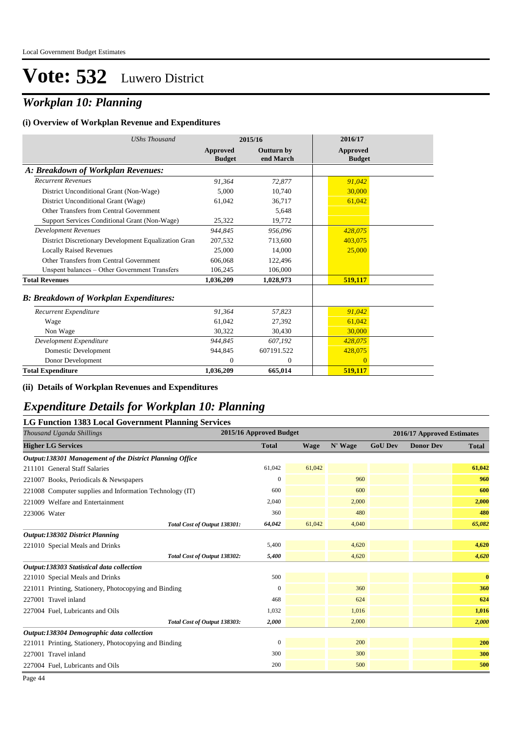Local Government Budget Estimates

# Vote: 532 Luwero District

## *Workplan 10: Planning*

### (i) Overview of Workplan Revenue and Expenditures

| *UShs Thousand* | 2015/16 Approved Budget | 2015/16 Outturn by end March | 2016/17 Approved Budget |
|---|---|---|---|
| ***A: Breakdown of Workplan Revenues:*** | | | |
| *Recurrent Revenues* | *91,364* | *72,877* | *91,042* |
| District Unconditional Grant (Non-Wage) | 5,000 | 10,740 | 30,000 |
| District Unconditional Grant (Wage) | 61,042 | 36,717 | 61,042 |
| Other Transfers from Central Government | | 5,648 | |
| Support Services Conditional Grant (Non-Wage) | 25,322 | 19,772 | |
| *Development Revenues* | *944,845* | *956,096* | *428,075* |
| District Discretionary Development Equalization Gran | 207,532 | 713,600 | 403,075 |
| Locally Raised Revenues | 25,000 | 14,000 | 25,000 |
| Other Transfers from Central Government | 606,068 | 122,496 | |
| Unspent balances – Other Government Transfers | 106,245 | 106,000 | |
| **Total Revenues** | **1,036,209** | **1,028,973** | **519,117** |
| ***B: Breakdown of Workplan Expenditures:*** | | | |
| *Recurrent Expenditure* | *91,364* | *57,823* | *91,042* |
| Wage | 61,042 | 27,392 | 61,042 |
| Non Wage | 30,322 | 30,430 | 30,000 |
| *Development Expenditure* | *944,845* | *607,192* | *428,075* |
| Domestic Development | 944,845 | 607191.522 | 428,075 |
| Donor Development | 0 | 0 | 0 |
| **Total Expenditure** | **1,036,209** | **665,014** | **519,117** |

### (ii) Details of Workplan Revenues and Expenditures

## *Expenditure Details for Workplan 10: Planning*

### LG Function 1383 Local Government Planning Services

| *Thousand Uganda Shillings* | 2015/16 Approved Budget | 2016/17 Approved Estimates | | | | |
|---|---|---|---|---|---|---|
| **Higher LG Services** | **Total** | **Wage** | **N' Wage** | **GoU Dev** | **Donor Dev** | **Total** |
| ***Output:138301 Management of the District Planning Office*** | | | | | | |
| 211101 General Staff Salaries | 61,042 | 61,042 | | | | **61,042** |
| 221007 Books, Periodicals & Newspapers | 0 | | 960 | | | **960** |
| 221008 Computer supplies and Information Technology (IT) | 600 | | 600 | | | **600** |
| 221009 Welfare and Entertainment | 2,040 | | 2,000 | | | **2,000** |
| 223006 Water | 360 | | 480 | | | **480** |
| *Total Cost of Output 138301:* | *64,042* | 61,042 | 4,040 | | | ***65,082*** |
| ***Output:138302 District Planning*** | | | | | | |
| 221010 Special Meals and Drinks | 5,400 | | 4,620 | | | **4,620** |
| *Total Cost of Output 138302:* | *5,400* | | 4,620 | | | ***4,620*** |
| ***Output:138303 Statistical data collection*** | | | | | | |
| 221010 Special Meals and Drinks | 500 | | | | | **0** |
| 221011 Printing, Stationery, Photocopying and Binding | 0 | | 360 | | | **360** |
| 227001 Travel inland | 468 | | 624 | | | **624** |
| 227004 Fuel, Lubricants and Oils | 1,032 | | 1,016 | | | **1,016** |
| *Total Cost of Output 138303:* | *2,000* | | 2,000 | | | ***2,000*** |
| ***Output:138304 Demographic data collection*** | | | | | | |
| 221011 Printing, Stationery, Photocopying and Binding | 0 | | 200 | | | **200** |
| 227001 Travel inland | 300 | | 300 | | | **300** |
| 227004 Fuel, Lubricants and Oils | 200 | | 500 | | | **500** |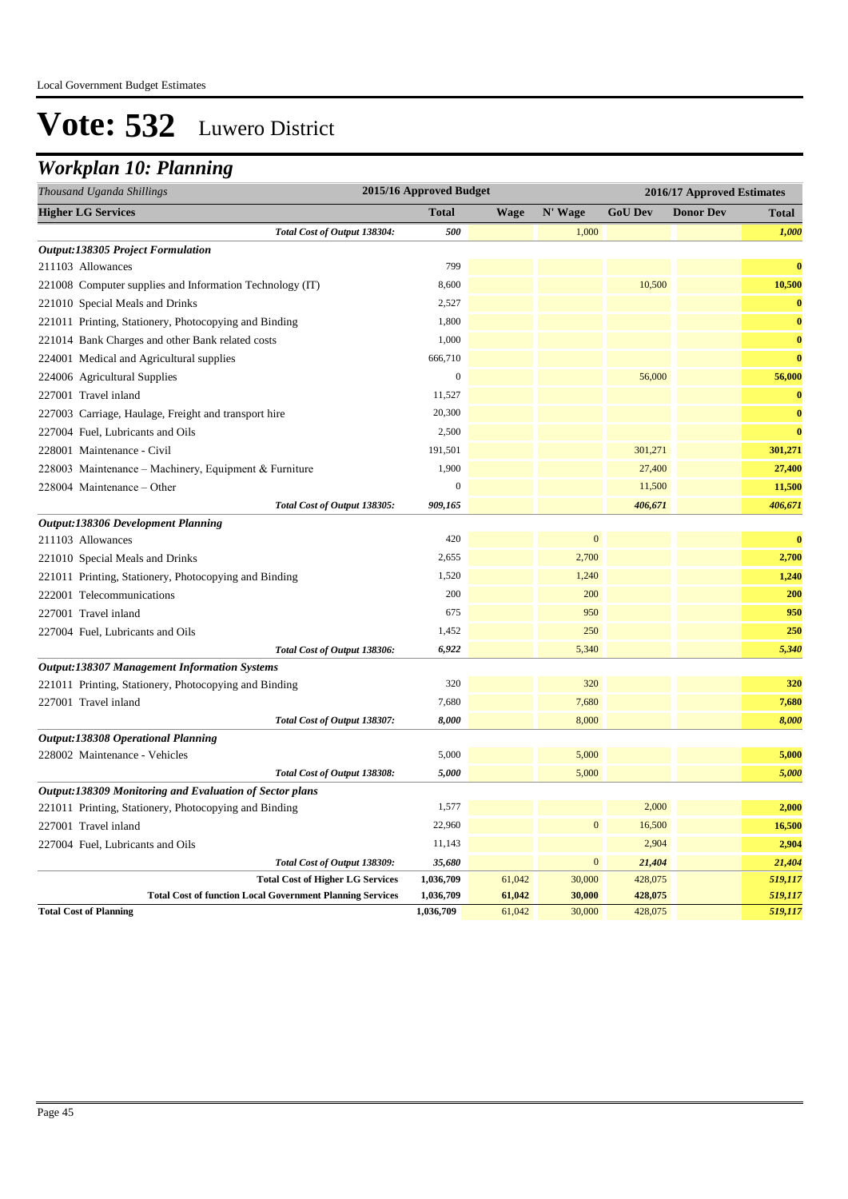Local Government Budget Estimates

# Vote: 532 Luwero District

## *Workplan 10: Planning*

| *Thousand Uganda Shillings* | 2015/16 Approved Budget | 2016/17 Approved Estimates | | | | |
|---|---|---|---|---|---|---|
| **Higher LG Services** | **Total** | **Wage** | **N' Wage** | **GoU Dev** | **Donor Dev** | **Total** |
| *Total Cost of Output 138304:* | *500* | | 1,000 | | | *1,000* |
| ***Output:138305 Project Formulation*** | | | | | | |
| 211103 Allowances | 799 | | | | | **0** |
| 221008 Computer supplies and Information Technology (IT) | 8,600 | | | 10,500 | | **10,500** |
| 221010 Special Meals and Drinks | 2,527 | | | | | **0** |
| 221011 Printing, Stationery, Photocopying and Binding | 1,800 | | | | | **0** |
| 221014 Bank Charges and other Bank related costs | 1,000 | | | | | **0** |
| 224001 Medical and Agricultural supplies | 666,710 | | | | | **0** |
| 224006 Agricultural Supplies | 0 | | | 56,000 | | **56,000** |
| 227001 Travel inland | 11,527 | | | | | **0** |
| 227003 Carriage, Haulage, Freight and transport hire | 20,300 | | | | | **0** |
| 227004 Fuel, Lubricants and Oils | 2,500 | | | | | **0** |
| 228001 Maintenance - Civil | 191,501 | | | 301,271 | | **301,271** |
| 228003 Maintenance – Machinery, Equipment & Furniture | 1,900 | | | 27,400 | | **27,400** |
| 228004 Maintenance – Other | 0 | | | 11,500 | | **11,500** |
| *Total Cost of Output 138305:* | *909,165* | | | *406,671* | | *406,671* |
| ***Output:138306 Development Planning*** | | | | | | |
| 211103 Allowances | 420 | | 0 | | | **0** |
| 221010 Special Meals and Drinks | 2,655 | | 2,700 | | | **2,700** |
| 221011 Printing, Stationery, Photocopying and Binding | 1,520 | | 1,240 | | | **1,240** |
| 222001 Telecommunications | 200 | | 200 | | | **200** |
| 227001 Travel inland | 675 | | 950 | | | **950** |
| 227004 Fuel, Lubricants and Oils | 1,452 | | 250 | | | **250** |
| *Total Cost of Output 138306:* | *6,922* | | 5,340 | | | *5,340* |
| ***Output:138307 Management Information Systems*** | | | | | | |
| 221011 Printing, Stationery, Photocopying and Binding | 320 | | 320 | | | **320** |
| 227001 Travel inland | 7,680 | | 7,680 | | | **7,680** |
| *Total Cost of Output 138307:* | *8,000* | | 8,000 | | | *8,000* |
| ***Output:138308 Operational Planning*** | | | | | | |
| 228002 Maintenance - Vehicles | 5,000 | | 5,000 | | | **5,000** |
| *Total Cost of Output 138308:* | *5,000* | | 5,000 | | | *5,000* |
| ***Output:138309 Monitoring and Evaluation of Sector plans*** | | | | | | |
| 221011 Printing, Stationery, Photocopying and Binding | 1,577 | | | 2,000 | | **2,000** |
| 227001 Travel inland | 22,960 | | 0 | 16,500 | | **16,500** |
| 227004 Fuel, Lubricants and Oils | 11,143 | | | 2,904 | | **2,904** |
| *Total Cost of Output 138309:* | *35,680* | | 0 | *21,404* | | *21,404* |
| **Total Cost of Higher LG Services** | **1,036,709** | 61,042 | 30,000 | 428,075 | | *519,117* |
| **Total Cost of function Local Government Planning Services** | **1,036,709** | **61,042** | **30,000** | **428,075** | | *519,117* |
| **Total Cost of Planning** | **1,036,709** | 61,042 | 30,000 | 428,075 | | *519,117* |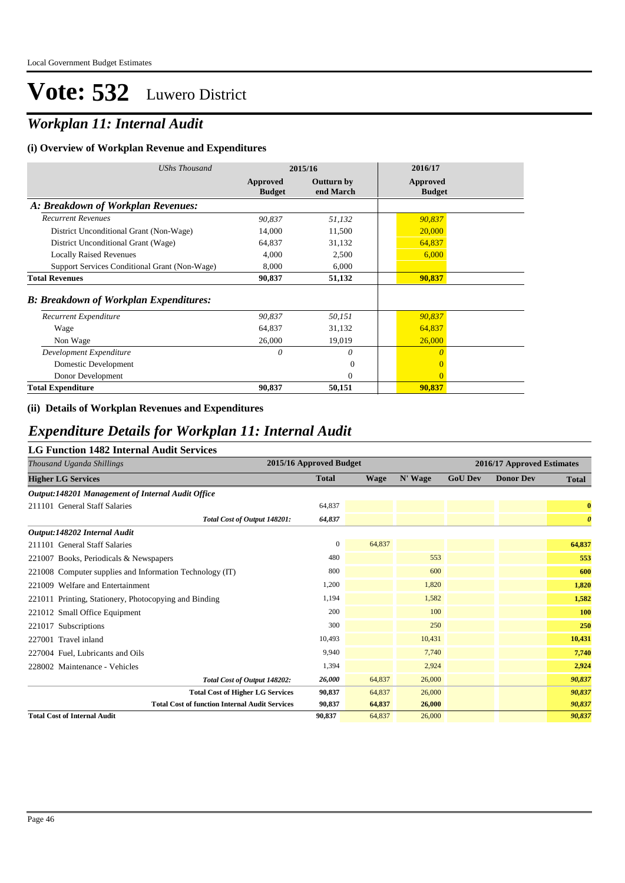# Vote: 532 Luwero District

## *Workplan 11: Internal Audit*

### (i) Overview of Workplan Revenue and Expenditures

| *UShs Thousand* | 2015/16 | | 2016/17 |
|---|---|---|---|
| | **Approved Budget** | **Outturn by end March** | **Approved Budget** |
| ***A: Breakdown of Workplan Revenues:*** | | | |
| *Recurrent Revenues* | *90,837* | *51,132* | *90,837* |
| District Unconditional Grant (Non-Wage) | 14,000 | 11,500 | 20,000 |
| District Unconditional Grant (Wage) | 64,837 | 31,132 | 64,837 |
| Locally Raised Revenues | 4,000 | 2,500 | 6,000 |
| Support Services Conditional Grant (Non-Wage) | 8,000 | 6,000 | |
| **Total Revenues** | **90,837** | **51,132** | **90,837** |
| ***B: Breakdown of Workplan Expenditures:*** | | | |
| *Recurrent Expenditure* | *90,837* | *50,151* | *90,837* |
| Wage | 64,837 | 31,132 | 64,837 |
| Non Wage | 26,000 | 19,019 | 26,000 |
| *Development Expenditure* | *0* | *0* | *0* |
| Domestic Development | | 0 | 0 |
| Donor Development | | 0 | 0 |
| **Total Expenditure** | **90,837** | **50,151** | **90,837** |

### (ii) Details of Workplan Revenues and Expenditures

## *Expenditure Details for Workplan 11: Internal Audit*

### LG Function 1482 Internal Audit Services

| *Thousand Uganda Shillings* | 2015/16 Approved Budget | 2016/17 Approved Estimates | | | | |
|---|---|---|---|---|---|---|
| **Higher LG Services** | **Total** | **Wage** | **N' Wage** | **GoU Dev** | **Donor Dev** | **Total** |
| ***Output:148201 Management of Internal Audit Office*** | | | | | | |
| 211101 General Staff Salaries | 64,837 | | | | | **0** |
| *Total Cost of Output 148201:* | *64,837* | | | | | ***0*** |
| ***Output:148202 Internal Audit*** | | | | | | |
| 211101 General Staff Salaries | 0 | 64,837 | | | | **64,837** |
| 221007 Books, Periodicals & Newspapers | 480 | | 553 | | | **553** |
| 221008 Computer supplies and Information Technology (IT) | 800 | | 600 | | | **600** |
| 221009 Welfare and Entertainment | 1,200 | | 1,820 | | | **1,820** |
| 221011 Printing, Stationery, Photocopying and Binding | 1,194 | | 1,582 | | | **1,582** |
| 221012 Small Office Equipment | 200 | | 100 | | | **100** |
| 221017 Subscriptions | 300 | | 250 | | | **250** |
| 227001 Travel inland | 10,493 | | 10,431 | | | **10,431** |
| 227004 Fuel, Lubricants and Oils | 9,940 | | 7,740 | | | **7,740** |
| 228002 Maintenance - Vehicles | 1,394 | | 2,924 | | | **2,924** |
| *Total Cost of Output 148202:* | *26,000* | 64,837 | 26,000 | | | ***90,837*** |
| **Total Cost of Higher LG Services** | **90,837** | 64,837 | 26,000 | | | ***90,837*** |
| **Total Cost of function Internal Audit Services** | **90,837** | **64,837** | **26,000** | | | ***90,837*** |
| **Total Cost of Internal Audit** | **90,837** | 64,837 | 26,000 | | | ***90,837*** |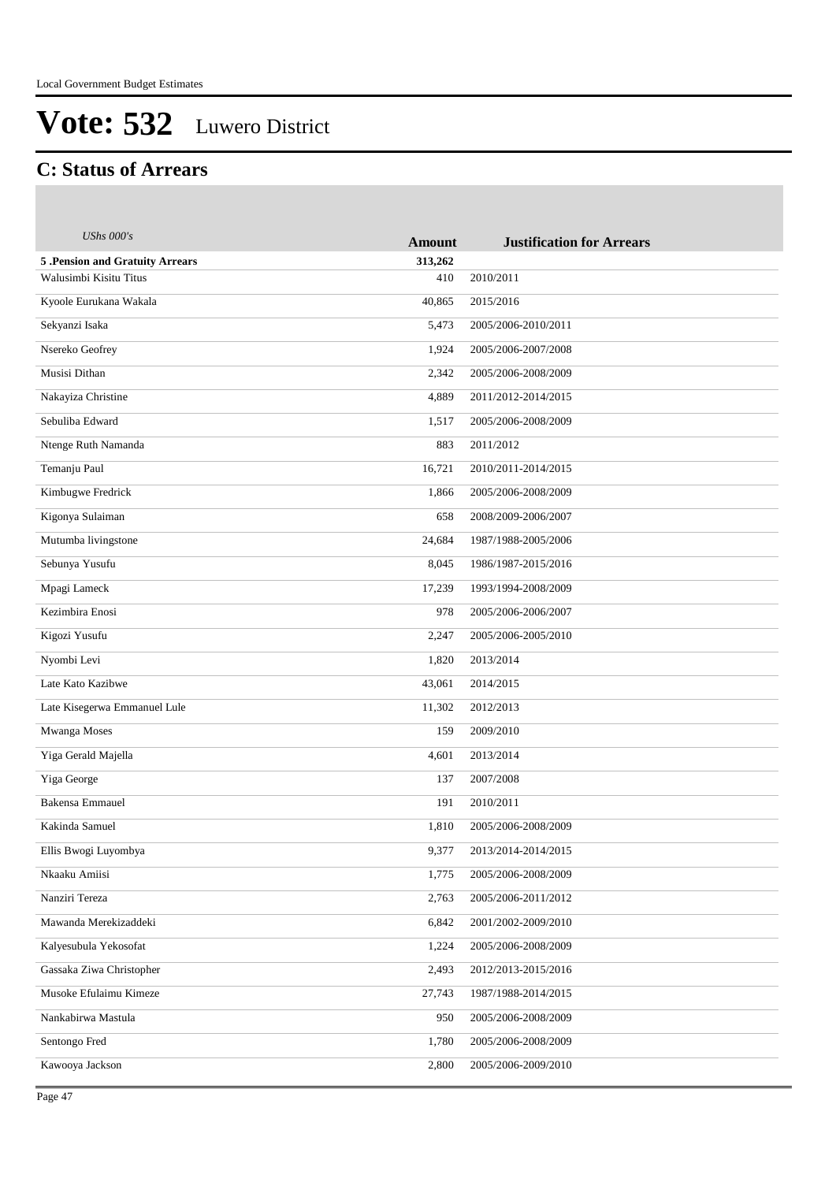# Vote: 532 Luwero District

## C: Status of Arrears

| *UShs 000's* | **Amount** | **Justification for Arrears** |
|---|---|---|
| **5 .Pension and Gratuity Arrears** | **313,262** | |
| Walusimbi Kisitu Titus | 410 | 2010/2011 |
| Kyoole Eurukana Wakala | 40,865 | 2015/2016 |
| Sekyanzi Isaka | 5,473 | 2005/2006-2010/2011 |
| Nsereko Geofrey | 1,924 | 2005/2006-2007/2008 |
| Musisi Dithan | 2,342 | 2005/2006-2008/2009 |
| Nakayiza Christine | 4,889 | 2011/2012-2014/2015 |
| Sebuliba Edward | 1,517 | 2005/2006-2008/2009 |
| Ntenge Ruth Namanda | 883 | 2011/2012 |
| Temanju Paul | 16,721 | 2010/2011-2014/2015 |
| Kimbugwe Fredrick | 1,866 | 2005/2006-2008/2009 |
| Kigonya Sulaiman | 658 | 2008/2009-2006/2007 |
| Mutumba livingstone | 24,684 | 1987/1988-2005/2006 |
| Sebunya Yusufu | 8,045 | 1986/1987-2015/2016 |
| Mpagi Lameck | 17,239 | 1993/1994-2008/2009 |
| Kezimbira Enosi | 978 | 2005/2006-2006/2007 |
| Kigozi Yusufu | 2,247 | 2005/2006-2005/2010 |
| Nyombi Levi | 1,820 | 2013/2014 |
| Late Kato Kazibwe | 43,061 | 2014/2015 |
| Late Kisegerwa Emmanuel Lule | 11,302 | 2012/2013 |
| Mwanga Moses | 159 | 2009/2010 |
| Yiga Gerald Majella | 4,601 | 2013/2014 |
| Yiga George | 137 | 2007/2008 |
| Bakensa Emmauel | 191 | 2010/2011 |
| Kakinda Samuel | 1,810 | 2005/2006-2008/2009 |
| Ellis Bwogi Luyombya | 9,377 | 2013/2014-2014/2015 |
| Nkaaku Amiisi | 1,775 | 2005/2006-2008/2009 |
| Nanziri Tereza | 2,763 | 2005/2006-2011/2012 |
| Mawanda Merekizaddeki | 6,842 | 2001/2002-2009/2010 |
| Kalyesubula Yekosofat | 1,224 | 2005/2006-2008/2009 |
| Gassaka Ziwa Christopher | 2,493 | 2012/2013-2015/2016 |
| Musoke Efulaimu Kimeze | 27,743 | 1987/1988-2014/2015 |
| Nankabirwa Mastula | 950 | 2005/2006-2008/2009 |
| Sentongo Fred | 1,780 | 2005/2006-2008/2009 |
| Kawooya Jackson | 2,800 | 2005/2006-2009/2010 |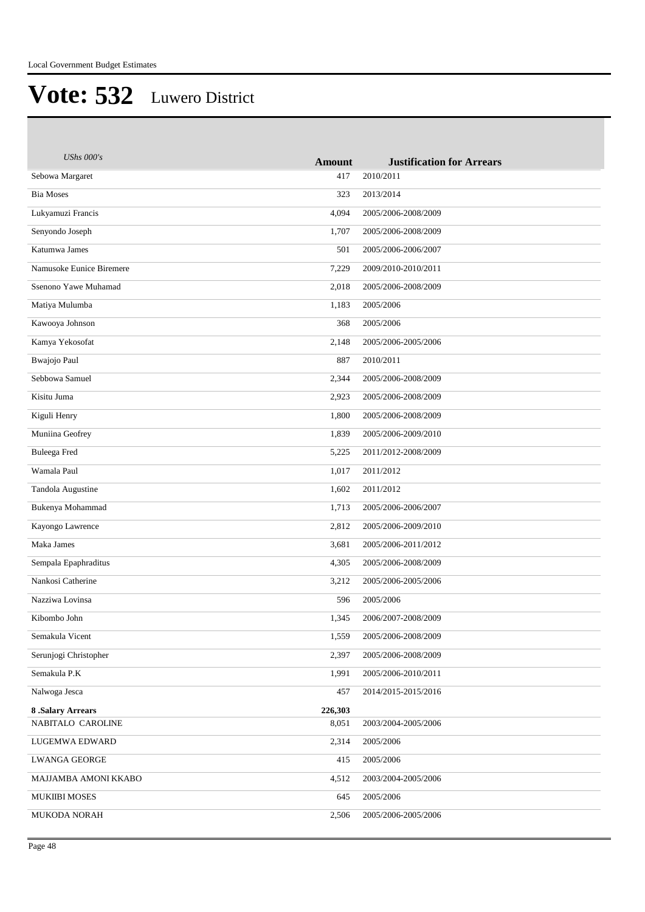# Vote: 532 Luwero District

| *UShs 000's* | Amount | Justification for Arrears |
|---|---|---|
| Sebowa Margaret | 417 | 2010/2011 |
| Bia Moses | 323 | 2013/2014 |
| Lukyamuzi Francis | 4,094 | 2005/2006-2008/2009 |
| Senyondo Joseph | 1,707 | 2005/2006-2008/2009 |
| Katumwa James | 501 | 2005/2006-2006/2007 |
| Namusoke Eunice Biremere | 7,229 | 2009/2010-2010/2011 |
| Ssenono Yawe Muhamad | 2,018 | 2005/2006-2008/2009 |
| Matiya Mulumba | 1,183 | 2005/2006 |
| Kawooya Johnson | 368 | 2005/2006 |
| Kamya Yekosofat | 2,148 | 2005/2006-2005/2006 |
| Bwajojo Paul | 887 | 2010/2011 |
| Sebbowa Samuel | 2,344 | 2005/2006-2008/2009 |
| Kisitu Juma | 2,923 | 2005/2006-2008/2009 |
| Kiguli Henry | 1,800 | 2005/2006-2008/2009 |
| Muniina Geofrey | 1,839 | 2005/2006-2009/2010 |
| Buleega Fred | 5,225 | 2011/2012-2008/2009 |
| Wamala Paul | 1,017 | 2011/2012 |
| Tandola Augustine | 1,602 | 2011/2012 |
| Bukenya Mohammad | 1,713 | 2005/2006-2006/2007 |
| Kayongo Lawrence | 2,812 | 2005/2006-2009/2010 |
| Maka James | 3,681 | 2005/2006-2011/2012 |
| Sempala Epaphraditus | 4,305 | 2005/2006-2008/2009 |
| Nankosi Catherine | 3,212 | 2005/2006-2005/2006 |
| Nazziwa Lovinsa | 596 | 2005/2006 |
| Kibombo John | 1,345 | 2006/2007-2008/2009 |
| Semakula Vicent | 1,559 | 2005/2006-2008/2009 |
| Serunjogi Christopher | 2,397 | 2005/2006-2008/2009 |
| Semakula P.K | 1,991 | 2005/2006-2010/2011 |
| Nalwoga Jesca | 457 | 2014/2015-2015/2016 |
| **8 .Salary Arrears** | **226,303** | |
| NABITALO CAROLINE | 8,051 | 2003/2004-2005/2006 |
| LUGEMWA EDWARD | 2,314 | 2005/2006 |
| LWANGA GEORGE | 415 | 2005/2006 |
| MAJJAMBA AMONI KKABO | 4,512 | 2003/2004-2005/2006 |
| MUKIIBI MOSES | 645 | 2005/2006 |
| MUKODA NORAH | 2,506 | 2005/2006-2005/2006 |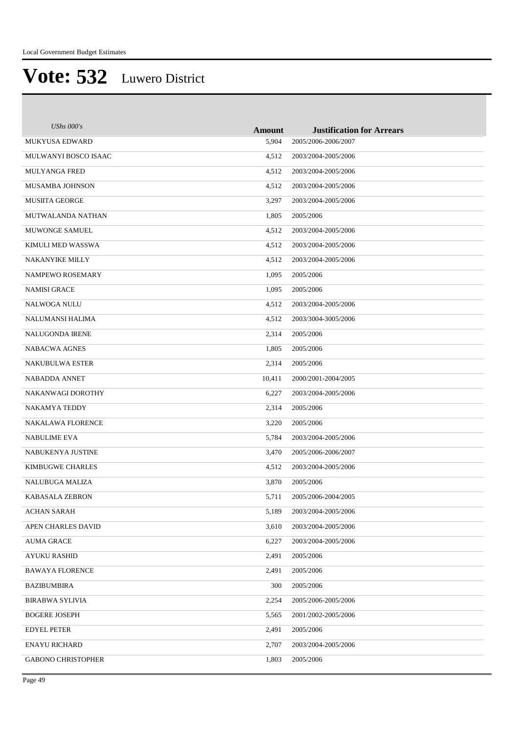| UShs 000's | Amount | Justification for Arrears |
|---|---|---|
| MUKYUSA EDWARD | 5,904 | 2005/2006-2006/2007 |
| MULWANYI BOSCO ISAAC | 4,512 | 2003/2004-2005/2006 |
| MULYANGA FRED | 4,512 | 2003/2004-2005/2006 |
| MUSAMBA JOHNSON | 4,512 | 2003/2004-2005/2006 |
| MUSIITA GEORGE | 3,297 | 2003/2004-2005/2006 |
| MUTWALANDA NATHAN | 1,805 | 2005/2006 |
| MUWONGE SAMUEL | 4,512 | 2003/2004-2005/2006 |
| KIMULI MED WASSWA | 4,512 | 2003/2004-2005/2006 |
| NAKANYIKE MILLY | 4,512 | 2003/2004-2005/2006 |
| NAMPEWO ROSEMARY | 1,095 | 2005/2006 |
| NAMISI GRACE | 1,095 | 2005/2006 |
| NALWOGA NULU | 4,512 | 2003/2004-2005/2006 |
| NALUMANSI HALIMA | 4,512 | 2003/3004-3005/2006 |
| NALUGONDA IRENE | 2,314 | 2005/2006 |
| NABACWA AGNES | 1,805 | 2005/2006 |
| NAKUBULWA ESTER | 2,314 | 2005/2006 |
| NABADDA ANNET | 10,411 | 2000/2001-2004/2005 |
| NAKANWAGI DOROTHY | 6,227 | 2003/2004-2005/2006 |
| NAKAMYA TEDDY | 2,314 | 2005/2006 |
| NAKALAWA FLORENCE | 3,220 | 2005/2006 |
| NABULIME EVA | 5,784 | 2003/2004-2005/2006 |
| NABUKENYA JUSTINE | 3,470 | 2005/2006-2006/2007 |
| KIMBUGWE CHARLES | 4,512 | 2003/2004-2005/2006 |
| NALUBUGA MALIZA | 3,870 | 2005/2006 |
| KABASALA ZEBRON | 5,711 | 2005/2006-2004/2005 |
| ACHAN SARAH | 5,189 | 2003/2004-2005/2006 |
| APEN CHARLES DAVID | 3,610 | 2003/2004-2005/2006 |
| AUMA GRACE | 6,227 | 2003/2004-2005/2006 |
| AYUKU RASHID | 2,491 | 2005/2006 |
| BAWAYA FLORENCE | 2,491 | 2005/2006 |
| BAZIBUMBIRA | 300 | 2005/2006 |
| BIRABWA SYLIVIA | 2,254 | 2005/2006-2005/2006 |
| BOGERE JOSEPH | 5,565 | 2001/2002-2005/2006 |
| EDYEL PETER | 2,491 | 2005/2006 |
| ENAYU RICHARD | 2,707 | 2003/2004-2005/2006 |
| GABONO CHRISTOPHER | 1,803 | 2005/2006 |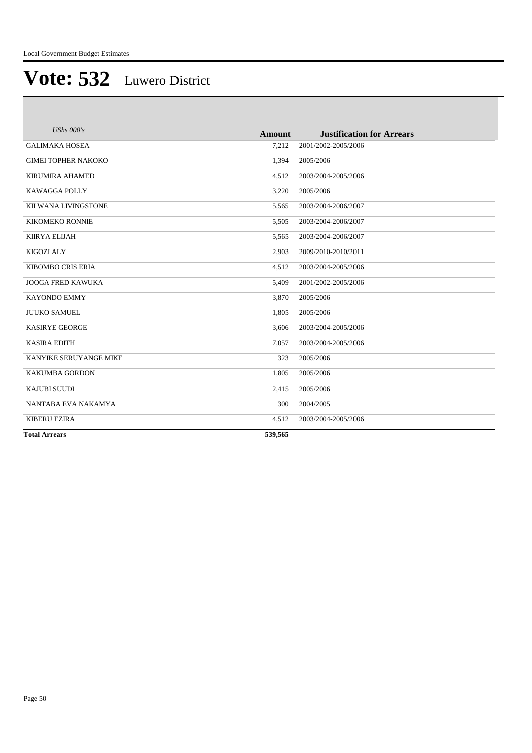# Vote: 532 Luwero District

| *UShs 000's* | **Amount** | **Justification for Arrears** |
|---|---|---|
| GALIMAKA HOSEA | 7,212 | 2001/2002-2005/2006 |
| GIMEI TOPHER NAKOKO | 1,394 | 2005/2006 |
| KIRUMIRA AHAMED | 4,512 | 2003/2004-2005/2006 |
| KAWAGGA POLLY | 3,220 | 2005/2006 |
| KILWANA LIVINGSTONE | 5,565 | 2003/2004-2006/2007 |
| KIKOMEKO RONNIE | 5,505 | 2003/2004-2006/2007 |
| KIIRYA ELIJAH | 5,565 | 2003/2004-2006/2007 |
| KIGOZI ALY | 2,903 | 2009/2010-2010/2011 |
| KIBOMBO CRIS ERIA | 4,512 | 2003/2004-2005/2006 |
| JOOGA FRED KAWUKA | 5,409 | 2001/2002-2005/2006 |
| KAYONDO EMMY | 3,870 | 2005/2006 |
| JUUKO SAMUEL | 1,805 | 2005/2006 |
| KASIRYE GEORGE | 3,606 | 2003/2004-2005/2006 |
| KASIRA EDITH | 7,057 | 2003/2004-2005/2006 |
| KANYIKE SERUYANGE MIKE | 323 | 2005/2006 |
| KAKUMBA GORDON | 1,805 | 2005/2006 |
| KAJUBI SUUDI | 2,415 | 2005/2006 |
| NANTABA EVA NAKAMYA | 300 | 2004/2005 |
| KIBERU EZIRA | 4,512 | 2003/2004-2005/2006 |
| **Total Arrears** | **539,565** | |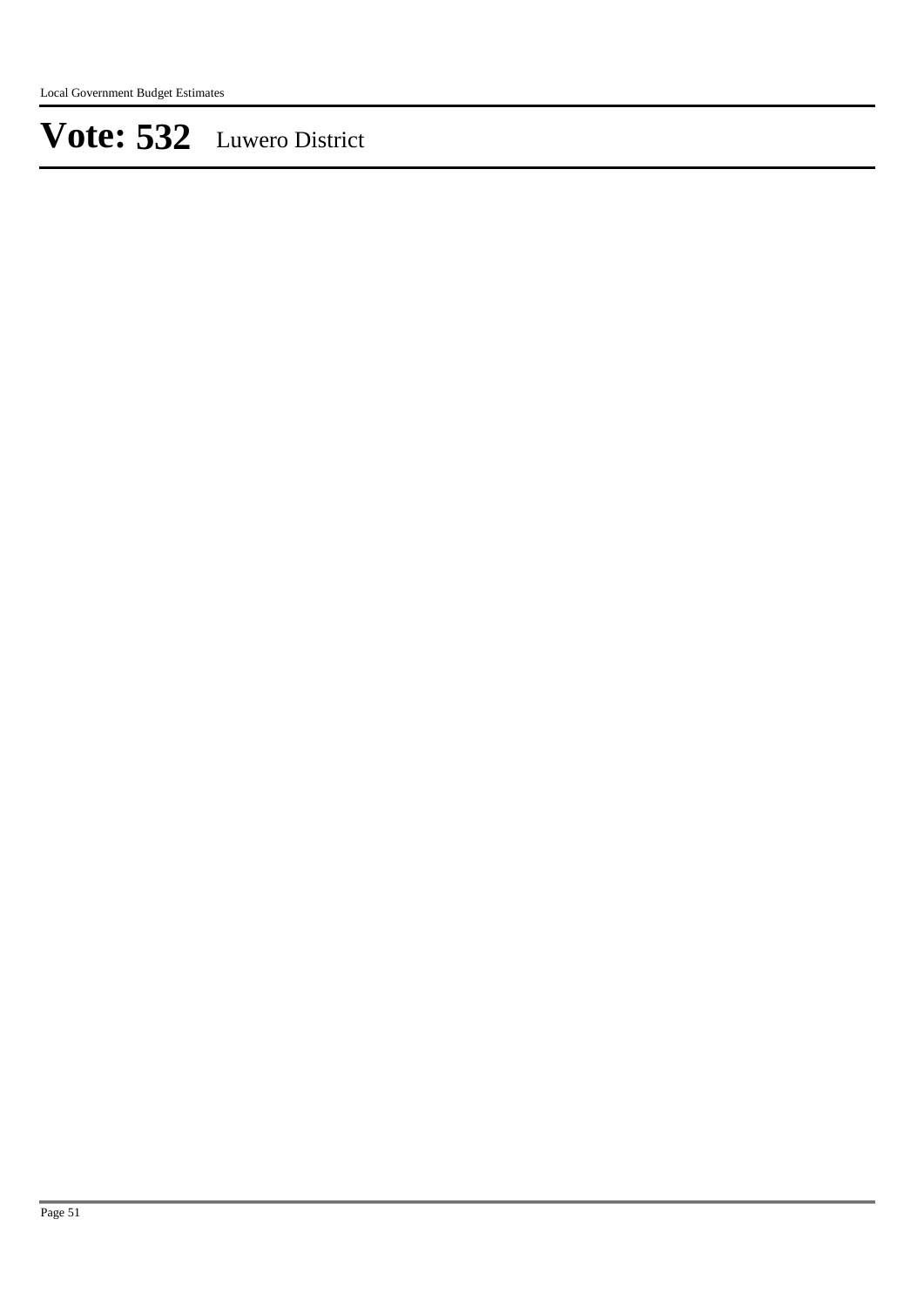# Vote: 532 Luwero District